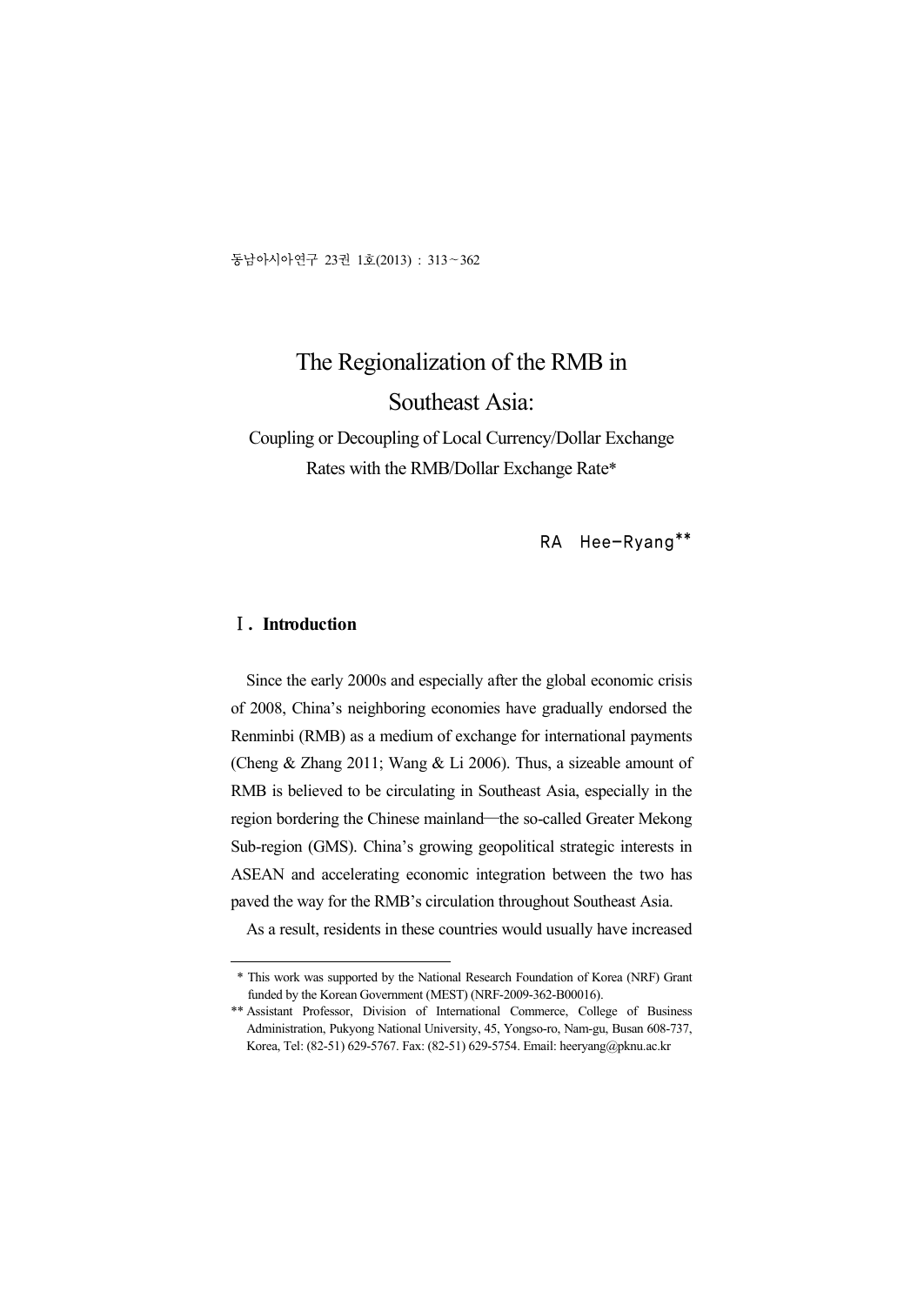# The Regionalization of the RMB in Southeast Asia:

## Coupling or Decoupling of Local Currency/Dollar Exchange Rates with the RMB/Dollar Exchange Rate*

RA Hee-Ryang**

## Ⅰ. Introduction

Since the early 2000s and especially after the global economic crisis of 2008, China's neighboring economies have gradually endorsed the Renminbi (RMB) as a medium of exchange for international payments (Cheng & Zhang 2011; Wang & Li 2006). Thus, a sizeable amount of RMB is believed to be circulating in Southeast Asia, especially in the region bordering the Chinese mainland—the so-called Greater Mekong Sub-region (GMS). China's growing geopolitical strategic interests in ASEAN and accelerating economic integration between the two has paved the way for the RMB's circulation throughout Southeast Asia.

As a result, residents in these countries would usually have increased

---

\* This work was supported by the National Research Foundation of Korea (NRF) Grant funded by the Korean Government (MEST) (NRF-2009-362-B00016).

\*\* Assistant Professor, Division of International Commerce, College of Business Administration, Pukyong National University, 45, Yongso-ro, Nam-gu, Busan 608-737, Korea, Tel: (82-51) 629-5767. Fax: (82-51) 629-5754. Email: heeryang@pknu.ac.kr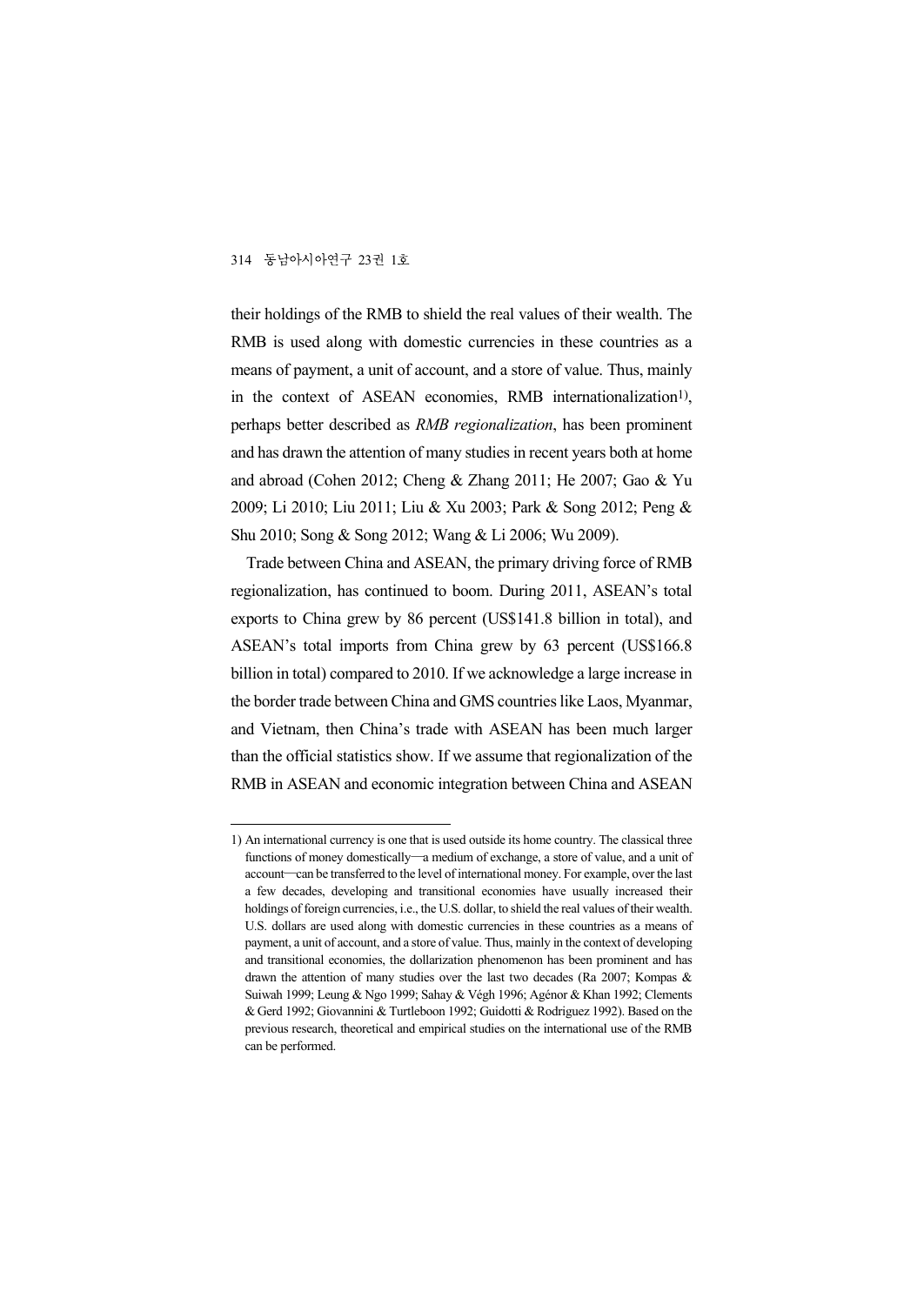their holdings of the RMB to shield the real values of their wealth. The RMB is used along with domestic currencies in these countries as a means of payment, a unit of account, and a store of value. Thus, mainly in the context of ASEAN economies, RMB internationalization[1], perhaps better described as *RMB regionalization*, has been prominent and has drawn the attention of many studies in recent years both at home and abroad (Cohen 2012; Cheng & Zhang 2011; He 2007; Gao & Yu 2009; Li 2010; Liu 2011; Liu & Xu 2003; Park & Song 2012; Peng & Shu 2010; Song & Song 2012; Wang & Li 2006; Wu 2009).

Trade between China and ASEAN, the primary driving force of RMB regionalization, has continued to boom. During 2011, ASEAN's total exports to China grew by 86 percent (US$141.8 billion in total), and ASEAN's total imports from China grew by 63 percent (US$166.8 billion in total) compared to 2010. If we acknowledge a large increase in the border trade between China and GMS countries like Laos, Myanmar, and Vietnam, then China's trade with ASEAN has been much larger than the official statistics show. If we assume that regionalization of the RMB in ASEAN and economic integration between China and ASEAN

---

1) An international currency is one that is used outside its home country. The classical three functions of money domestically—a medium of exchange, a store of value, and a unit of account—can be transferred to the level of international money. For example, over the last a few decades, developing and transitional economies have usually increased their holdings of foreign currencies, i.e., the U.S. dollar, to shield the real values of their wealth. U.S. dollars are used along with domestic currencies in these countries as a means of payment, a unit of account, and a store of value. Thus, mainly in the context of developing and transitional economies, the dollarization phenomenon has been prominent and has drawn the attention of many studies over the last two decades (Ra 2007; Kompas & Suiwah 1999; Leung & Ngo 1999; Sahay & Végh 1996; Agénor & Khan 1992; Clements & Gerd 1992; Giovannini & Turtleboon 1992; Guidotti & Rodriguez 1992). Based on the previous research, theoretical and empirical studies on the international use of the RMB can be performed.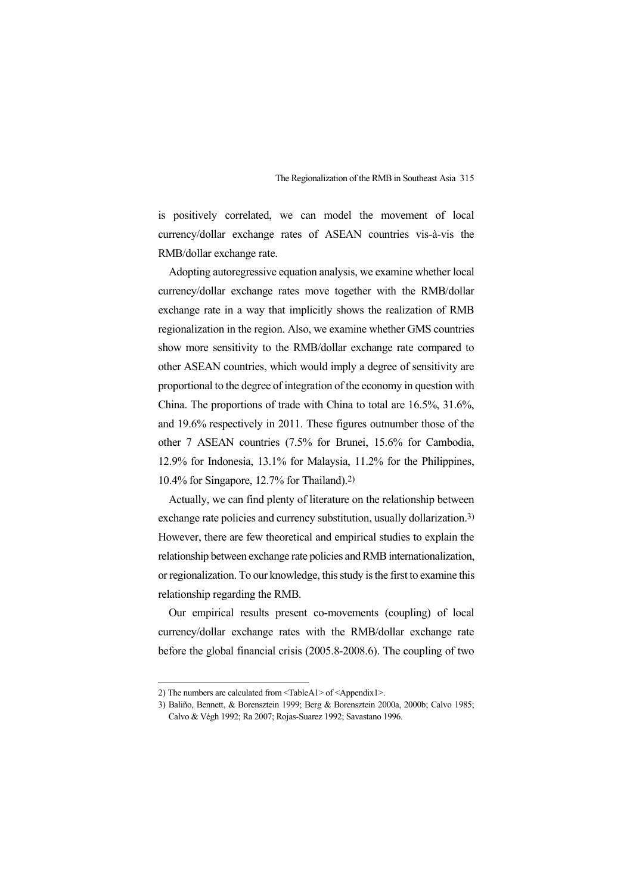is positively correlated, we can model the movement of local currency/dollar exchange rates of ASEAN countries vis-à-vis the RMB/dollar exchange rate.

Adopting autoregressive equation analysis, we examine whether local currency/dollar exchange rates move together with the RMB/dollar exchange rate in a way that implicitly shows the realization of RMB regionalization in the region. Also, we examine whether GMS countries show more sensitivity to the RMB/dollar exchange rate compared to other ASEAN countries, which would imply a degree of sensitivity are proportional to the degree of integration of the economy in question with China. The proportions of trade with China to total are 16.5%, 31.6%, and 19.6% respectively in 2011. These figures outnumber those of the other 7 ASEAN countries (7.5% for Brunei, 15.6% for Cambodia, 12.9% for Indonesia, 13.1% for Malaysia, 11.2% for the Philippines, 10.4% for Singapore, 12.7% for Thailand).[2)]

Actually, we can find plenty of literature on the relationship between exchange rate policies and currency substitution, usually dollarization.[3)] However, there are few theoretical and empirical studies to explain the relationship between exchange rate policies and RMB internationalization, or regionalization. To our knowledge, this study is the first to examine this relationship regarding the RMB.

Our empirical results present co-movements (coupling) of local currency/dollar exchange rates with the RMB/dollar exchange rate before the global financial crisis (2005.8-2008.6). The coupling of two

---

2) The numbers are calculated from <TableA1> of <Appendix1>.

3) Baliño, Bennett, & Borensztein 1999; Berg & Borensztein 2000a, 2000b; Calvo 1985; Calvo & Végh 1992; Ra 2007; Rojas-Suarez 1992; Savastano 1996.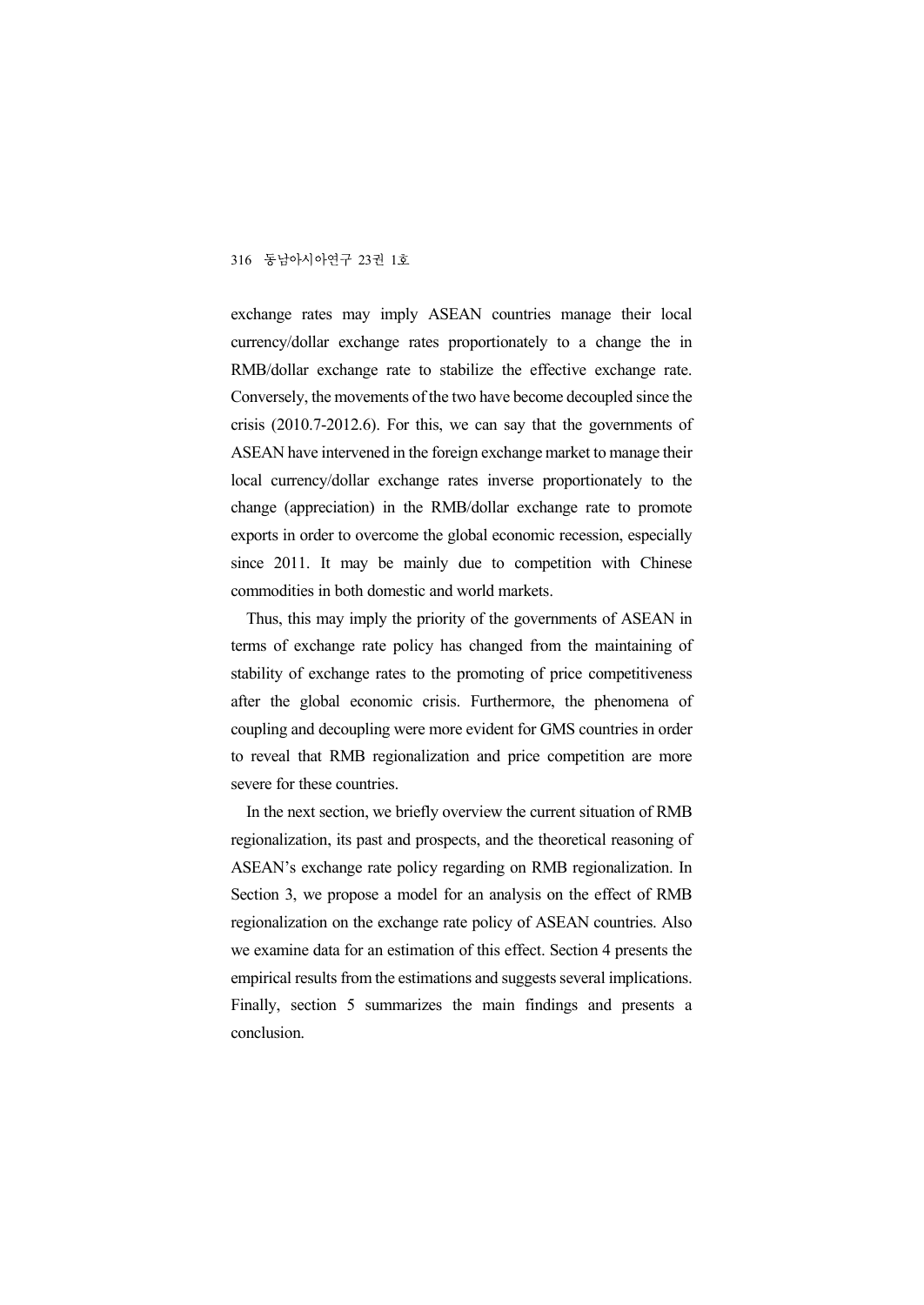exchange rates may imply ASEAN countries manage their local currency/dollar exchange rates proportionately to a change the in RMB/dollar exchange rate to stabilize the effective exchange rate. Conversely, the movements of the two have become decoupled since the crisis (2010.7-2012.6). For this, we can say that the governments of ASEAN have intervened in the foreign exchange market to manage their local currency/dollar exchange rates inverse proportionately to the change (appreciation) in the RMB/dollar exchange rate to promote exports in order to overcome the global economic recession, especially since 2011. It may be mainly due to competition with Chinese commodities in both domestic and world markets.

Thus, this may imply the priority of the governments of ASEAN in terms of exchange rate policy has changed from the maintaining of stability of exchange rates to the promoting of price competitiveness after the global economic crisis. Furthermore, the phenomena of coupling and decoupling were more evident for GMS countries in order to reveal that RMB regionalization and price competition are more severe for these countries.

In the next section, we briefly overview the current situation of RMB regionalization, its past and prospects, and the theoretical reasoning of ASEAN's exchange rate policy regarding on RMB regionalization. In Section 3, we propose a model for an analysis on the effect of RMB regionalization on the exchange rate policy of ASEAN countries. Also we examine data for an estimation of this effect. Section 4 presents the empirical results from the estimations and suggests several implications. Finally, section 5 summarizes the main findings and presents a conclusion.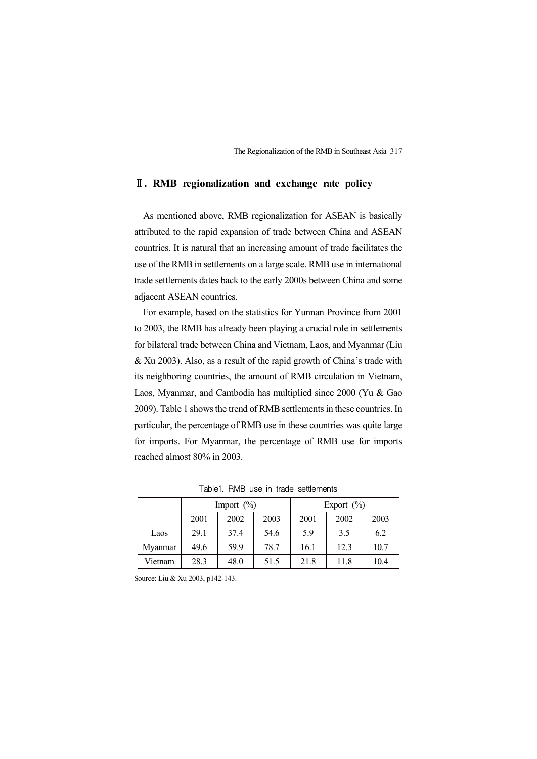## Ⅱ. RMB regionalization and exchange rate policy

As mentioned above, RMB regionalization for ASEAN is basically attributed to the rapid expansion of trade between China and ASEAN countries. It is natural that an increasing amount of trade facilitates the use of the RMB in settlements on a large scale. RMB use in international trade settlements dates back to the early 2000s between China and some adjacent ASEAN countries.

For example, based on the statistics for Yunnan Province from 2001 to 2003, the RMB has already been playing a crucial role in settlements for bilateral trade between China and Vietnam, Laos, and Myanmar (Liu & Xu 2003). Also, as a result of the rapid growth of China's trade with its neighboring countries, the amount of RMB circulation in Vietnam, Laos, Myanmar, and Cambodia has multiplied since 2000 (Yu & Gao 2009). Table 1 shows the trend of RMB settlements in these countries. In particular, the percentage of RMB use in these countries was quite large for imports. For Myanmar, the percentage of RMB use for imports reached almost 80% in 2003.

Table1. RMB use in trade settlements

| | Import (%) | | | Export (%) | | |
|---|---|---|---|---|---|---|
| | 2001 | 2002 | 2003 | 2001 | 2002 | 2003 |
| Laos | 29.1 | 37.4 | 54.6 | 5.9 | 3.5 | 6.2 |
| Myanmar | 49.6 | 59.9 | 78.7 | 16.1 | 12.3 | 10.7 |
| Vietnam | 28.3 | 48.0 | 51.5 | 21.8 | 11.8 | 10.4 |

Source: Liu & Xu 2003, p142-143.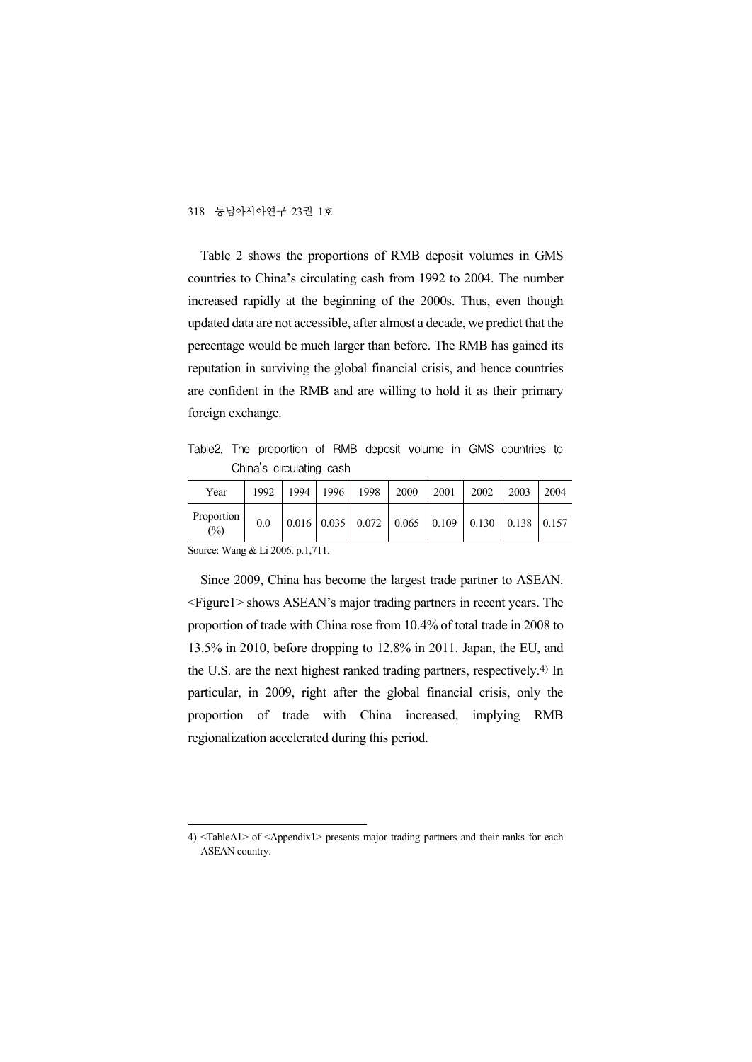Table 2 shows the proportions of RMB deposit volumes in GMS countries to China's circulating cash from 1992 to 2004. The number increased rapidly at the beginning of the 2000s. Thus, even though updated data are not accessible, after almost a decade, we predict that the percentage would be much larger than before. The RMB has gained its reputation in surviving the global financial crisis, and hence countries are confident in the RMB and are willing to hold it as their primary foreign exchange.

Table2. The proportion of RMB deposit volume in GMS countries to China's circulating cash

| Year | 1992 | 1994 | 1996 | 1998 | 2000 | 2001 | 2002 | 2003 | 2004 |
|---|---|---|---|---|---|---|---|---|---|
| Proportion (%) | 0.0 | 0.016 | 0.035 | 0.072 | 0.065 | 0.109 | 0.130 | 0.138 | 0.157 |

Source: Wang & Li 2006. p.1,711.

Since 2009, China has become the largest trade partner to ASEAN. <Figure1> shows ASEAN's major trading partners in recent years. The proportion of trade with China rose from 10.4% of total trade in 2008 to 13.5% in 2010, before dropping to 12.8% in 2011. Japan, the EU, and the U.S. are the next highest ranked trading partners, respectively.[4] In particular, in 2009, right after the global financial crisis, only the proportion of trade with China increased, implying RMB regionalization accelerated during this period.

4) <TableA1> of <Appendix1> presents major trading partners and their ranks for each ASEAN country.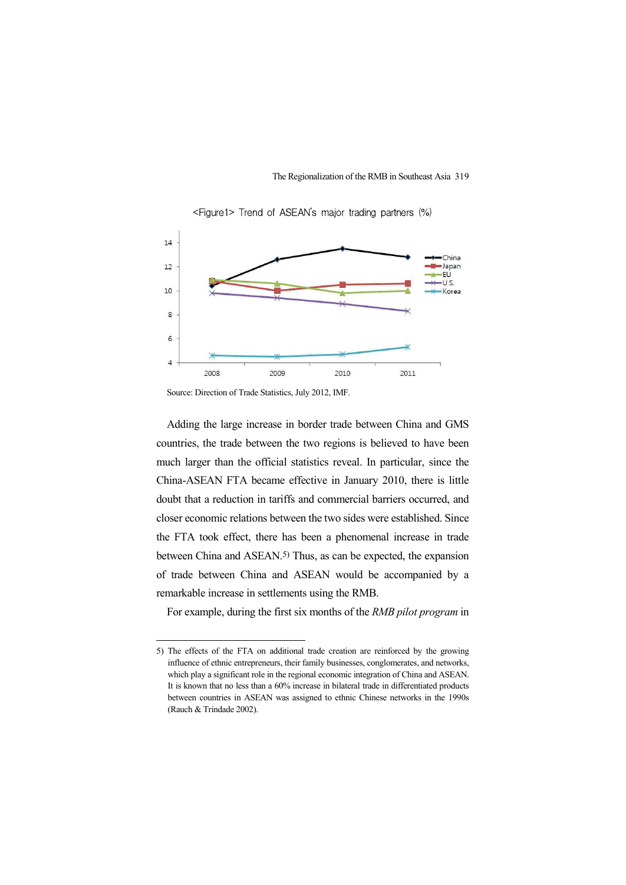<Figure1> Trend of ASEAN's major trading partners (%)

Source: Direction of Trade Statistics, July 2012, IMF.

Adding the large increase in border trade between China and GMS countries, the trade between the two regions is believed to have been much larger than the official statistics reveal. In particular, since the China-ASEAN FTA became effective in January 2010, there is little doubt that a reduction in tariffs and commercial barriers occurred, and closer economic relations between the two sides were established. Since the FTA took effect, there has been a phenomenal increase in trade between China and ASEAN.[5] Thus, as can be expected, the expansion of trade between China and ASEAN would be accompanied by a remarkable increase in settlements using the RMB.

For example, during the first six months of the *RMB pilot program* in

---

5) The effects of the FTA on additional trade creation are reinforced by the growing influence of ethnic entrepreneurs, their family businesses, conglomerates, and networks, which play a significant role in the regional economic integration of China and ASEAN. It is known that no less than a 60% increase in bilateral trade in differentiated products between countries in ASEAN was assigned to ethnic Chinese networks in the 1990s (Rauch & Trindade 2002).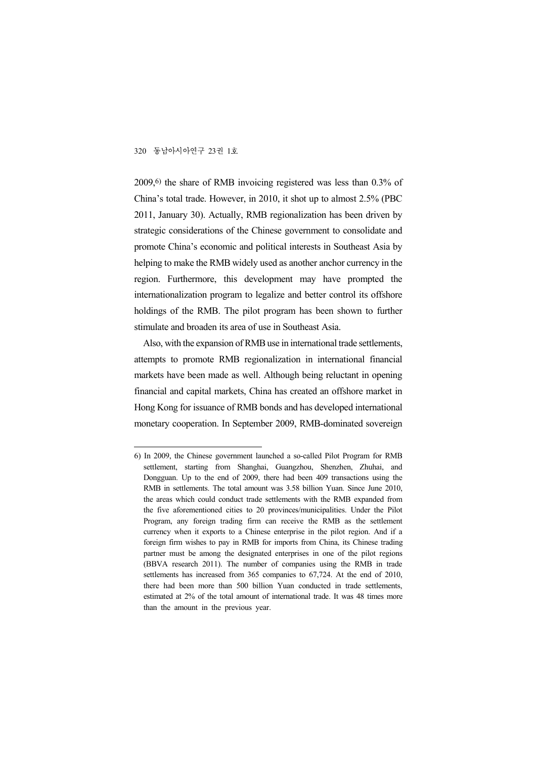2009,[6] the share of RMB invoicing registered was less than 0.3% of China's total trade. However, in 2010, it shot up to almost 2.5% (PBC 2011, January 30). Actually, RMB regionalization has been driven by strategic considerations of the Chinese government to consolidate and promote China's economic and political interests in Southeast Asia by helping to make the RMB widely used as another anchor currency in the region. Furthermore, this development may have prompted the internationalization program to legalize and better control its offshore holdings of the RMB. The pilot program has been shown to further stimulate and broaden its area of use in Southeast Asia.

Also, with the expansion of RMB use in international trade settlements, attempts to promote RMB regionalization in international financial markets have been made as well. Although being reluctant in opening financial and capital markets, China has created an offshore market in Hong Kong for issuance of RMB bonds and has developed international monetary cooperation. In September 2009, RMB-dominated sovereign

---

6) In 2009, the Chinese government launched a so-called Pilot Program for RMB settlement, starting from Shanghai, Guangzhou, Shenzhen, Zhuhai, and Dongguan. Up to the end of 2009, there had been 409 transactions using the RMB in settlements. The total amount was 3.58 billion Yuan. Since June 2010, the areas which could conduct trade settlements with the RMB expanded from the five aforementioned cities to 20 provinces/municipalities. Under the Pilot Program, any foreign trading firm can receive the RMB as the settlement currency when it exports to a Chinese enterprise in the pilot region. And if a foreign firm wishes to pay in RMB for imports from China, its Chinese trading partner must be among the designated enterprises in one of the pilot regions (BBVA research 2011). The number of companies using the RMB in trade settlements has increased from 365 companies to 67,724. At the end of 2010, there had been more than 500 billion Yuan conducted in trade settlements, estimated at 2% of the total amount of international trade. It was 48 times more than the amount in the previous year.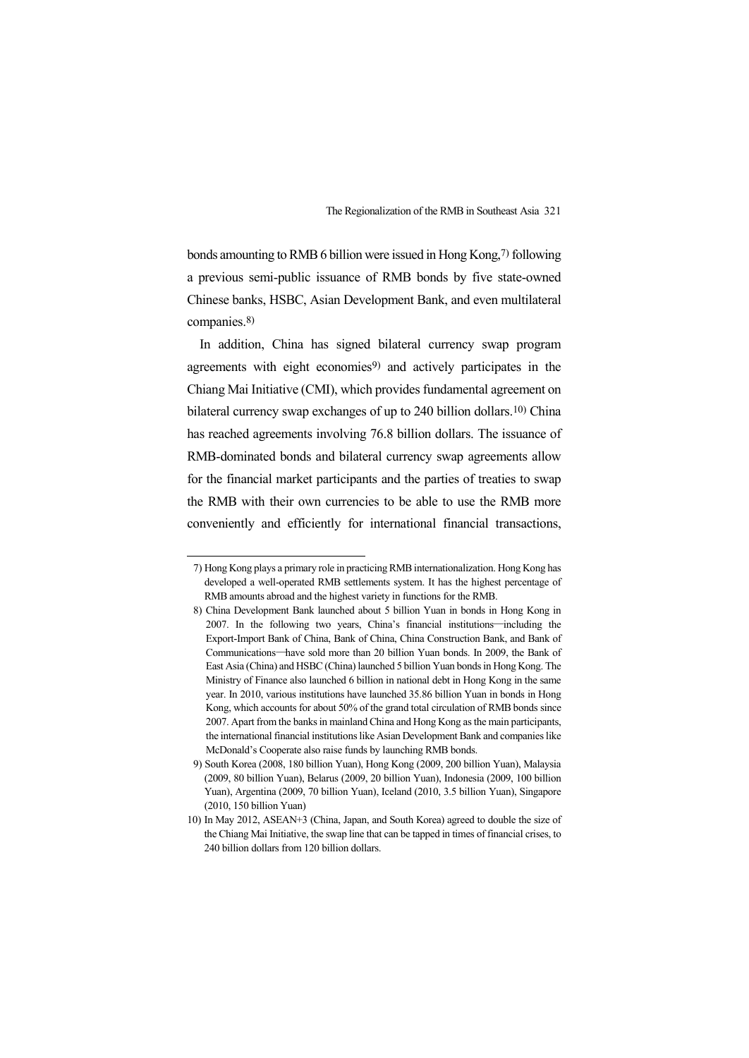bonds amounting to RMB 6 billion were issued in Hong Kong,[7] following a previous semi-public issuance of RMB bonds by five state-owned Chinese banks, HSBC, Asian Development Bank, and even multilateral companies.[8]

In addition, China has signed bilateral currency swap program agreements with eight economies[9] and actively participates in the Chiang Mai Initiative (CMI), which provides fundamental agreement on bilateral currency swap exchanges of up to 240 billion dollars.[10] China has reached agreements involving 76.8 billion dollars. The issuance of RMB-dominated bonds and bilateral currency swap agreements allow for the financial market participants and the parties of treaties to swap the RMB with their own currencies to be able to use the RMB more conveniently and efficiently for international financial transactions,

---

7) Hong Kong plays a primary role in practicing RMB internationalization. Hong Kong has developed a well-operated RMB settlements system. It has the highest percentage of RMB amounts abroad and the highest variety in functions for the RMB.

8) China Development Bank launched about 5 billion Yuan in bonds in Hong Kong in 2007. In the following two years, China's financial institutions—including the Export-Import Bank of China, Bank of China, China Construction Bank, and Bank of Communications—have sold more than 20 billion Yuan bonds. In 2009, the Bank of East Asia (China) and HSBC (China) launched 5 billion Yuan bonds in Hong Kong. The Ministry of Finance also launched 6 billion in national debt in Hong Kong in the same year. In 2010, various institutions have launched 35.86 billion Yuan in bonds in Hong Kong, which accounts for about 50% of the grand total circulation of RMB bonds since 2007. Apart from the banks in mainland China and Hong Kong as the main participants, the international financial institutions like Asian Development Bank and companies like McDonald's Cooperate also raise funds by launching RMB bonds.

9) South Korea (2008, 180 billion Yuan), Hong Kong (2009, 200 billion Yuan), Malaysia (2009, 80 billion Yuan), Belarus (2009, 20 billion Yuan), Indonesia (2009, 100 billion Yuan), Argentina (2009, 70 billion Yuan), Iceland (2010, 3.5 billion Yuan), Singapore (2010, 150 billion Yuan)

10) In May 2012, ASEAN+3 (China, Japan, and South Korea) agreed to double the size of the Chiang Mai Initiative, the swap line that can be tapped in times of financial crises, to 240 billion dollars from 120 billion dollars.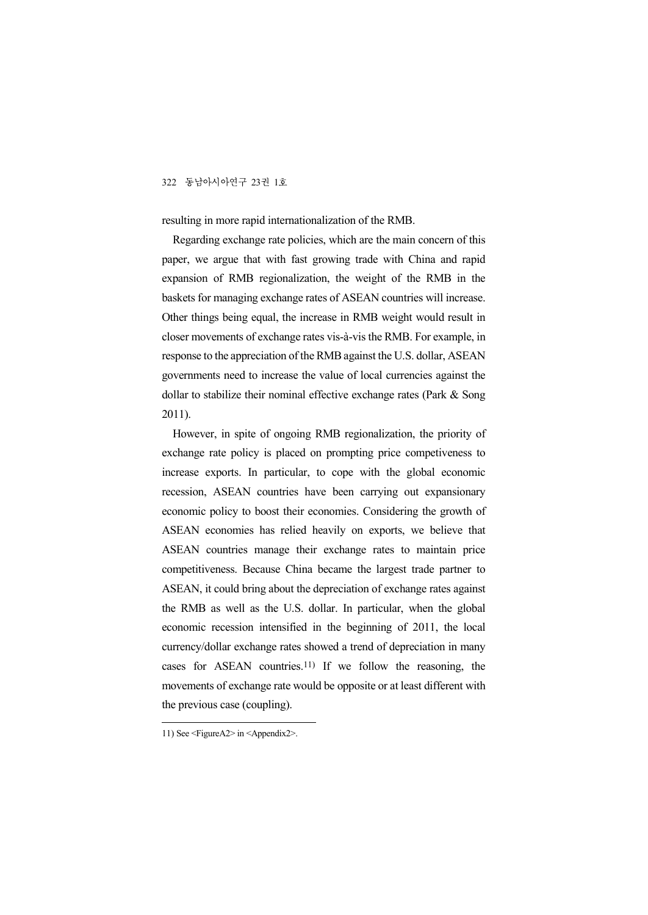resulting in more rapid internationalization of the RMB.

Regarding exchange rate policies, which are the main concern of this paper, we argue that with fast growing trade with China and rapid expansion of RMB regionalization, the weight of the RMB in the baskets for managing exchange rates of ASEAN countries will increase. Other things being equal, the increase in RMB weight would result in closer movements of exchange rates vis-à-vis the RMB. For example, in response to the appreciation of the RMB against the U.S. dollar, ASEAN governments need to increase the value of local currencies against the dollar to stabilize their nominal effective exchange rates (Park & Song 2011).

However, in spite of ongoing RMB regionalization, the priority of exchange rate policy is placed on prompting price competiveness to increase exports. In particular, to cope with the global economic recession, ASEAN countries have been carrying out expansionary economic policy to boost their economies. Considering the growth of ASEAN economies has relied heavily on exports, we believe that ASEAN countries manage their exchange rates to maintain price competitiveness. Because China became the largest trade partner to ASEAN, it could bring about the depreciation of exchange rates against the RMB as well as the U.S. dollar. In particular, when the global economic recession intensified in the beginning of 2011, the local currency/dollar exchange rates showed a trend of depreciation in many cases for ASEAN countries.[11] If we follow the reasoning, the movements of exchange rate would be opposite or at least different with the previous case (coupling).

---

11) See <FigureA2> in <Appendix2>.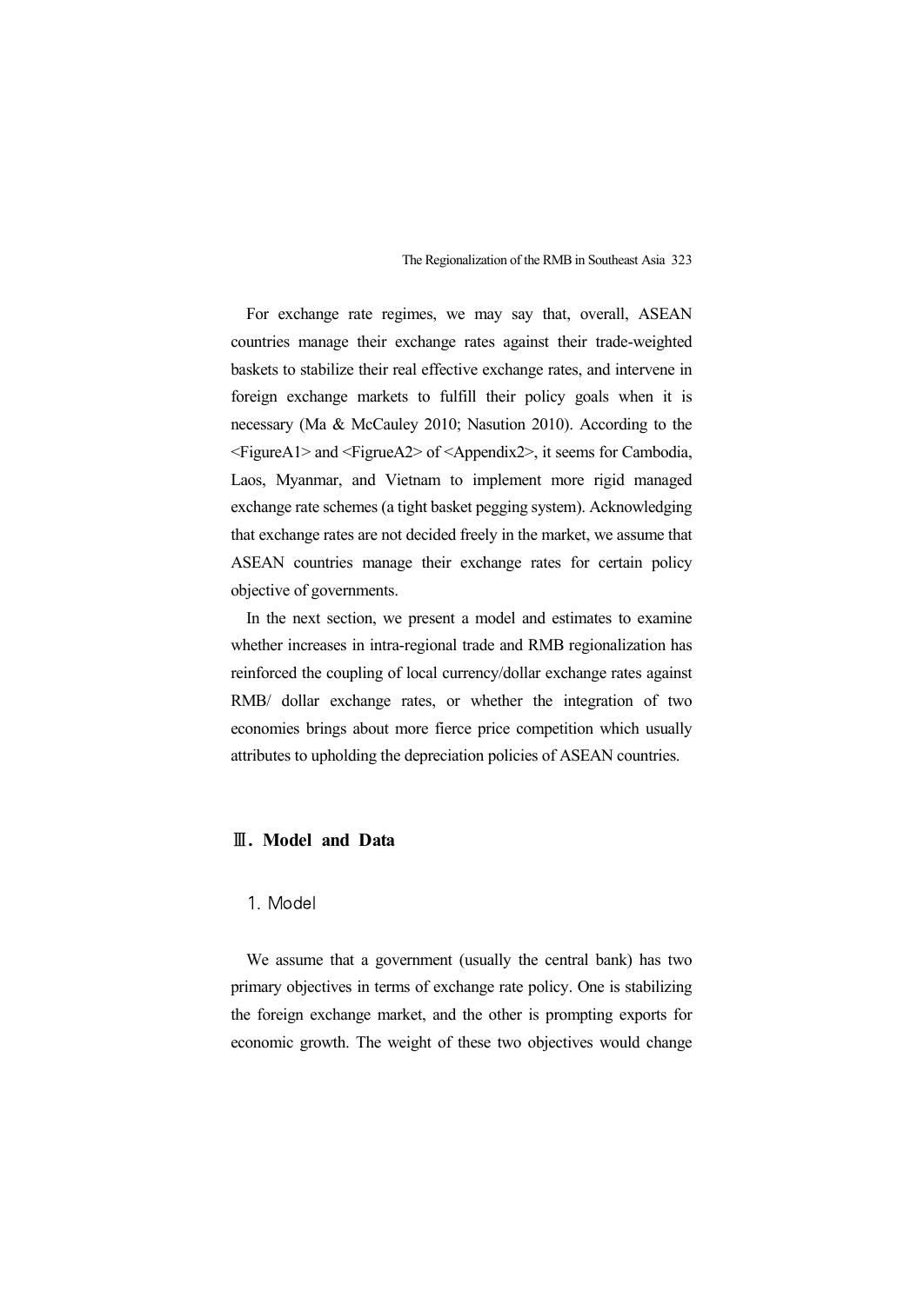For exchange rate regimes, we may say that, overall, ASEAN countries manage their exchange rates against their trade-weighted baskets to stabilize their real effective exchange rates, and intervene in foreign exchange markets to fulfill their policy goals when it is necessary (Ma & McCauley 2010; Nasution 2010). According to the <FigureA1> and <FigrueA2> of <Appendix2>, it seems for Cambodia, Laos, Myanmar, and Vietnam to implement more rigid managed exchange rate schemes (a tight basket pegging system). Acknowledging that exchange rates are not decided freely in the market, we assume that ASEAN countries manage their exchange rates for certain policy objective of governments.

In the next section, we present a model and estimates to examine whether increases in intra-regional trade and RMB regionalization has reinforced the coupling of local currency/dollar exchange rates against RMB/ dollar exchange rates, or whether the integration of two economies brings about more fierce price competition which usually attributes to upholding the depreciation policies of ASEAN countries.

## Ⅲ. Model and Data

### 1. Model

We assume that a government (usually the central bank) has two primary objectives in terms of exchange rate policy. One is stabilizing the foreign exchange market, and the other is prompting exports for economic growth. The weight of these two objectives would change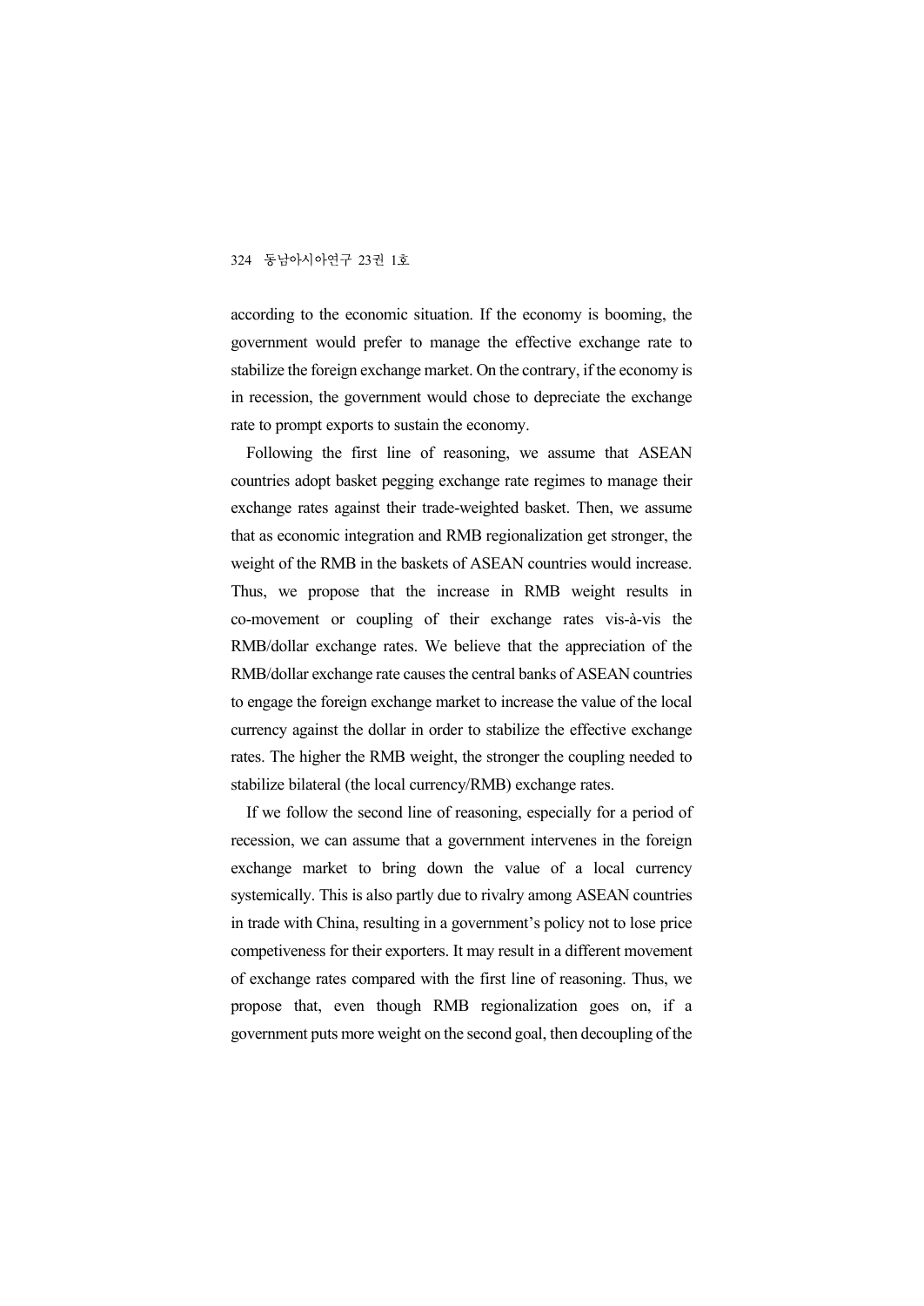according to the economic situation. If the economy is booming, the government would prefer to manage the effective exchange rate to stabilize the foreign exchange market. On the contrary, if the economy is in recession, the government would chose to depreciate the exchange rate to prompt exports to sustain the economy.

Following the first line of reasoning, we assume that ASEAN countries adopt basket pegging exchange rate regimes to manage their exchange rates against their trade-weighted basket. Then, we assume that as economic integration and RMB regionalization get stronger, the weight of the RMB in the baskets of ASEAN countries would increase. Thus, we propose that the increase in RMB weight results in co-movement or coupling of their exchange rates vis-à-vis the RMB/dollar exchange rates. We believe that the appreciation of the RMB/dollar exchange rate causes the central banks of ASEAN countries to engage the foreign exchange market to increase the value of the local currency against the dollar in order to stabilize the effective exchange rates. The higher the RMB weight, the stronger the coupling needed to stabilize bilateral (the local currency/RMB) exchange rates.

If we follow the second line of reasoning, especially for a period of recession, we can assume that a government intervenes in the foreign exchange market to bring down the value of a local currency systemically. This is also partly due to rivalry among ASEAN countries in trade with China, resulting in a government's policy not to lose price competiveness for their exporters. It may result in a different movement of exchange rates compared with the first line of reasoning. Thus, we propose that, even though RMB regionalization goes on, if a government puts more weight on the second goal, then decoupling of the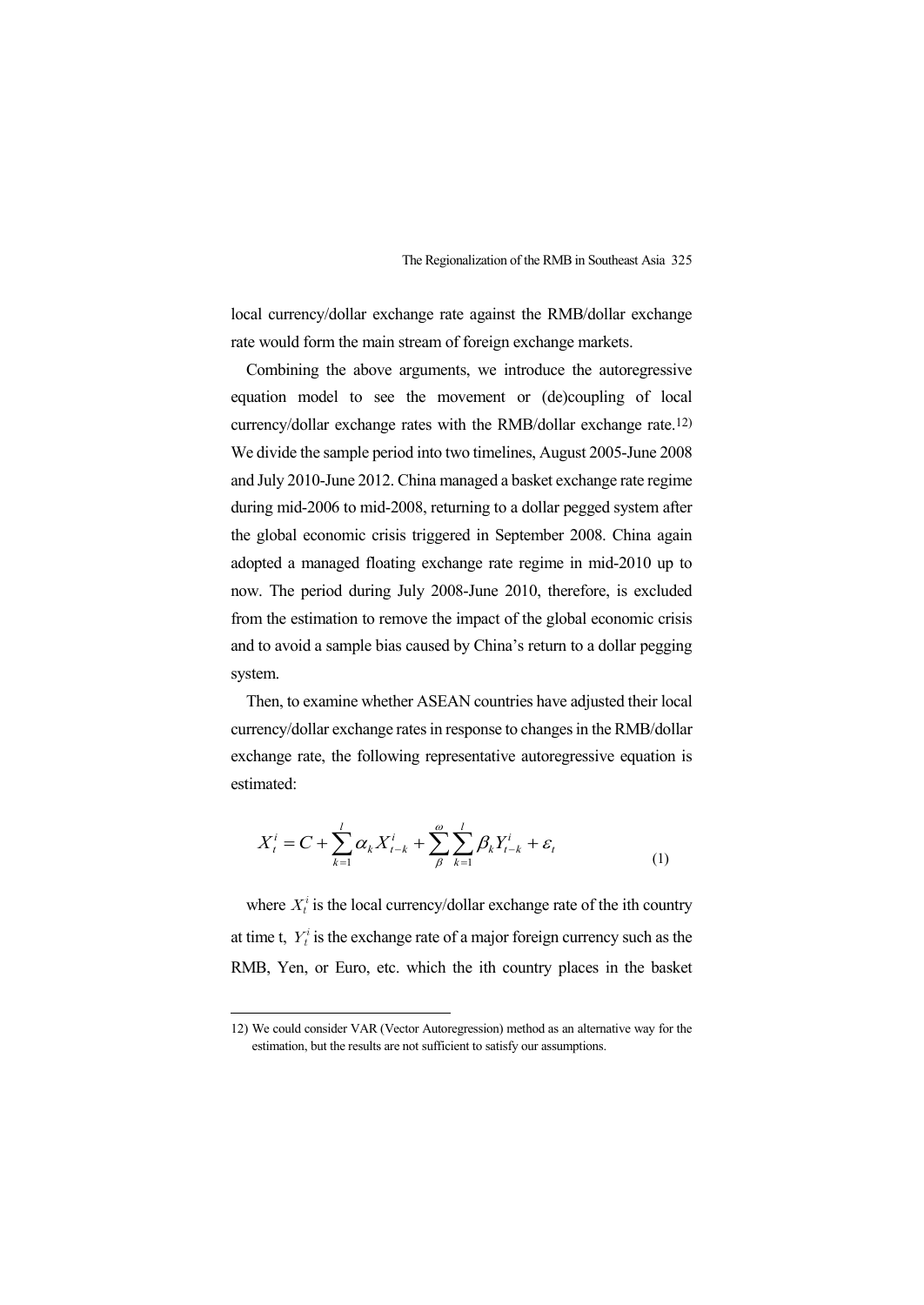local currency/dollar exchange rate against the RMB/dollar exchange rate would form the main stream of foreign exchange markets.

Combining the above arguments, we introduce the autoregressive equation model to see the movement or (de)coupling of local currency/dollar exchange rates with the RMB/dollar exchange rate.[12] We divide the sample period into two timelines, August 2005-June 2008 and July 2010-June 2012. China managed a basket exchange rate regime during mid-2006 to mid-2008, returning to a dollar pegged system after the global economic crisis triggered in September 2008. China again adopted a managed floating exchange rate regime in mid-2010 up to now. The period during July 2008-June 2010, therefore, is excluded from the estimation to remove the impact of the global economic crisis and to avoid a sample bias caused by China's return to a dollar pegging system.

Then, to examine whether ASEAN countries have adjusted their local currency/dollar exchange rates in response to changes in the RMB/dollar exchange rate, the following representative autoregressive equation is estimated:

$$X_t^i = C + \sum_{k=1}^{l} \alpha_k X_{t-k}^i + \sum_{\beta}^{\omega} \sum_{k=1}^{l} \beta_k Y_{t-k}^i + \varepsilon_t \tag{1}$$

where $X_t^i$ is the local currency/dollar exchange rate of the ith country at time t, $Y_t^i$ is the exchange rate of a major foreign currency such as the RMB, Yen, or Euro, etc. which the ith country places in the basket

12) We could consider VAR (Vector Autoregression) method as an alternative way for the estimation, but the results are not sufficient to satisfy our assumptions.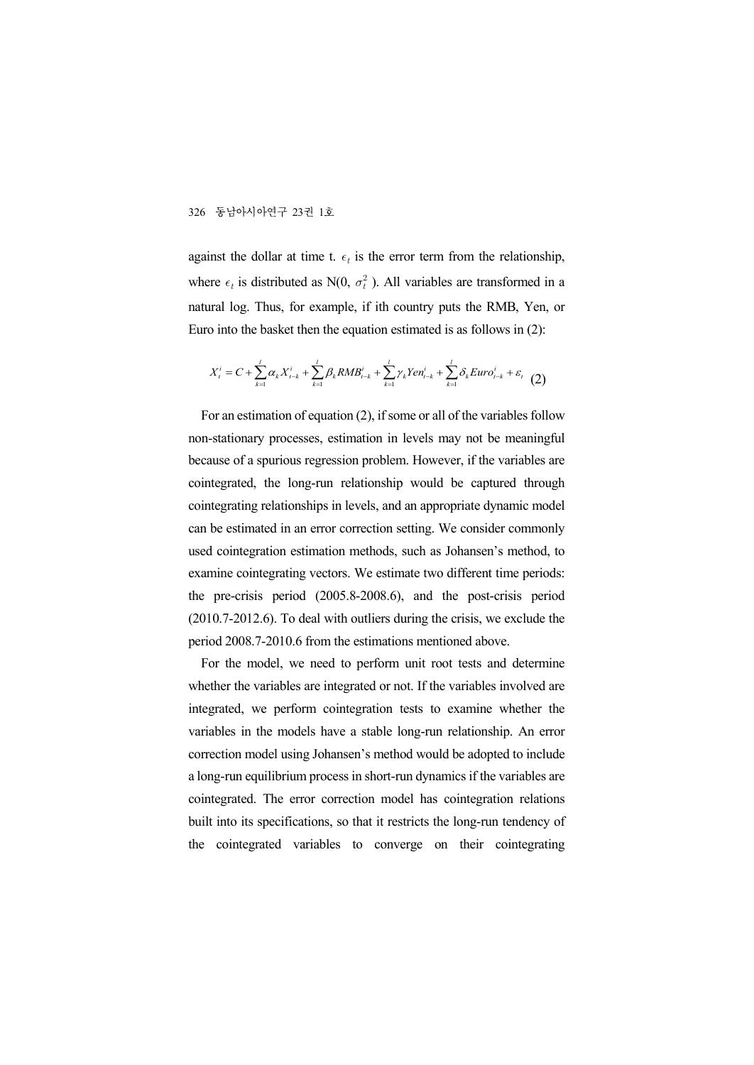against the dollar at time t. $\epsilon_t$ is the error term from the relationship, where $\epsilon_t$ is distributed as N(0, $\sigma_t^2$ ). All variables are transformed in a natural log. Thus, for example, if ith country puts the RMB, Yen, or Euro into the basket then the equation estimated is as follows in (2):

$$X_t^i = C + \sum_{k=1}^{l} \alpha_k X_{t-k}^i + \sum_{k=1}^{l} \beta_k RMB_{t-k}^i + \sum_{k=1}^{l} \gamma_k Yen_{t-k}^i + \sum_{k=1}^{l} \delta_k Euro_{t-k}^i + \varepsilon_t \quad (2)$$

For an estimation of equation (2), if some or all of the variables follow non-stationary processes, estimation in levels may not be meaningful because of a spurious regression problem. However, if the variables are cointegrated, the long-run relationship would be captured through cointegrating relationships in levels, and an appropriate dynamic model can be estimated in an error correction setting. We consider commonly used cointegration estimation methods, such as Johansen's method, to examine cointegrating vectors. We estimate two different time periods: the pre-crisis period (2005.8-2008.6), and the post-crisis period (2010.7-2012.6). To deal with outliers during the crisis, we exclude the period 2008.7-2010.6 from the estimations mentioned above.

For the model, we need to perform unit root tests and determine whether the variables are integrated or not. If the variables involved are integrated, we perform cointegration tests to examine whether the variables in the models have a stable long-run relationship. An error correction model using Johansen's method would be adopted to include a long-run equilibrium process in short-run dynamics if the variables are cointegrated. The error correction model has cointegration relations built into its specifications, so that it restricts the long-run tendency of the cointegrated variables to converge on their cointegrating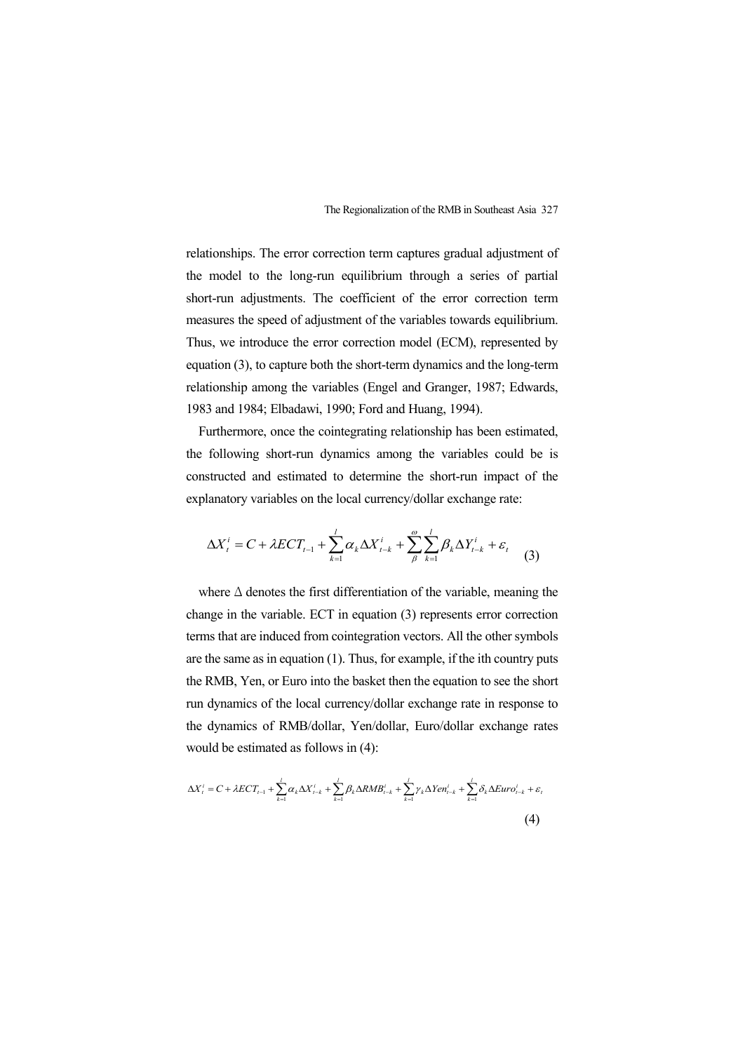relationships. The error correction term captures gradual adjustment of the model to the long-run equilibrium through a series of partial short-run adjustments. The coefficient of the error correction term measures the speed of adjustment of the variables towards equilibrium. Thus, we introduce the error correction model (ECM), represented by equation (3), to capture both the short-term dynamics and the long-term relationship among the variables (Engel and Granger, 1987; Edwards, 1983 and 1984; Elbadawi, 1990; Ford and Huang, 1994).

Furthermore, once the cointegrating relationship has been estimated, the following short-run dynamics among the variables could be is constructed and estimated to determine the short-run impact of the explanatory variables on the local currency/dollar exchange rate:

$$\Delta X_t^i = C + \lambda ECT_{t-1} + \sum_{k=1}^{l} \alpha_k \Delta X_{t-k}^i + \sum_{\beta}^{\omega} \sum_{k=1}^{l} \beta_k \Delta Y_{t-k}^i + \varepsilon_t \tag{3}$$

where $\Delta$ denotes the first differentiation of the variable, meaning the change in the variable. ECT in equation (3) represents error correction terms that are induced from cointegration vectors. All the other symbols are the same as in equation (1). Thus, for example, if the ith country puts the RMB, Yen, or Euro into the basket then the equation to see the short run dynamics of the local currency/dollar exchange rate in response to the dynamics of RMB/dollar, Yen/dollar, Euro/dollar exchange rates would be estimated as follows in (4):

$$\Delta X_t^i = C + \lambda ECT_{t-1} + \sum_{k=1}^{l} \alpha_k \Delta X_{t-k}^i + \sum_{k=1}^{l} \beta_k \Delta RMB_{t-k}^i + \sum_{k=1}^{l} \gamma_k \Delta Yen_{t-k}^i + \sum_{k=1}^{l} \delta_k \Delta Euro_{t-k}^i + \varepsilon_t \tag{4}$$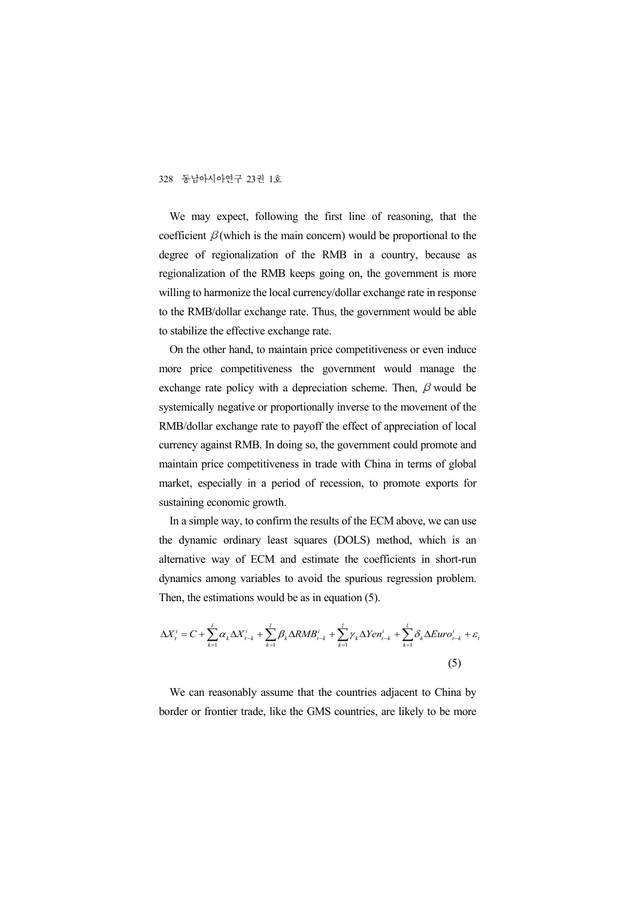We may expect, following the first line of reasoning, that the coefficient $\beta$ (which is the main concern) would be proportional to the degree of regionalization of the RMB in a country, because as regionalization of the RMB keeps going on, the government is more willing to harmonize the local currency/dollar exchange rate in response to the RMB/dollar exchange rate. Thus, the government would be able to stabilize the effective exchange rate.

On the other hand, to maintain price competitiveness or even induce more price competitiveness the government would manage the exchange rate policy with a depreciation scheme. Then, $\beta$ would be systemically negative or proportionally inverse to the movement of the RMB/dollar exchange rate to payoff the effect of appreciation of local currency against RMB. In doing so, the government could promote and maintain price competitiveness in trade with China in terms of global market, especially in a period of recession, to promote exports for sustaining economic growth.

In a simple way, to confirm the results of the ECM above, we can use the dynamic ordinary least squares (DOLS) method, which is an alternative way of ECM and estimate the coefficients in short-run dynamics among variables to avoid the spurious regression problem. Then, the estimations would be as in equation (5).

$$\Delta X_t^i = C + \sum_{k=1}^{l} \alpha_k \Delta X_{t-k}^i + \sum_{k=1}^{l} \beta_k \Delta RMB_{t-k}^i + \sum_{k=1}^{l} \gamma_k \Delta Yen_{t-k}^i + \sum_{k=1}^{l} \delta_k \Delta Euro_{t-k}^i + \varepsilon_t \tag{5}$$

We can reasonably assume that the countries adjacent to China by border or frontier trade, like the GMS countries, are likely to be more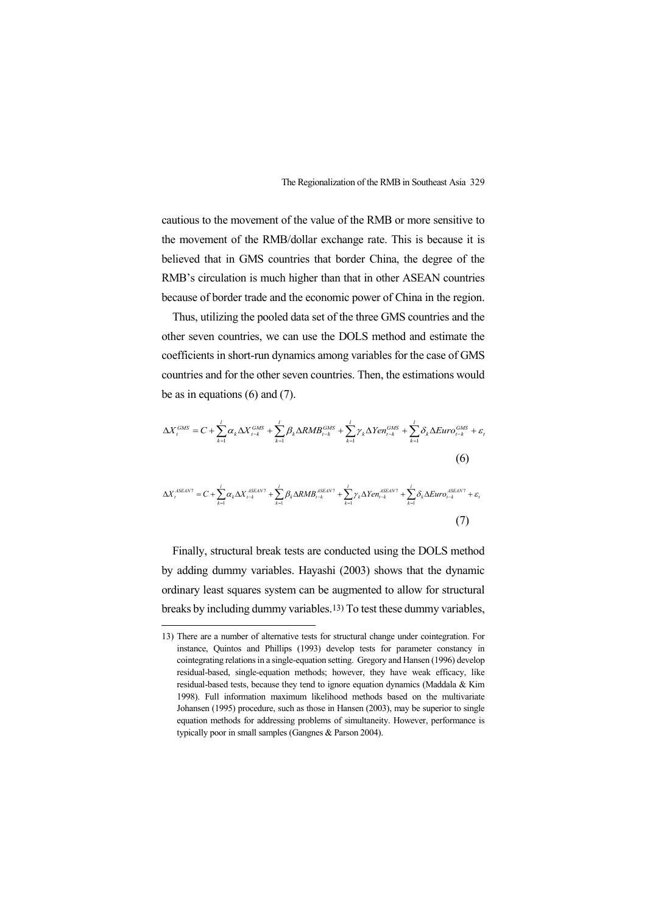cautious to the movement of the value of the RMB or more sensitive to the movement of the RMB/dollar exchange rate. This is because it is believed that in GMS countries that border China, the degree of the RMB's circulation is much higher than that in other ASEAN countries because of border trade and the economic power of China in the region.

Thus, utilizing the pooled data set of the three GMS countries and the other seven countries, we can use the DOLS method and estimate the coefficients in short-run dynamics among variables for the case of GMS countries and for the other seven countries. Then, the estimations would be as in equations (6) and (7).

$$\Delta X_t^{GMS} = C + \sum_{k=1}^{l} \alpha_k \Delta X_{t-k}^{GMS} + \sum_{k=1}^{l} \beta_k \Delta RMB_{t-k}^{GMS} + \sum_{k=1}^{l} \gamma_k \Delta Yen_{t-k}^{GMS} + \sum_{k=1}^{l} \delta_k \Delta Euro_{t-k}^{GMS} + \varepsilon_t \tag{6}$$

$$\Delta X_t^{ASEAN7} = C + \sum_{k=1}^{l} \alpha_k \Delta X_{t-k}^{ASEAN7} + \sum_{k=1}^{l} \beta_k \Delta RMB_{t-k}^{ASEAN7} + \sum_{k=1}^{l} \gamma_k \Delta Yen_{t-k}^{ASEAN7} + \sum_{k=1}^{l} \delta_k \Delta Euro_{t-k}^{ASEAN7} + \varepsilon_t \tag{7}$$

Finally, structural break tests are conducted using the DOLS method by adding dummy variables. Hayashi (2003) shows that the dynamic ordinary least squares system can be augmented to allow for structural breaks by including dummy variables.[13] To test these dummy variables,

---

13) There are a number of alternative tests for structural change under cointegration. For instance, Quintos and Phillips (1993) develop tests for parameter constancy in cointegrating relations in a single-equation setting. Gregory and Hansen (1996) develop residual-based, single-equation methods; however, they have weak efficacy, like residual-based tests, because they tend to ignore equation dynamics (Maddala & Kim 1998). Full information maximum likelihood methods based on the multivariate Johansen (1995) procedure, such as those in Hansen (2003), may be superior to single equation methods for addressing problems of simultaneity. However, performance is typically poor in small samples (Gangnes & Parson 2004).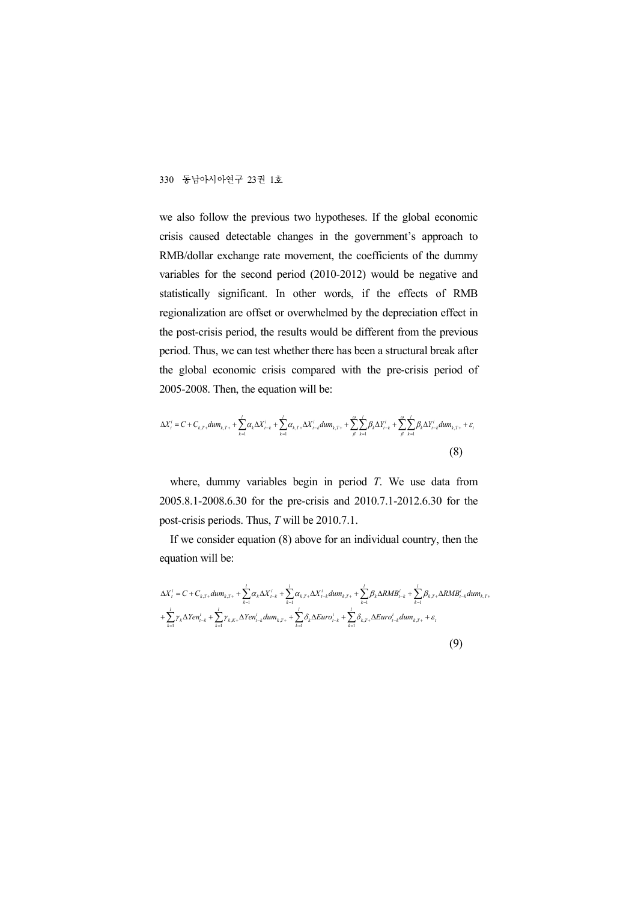we also follow the previous two hypotheses. If the global economic crisis caused detectable changes in the government's approach to RMB/dollar exchange rate movement, the coefficients of the dummy variables for the second period (2010-2012) would be negative and statistically significant. In other words, if the effects of RMB regionalization are offset or overwhelmed by the depreciation effect in the post-crisis period, the results would be different from the previous period. Thus, we can test whether there has been a structural break after the global economic crisis compared with the pre-crisis period of 2005-2008. Then, the equation will be:

$$\Delta X_t^i = C + C_{k,T+}dum_{k,T+} + \sum_{k=1}^{l}\alpha_k \Delta X_{t-k}^i + \sum_{k=1}^{l}\alpha_{k,T+}\Delta X_{t-k}^i dum_{k,T+} + \sum_{\beta}^{m}\sum_{k=1}^{l}\beta_k \Delta Y_{t-k}^i + \sum_{\beta}^{m}\sum_{k=1}^{l}\beta_k \Delta Y_{t-k}^i dum_{k,T+} + \varepsilon_t \tag{8}$$

where, dummy variables begin in period *T*. We use data from 2005.8.1-2008.6.30 for the pre-crisis and 2010.7.1-2012.6.30 for the post-crisis periods. Thus, *T* will be 2010.7.1.

If we consider equation (8) above for an individual country, then the equation will be:

$$\begin{aligned}\Delta X_t^i = {} & C + C_{k,T+}dum_{k,T+} + \sum_{k=1}^{l}\alpha_k \Delta X_{t-k}^i + \sum_{k=1}^{l}\alpha_{k,T+}\Delta X_{t-k}^i dum_{k,T+} + \sum_{k=1}^{l}\beta_k \Delta RMB_{t-k}^i + \sum_{k=1}^{l}\beta_{k,T+}\Delta RMB_{t-k}^i dum_{k,T+} \\ & + \sum_{k=1}^{l}\gamma_k \Delta Yen_{t-k}^i + \sum_{k=1}^{l}\gamma_{k,K+}\Delta Yen_{t-k}^i dum_{k,T+} + \sum_{k=1}^{l}\delta_k \Delta Euro_{t-k}^i + \sum_{k=1}^{l}\delta_{k,T+}\Delta Euro_{t-k}^i dum_{k,T+} + \varepsilon_t\end{aligned} \tag{9}$$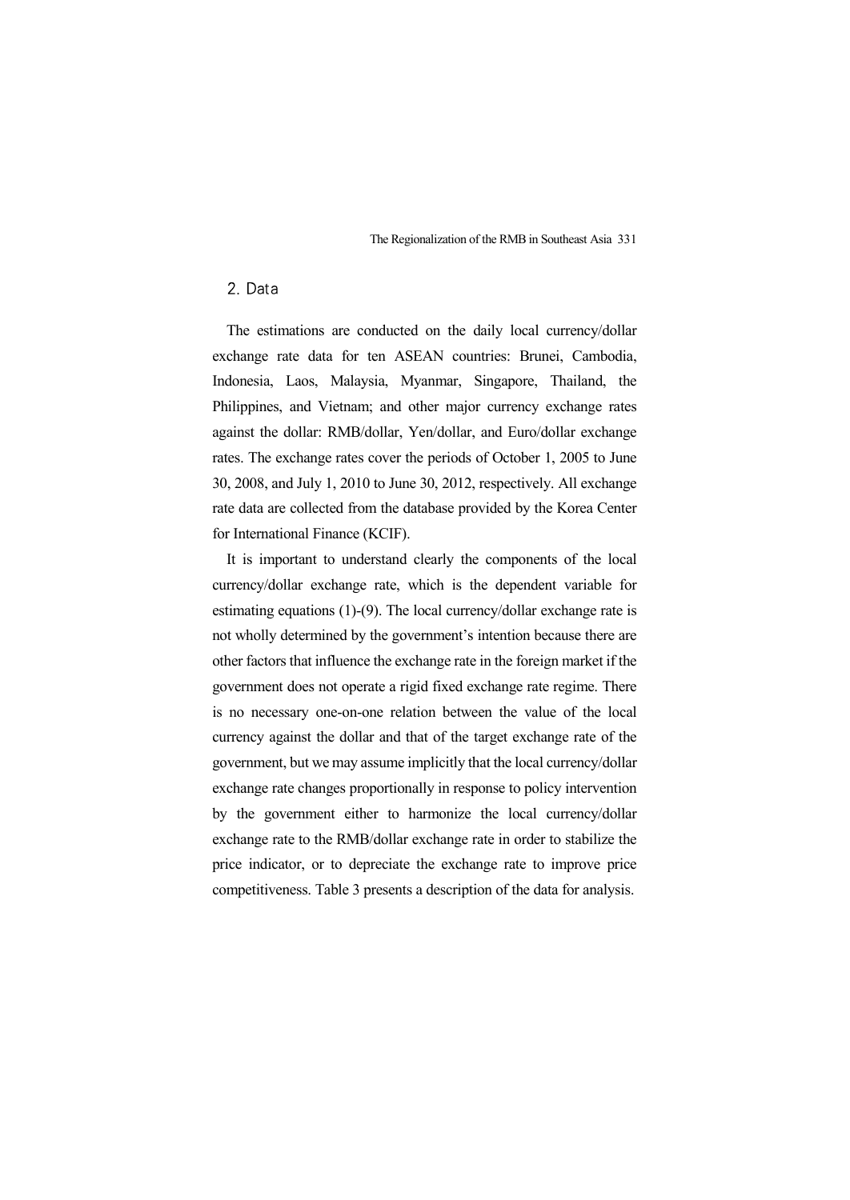## 2. Data

The estimations are conducted on the daily local currency/dollar exchange rate data for ten ASEAN countries: Brunei, Cambodia, Indonesia, Laos, Malaysia, Myanmar, Singapore, Thailand, the Philippines, and Vietnam; and other major currency exchange rates against the dollar: RMB/dollar, Yen/dollar, and Euro/dollar exchange rates. The exchange rates cover the periods of October 1, 2005 to June 30, 2008, and July 1, 2010 to June 30, 2012, respectively. All exchange rate data are collected from the database provided by the Korea Center for International Finance (KCIF).

It is important to understand clearly the components of the local currency/dollar exchange rate, which is the dependent variable for estimating equations (1)-(9). The local currency/dollar exchange rate is not wholly determined by the government's intention because there are other factors that influence the exchange rate in the foreign market if the government does not operate a rigid fixed exchange rate regime. There is no necessary one-on-one relation between the value of the local currency against the dollar and that of the target exchange rate of the government, but we may assume implicitly that the local currency/dollar exchange rate changes proportionally in response to policy intervention by the government either to harmonize the local currency/dollar exchange rate to the RMB/dollar exchange rate in order to stabilize the price indicator, or to depreciate the exchange rate to improve price competitiveness. Table 3 presents a description of the data for analysis.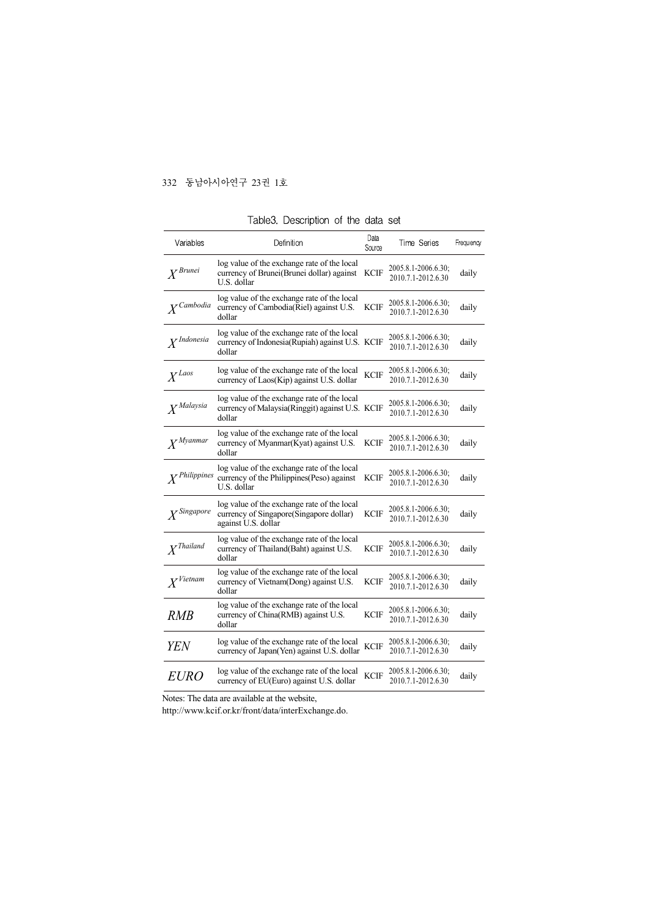Table3. Description of the data set

| Variables | Definition | Data Source | Time Series | Frequency |
|---|---|---|---|---|
| $X^{Brunei}$ | log value of the exchange rate of the local currency of Brunei(Brunei dollar) against U.S. dollar | KCIF | 2005.8.1-2006.6.30; 2010.7.1-2012.6.30 | daily |
| $X^{Cambodia}$ | log value of the exchange rate of the local currency of Cambodia(Riel) against U.S. dollar | KCIF | 2005.8.1-2006.6.30; 2010.7.1-2012.6.30 | daily |
| $X^{Indonesia}$ | log value of the exchange rate of the local currency of Indonesia(Rupiah) against U.S. dollar | KCIF | 2005.8.1-2006.6.30; 2010.7.1-2012.6.30 | daily |
| $X^{Laos}$ | log value of the exchange rate of the local currency of Laos(Kip) against U.S. dollar | KCIF | 2005.8.1-2006.6.30; 2010.7.1-2012.6.30 | daily |
| $X^{Malaysia}$ | log value of the exchange rate of the local currency of Malaysia(Ringgit) against U.S. dollar | KCIF | 2005.8.1-2006.6.30; 2010.7.1-2012.6.30 | daily |
| $X^{Myanmar}$ | log value of the exchange rate of the local currency of Myanmar(Kyat) against U.S. dollar | KCIF | 2005.8.1-2006.6.30; 2010.7.1-2012.6.30 | daily |
| $X^{Philippines}$ | log value of the exchange rate of the local currency of the Philippines(Peso) against U.S. dollar | KCIF | 2005.8.1-2006.6.30; 2010.7.1-2012.6.30 | daily |
| $X^{Singapore}$ | log value of the exchange rate of the local currency of Singapore(Singapore dollar) against U.S. dollar | KCIF | 2005.8.1-2006.6.30; 2010.7.1-2012.6.30 | daily |
| $X^{Thailand}$ | log value of the exchange rate of the local currency of Thailand(Baht) against U.S. dollar | KCIF | 2005.8.1-2006.6.30; 2010.7.1-2012.6.30 | daily |
| $X^{Vietnam}$ | log value of the exchange rate of the local currency of Vietnam(Dong) against U.S. dollar | KCIF | 2005.8.1-2006.6.30; 2010.7.1-2012.6.30 | daily |
| $RMB$ | log value of the exchange rate of the local currency of China(RMB) against U.S. dollar | KCIF | 2005.8.1-2006.6.30; 2010.7.1-2012.6.30 | daily |
| $YEN$ | log value of the exchange rate of the local currency of Japan(Yen) against U.S. dollar | KCIF | 2005.8.1-2006.6.30; 2010.7.1-2012.6.30 | daily |
| $EURO$ | log value of the exchange rate of the local currency of EU(Euro) against U.S. dollar | KCIF | 2005.8.1-2006.6.30; 2010.7.1-2012.6.30 | daily |

Notes: The data are available at the website,
http://www.kcif.or.kr/front/data/interExchange.do.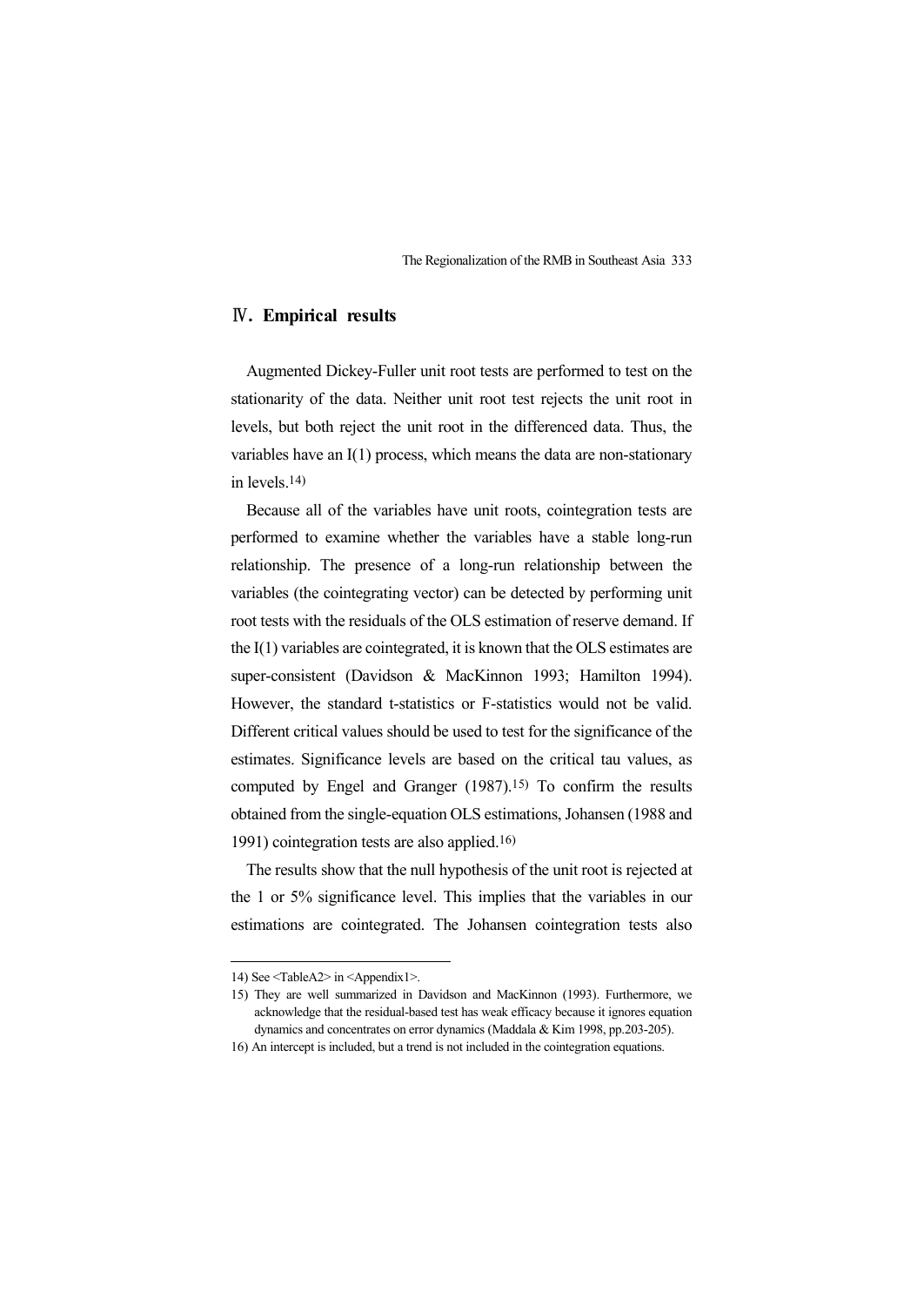## Ⅳ. Empirical results

Augmented Dickey-Fuller unit root tests are performed to test on the stationarity of the data. Neither unit root test rejects the unit root in levels, but both reject the unit root in the differenced data. Thus, the variables have an I(1) process, which means the data are non-stationary in levels.[14)]

Because all of the variables have unit roots, cointegration tests are performed to examine whether the variables have a stable long-run relationship. The presence of a long-run relationship between the variables (the cointegrating vector) can be detected by performing unit root tests with the residuals of the OLS estimation of reserve demand. If the I(1) variables are cointegrated, it is known that the OLS estimates are super-consistent (Davidson & MacKinnon 1993; Hamilton 1994). However, the standard t-statistics or F-statistics would not be valid. Different critical values should be used to test for the significance of the estimates. Significance levels are based on the critical tau values, as computed by Engel and Granger (1987).[15)] To confirm the results obtained from the single-equation OLS estimations, Johansen (1988 and 1991) cointegration tests are also applied.[16)]

The results show that the null hypothesis of the unit root is rejected at the 1 or 5% significance level. This implies that the variables in our estimations are cointegrated. The Johansen cointegration tests also

---

14) See <TableA2> in <Appendix1>.

15) They are well summarized in Davidson and MacKinnon (1993). Furthermore, we acknowledge that the residual-based test has weak efficacy because it ignores equation dynamics and concentrates on error dynamics (Maddala & Kim 1998, pp.203-205).

16) An intercept is included, but a trend is not included in the cointegration equations.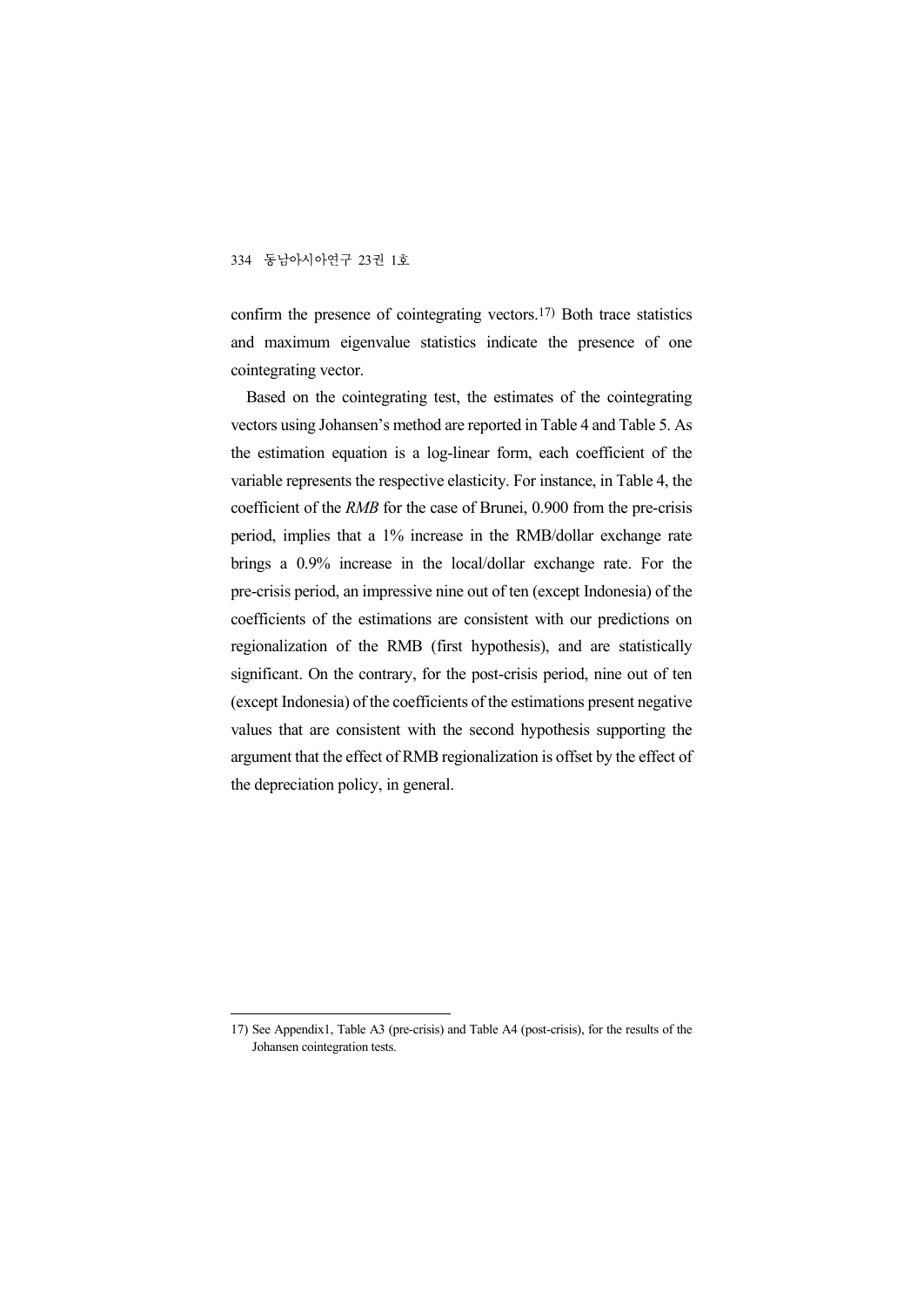confirm the presence of cointegrating vectors.[17] Both trace statistics and maximum eigenvalue statistics indicate the presence of one cointegrating vector.

Based on the cointegrating test, the estimates of the cointegrating vectors using Johansen's method are reported in Table 4 and Table 5. As the estimation equation is a log-linear form, each coefficient of the variable represents the respective elasticity. For instance, in Table 4, the coefficient of the *RMB* for the case of Brunei, 0.900 from the pre-crisis period, implies that a 1% increase in the RMB/dollar exchange rate brings a 0.9% increase in the local/dollar exchange rate. For the pre-crisis period, an impressive nine out of ten (except Indonesia) of the coefficients of the estimations are consistent with our predictions on regionalization of the RMB (first hypothesis), and are statistically significant. On the contrary, for the post-crisis period, nine out of ten (except Indonesia) of the coefficients of the estimations present negative values that are consistent with the second hypothesis supporting the argument that the effect of RMB regionalization is offset by the effect of the depreciation policy, in general.

---

17) See Appendix1, Table A3 (pre-crisis) and Table A4 (post-crisis), for the results of the Johansen cointegration tests.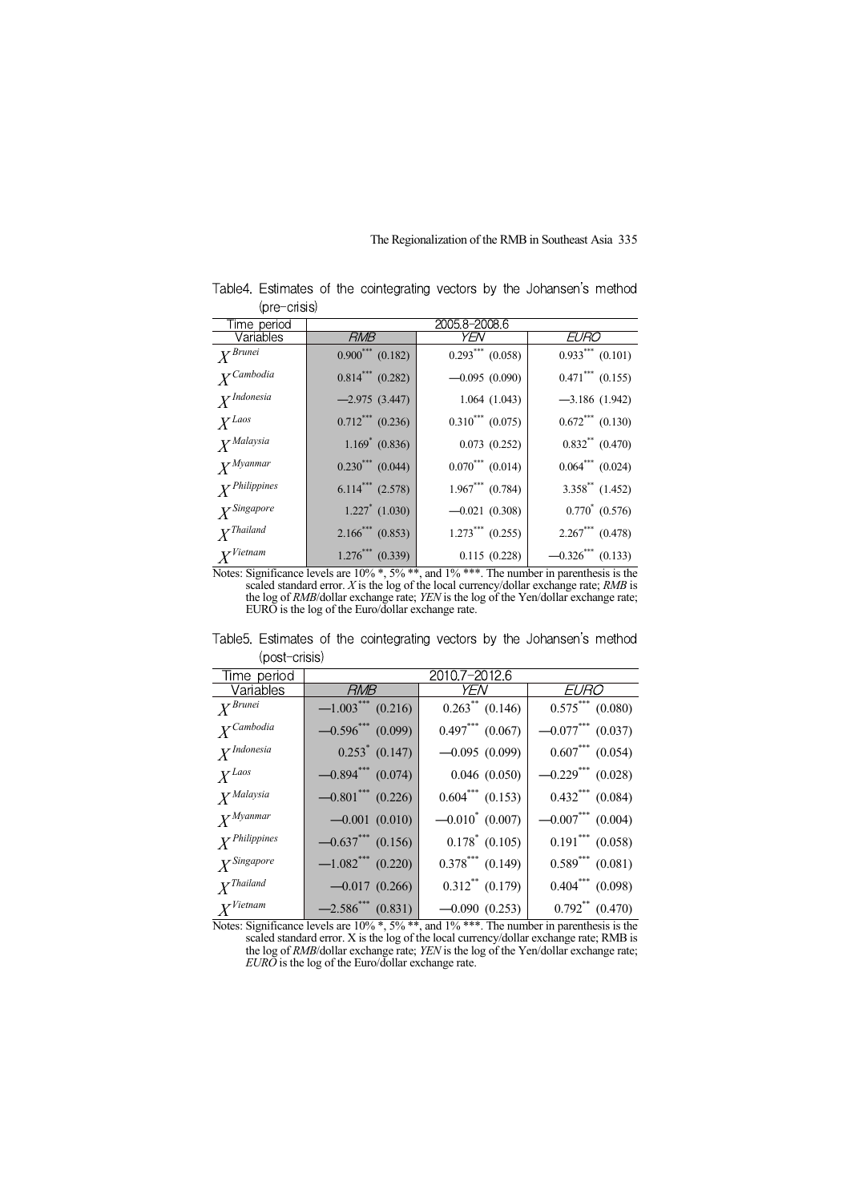Table4. Estimates of the cointegrating vectors by the Johansen's method (pre-crisis)

| Time period | 2005.8–2008.6 | | |
|---|---|---|---|
| Variables | *RMB* | *YEN* | *EURO* |
| $X^{Brunei}$ | $0.900^{***}$ (0.182) | $0.293^{***}$ (0.058) | $0.933^{***}$ (0.101) |
| $X^{Cambodia}$ | $0.814^{***}$ (0.282) | $-0.095$ (0.090) | $0.471^{***}$ (0.155) |
| $X^{Indonesia}$ | $-2.975$ (3.447) | 1.064 (1.043) | $-3.186$ (1.942) |
| $X^{Laos}$ | $0.712^{***}$ (0.236) | $0.310^{***}$ (0.075) | $0.672^{***}$ (0.130) |
| $X^{Malaysia}$ | $1.169^{*}$ (0.836) | 0.073 (0.252) | $0.832^{**}$ (0.470) |
| $X^{Myanmar}$ | $0.230^{***}$ (0.044) | $0.070^{***}$ (0.014) | $0.064^{***}$ (0.024) |
| $X^{Philippines}$ | $6.114^{***}$ (2.578) | $1.967^{***}$ (0.784) | $3.358^{**}$ (1.452) |
| $X^{Singapore}$ | $1.227^{*}$ (1.030) | $-0.021$ (0.308) | $0.770^{*}$ (0.576) |
| $X^{Thailand}$ | $2.166^{***}$ (0.853) | $1.273^{***}$ (0.255) | $2.267^{***}$ (0.478) |
| $X^{Vietnam}$ | $1.276^{***}$ (0.339) | 0.115 (0.228) | $-0.326^{***}$ (0.133) |

Notes: Significance levels are 10% *, 5% **, and 1% ***. The number in parenthesis is the scaled standard error. *X* is the log of the local currency/dollar exchange rate; *RMB* is the log of *RMB*/dollar exchange rate; *YEN* is the log of the Yen/dollar exchange rate; EURO is the log of the Euro/dollar exchange rate.

Table5. Estimates of the cointegrating vectors by the Johansen's method (post-crisis)

| Time period | 2010.7–2012.6 | | |
|---|---|---|---|
| Variables | *RMB* | *YEN* | *EURO* |
| $X^{Brunei}$ | $-1.003^{***}$ (0.216) | $0.263^{**}$ (0.146) | $0.575^{***}$ (0.080) |
| $X^{Cambodia}$ | $-0.596^{***}$ (0.099) | $0.497^{***}$ (0.067) | $-0.077^{***}$ (0.037) |
| $X^{Indonesia}$ | $0.253^{*}$ (0.147) | $-0.095$ (0.099) | $0.607^{***}$ (0.054) |
| $X^{Laos}$ | $-0.894^{***}$ (0.074) | 0.046 (0.050) | $-0.229^{***}$ (0.028) |
| $X^{Malaysia}$ | $-0.801^{***}$ (0.226) | $0.604^{***}$ (0.153) | $0.432^{***}$ (0.084) |
| $X^{Myanmar}$ | $-0.001$ (0.010) | $-0.010^{*}$ (0.007) | $-0.007^{***}$ (0.004) |
| $X^{Philippines}$ | $-0.637^{***}$ (0.156) | $0.178^{*}$ (0.105) | $0.191^{***}$ (0.058) |
| $X^{Singapore}$ | $-1.082^{***}$ (0.220) | $0.378^{***}$ (0.149) | $0.589^{***}$ (0.081) |
| $X^{Thailand}$ | $-0.017$ (0.266) | $0.312^{**}$ (0.179) | $0.404^{***}$ (0.098) |
| $X^{Vietnam}$ | $-2.586^{***}$ (0.831) | $-0.090$ (0.253) | $0.792^{**}$ (0.470) |

Notes: Significance levels are 10% *, 5% **, and 1% ***. The number in parenthesis is the scaled standard error. X is the log of the local currency/dollar exchange rate; RMB is the log of *RMB*/dollar exchange rate; *YEN* is the log of the Yen/dollar exchange rate; *EURO* is the log of the Euro/dollar exchange rate.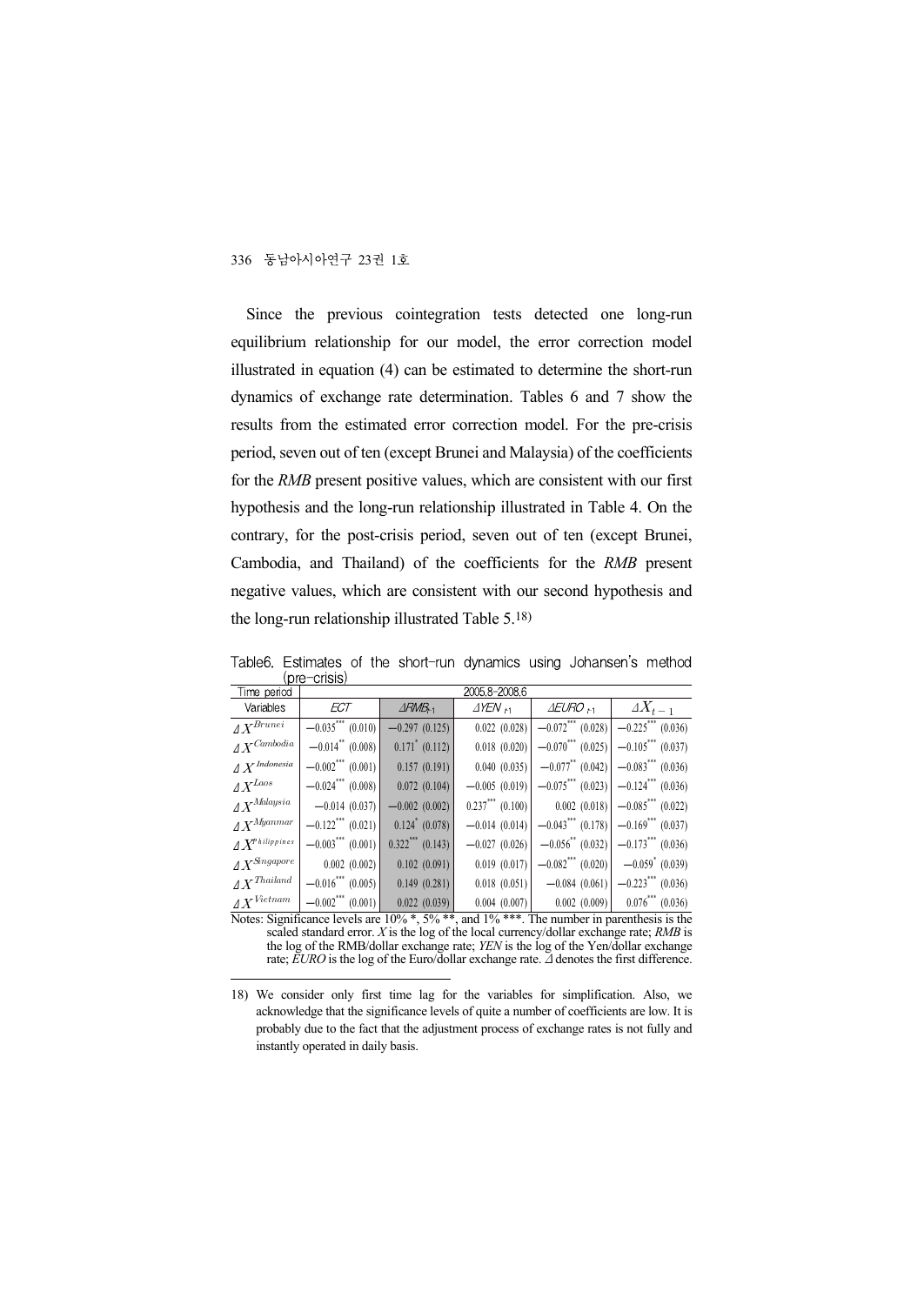Since the previous cointegration tests detected one long-run equilibrium relationship for our model, the error correction model illustrated in equation (4) can be estimated to determine the short-run dynamics of exchange rate determination. Tables 6 and 7 show the results from the estimated error correction model. For the pre-crisis period, seven out of ten (except Brunei and Malaysia) of the coefficients for the *RMB* present positive values, which are consistent with our first hypothesis and the long-run relationship illustrated in Table 4. On the contrary, for the post-crisis period, seven out of ten (except Brunei, Cambodia, and Thailand) of the coefficients for the *RMB* present negative values, which are consistent with our second hypothesis and the long-run relationship illustrated Table 5.[18]

Table6. Estimates of the short-run dynamics using Johansen's method (pre-crisis)

| Time period | 2005.8-2008.6 | | | | |
|---|---|---|---|---|---|
| Variables | *ECT* | $\Delta RMB_{t-1}$ | $\Delta YEN_{t-1}$ | $\Delta EURO_{t-1}$ | $\Delta X_{t-1}$ |
| $\Delta X^{Brunei}$ | $-0.035^{***}$ (0.010) | $-0.297$ (0.125) | 0.022 (0.028) | $-0.072^{***}$ (0.028) | $-0.225^{***}$ (0.036) |
| $\Delta X^{Cambodia}$ | $-0.014^{**}$ (0.008) | $0.171^{*}$ (0.112) | 0.018 (0.020) | $-0.070^{***}$ (0.025) | $-0.105^{***}$ (0.037) |
| $\Delta X^{Indonesia}$ | $-0.002^{***}$ (0.001) | 0.157 (0.191) | 0.040 (0.035) | $-0.077^{**}$ (0.042) | $-0.083^{***}$ (0.036) |
| $\Delta X^{Laos}$ | $-0.024^{***}$ (0.008) | 0.072 (0.104) | $-0.005$ (0.019) | $-0.075^{***}$ (0.023) | $-0.124^{***}$ (0.036) |
| $\Delta X^{Malaysia}$ | $-0.014$ (0.037) | $-0.002$ (0.002) | $0.237^{***}$ (0.100) | 0.002 (0.018) | $-0.085^{***}$ (0.022) |
| $\Delta X^{Myanmar}$ | $-0.122^{***}$ (0.021) | $0.124^{*}$ (0.078) | $-0.014$ (0.014) | $-0.043^{***}$ (0.178) | $-0.169^{***}$ (0.037) |
| $\Delta X^{Philippines}$ | $-0.003^{***}$ (0.001) | $0.322^{***}$ (0.143) | $-0.027$ (0.026) | $-0.056^{**}$ (0.032) | $-0.173^{***}$ (0.036) |
| $\Delta X^{Singapore}$ | 0.002 (0.002) | 0.102 (0.091) | 0.019 (0.017) | $-0.082^{***}$ (0.020) | $-0.059^{*}$ (0.039) |
| $\Delta X^{Thailand}$ | $-0.016^{***}$ (0.005) | 0.149 (0.281) | 0.018 (0.051) | $-0.084$ (0.061) | $-0.223^{***}$ (0.036) |
| $\Delta X^{Vietnam}$ | $-0.002^{***}$ (0.001) | 0.022 (0.039) | 0.004 (0.007) | 0.002 (0.009) | $0.076^{***}$ (0.036) |

Notes: Significance levels are 10% *, 5% **, and 1% ***. The number in parenthesis is the scaled standard error. *X* is the log of the local currency/dollar exchange rate; *RMB* is the log of the RMB/dollar exchange rate; *YEN* is the log of the Yen/dollar exchange rate; *EURO* is the log of the Euro/dollar exchange rate. $\Delta$ denotes the first difference.

---

18) We consider only first time lag for the variables for simplification. Also, we acknowledge that the significance levels of quite a number of coefficients are low. It is probably due to the fact that the adjustment process of exchange rates is not fully and instantly operated in daily basis.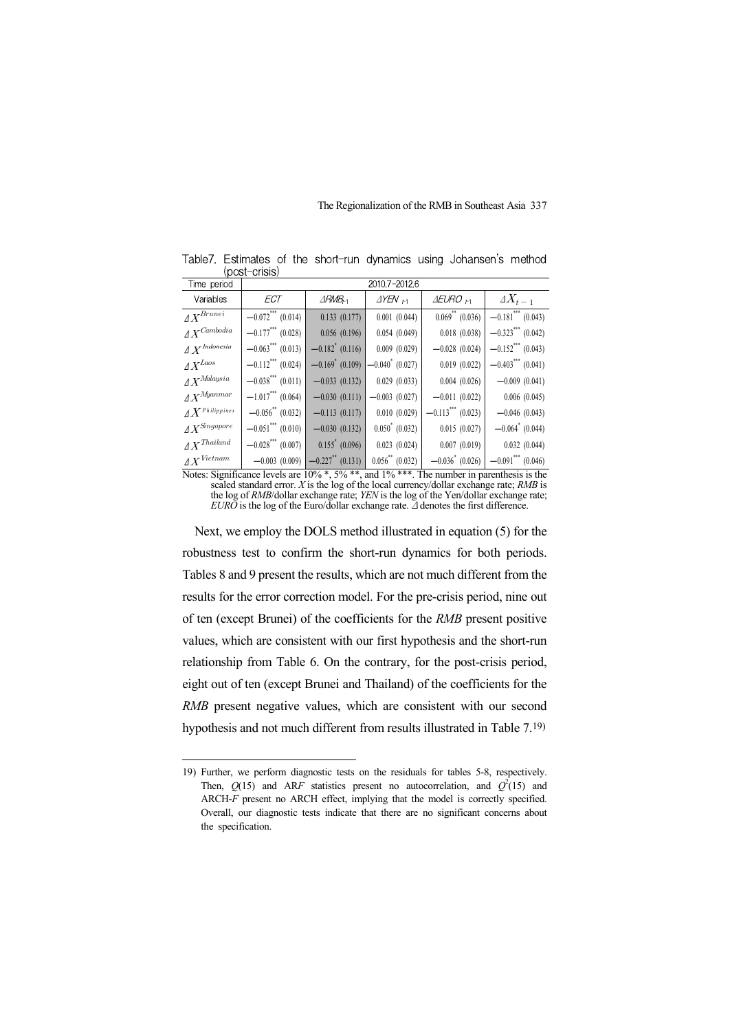Table7. Estimates of the short-run dynamics using Johansen's method (post-crisis)

| Time period | 2010.7–2012.6 | | | | |
|---|---|---|---|---|---|
| Variables | *ECT* | $\Delta RMB_{t-1}$ | $\Delta YEN_{t-1}$ | $\Delta EURO_{t-1}$ | $\Delta X_{t-1}$ |
| $\Delta X^{Brunei}$ | $-0.072^{***}$ (0.014) | 0.133 (0.177) | 0.001 (0.044) | $0.069^{**}$ (0.036) | $-0.181^{***}$ (0.043) |
| $\Delta X^{Cambodia}$ | $-0.177^{***}$ (0.028) | 0.056 (0.196) | 0.054 (0.049) | 0.018 (0.038) | $-0.323^{***}$ (0.042) |
| $\Delta X^{Indonesia}$ | $-0.063^{***}$ (0.013) | $-0.182^{*}$ (0.116) | 0.009 (0.029) | $-0.028$ (0.024) | $-0.152^{***}$ (0.043) |
| $\Delta X^{Laos}$ | $-0.112^{***}$ (0.024) | $-0.169^{*}$ (0.109) | $-0.040^{*}$ (0.027) | 0.019 (0.022) | $-0.403^{***}$ (0.041) |
| $\Delta X^{Malaysia}$ | $-0.038^{***}$ (0.011) | $-0.033$ (0.132) | 0.029 (0.033) | 0.004 (0.026) | $-0.009$ (0.041) |
| $\Delta X^{Myanmar}$ | $-1.017^{***}$ (0.064) | $-0.030$ (0.111) | $-0.003$ (0.027) | $-0.011$ (0.022) | 0.006 (0.045) |
| $\Delta X^{Philippines}$ | $-0.056^{**}$ (0.032) | $-0.113$ (0.117) | 0.010 (0.029) | $-0.113^{***}$ (0.023) | $-0.046$ (0.043) |
| $\Delta X^{Singapore}$ | $-0.051^{***}$ (0.010) | $-0.030$ (0.132) | $0.050^{*}$ (0.032) | 0.015 (0.027) | $-0.064^{*}$ (0.044) |
| $\Delta X^{Thailand}$ | $-0.028^{***}$ (0.007) | $0.155^{*}$ (0.096) | 0.023 (0.024) | 0.007 (0.019) | 0.032 (0.044) |
| $\Delta X^{Vietnam}$ | $-0.003$ (0.009) | $-0.227^{**}$ (0.131) | $0.056^{**}$ (0.032) | $-0.036^{*}$ (0.026) | $-0.091^{***}$ (0.046) |

Notes: Significance levels are 10% \*, 5% \*\*, and 1% \*\*\*. The number in parenthesis is the scaled standard error. *X* is the log of the local currency/dollar exchange rate; *RMB* is the log of *RMB*/dollar exchange rate; *YEN* is the log of the Yen/dollar exchange rate; *EURO* is the log of the Euro/dollar exchange rate. $\Delta$ denotes the first difference.

Next, we employ the DOLS method illustrated in equation (5) for the robustness test to confirm the short-run dynamics for both periods. Tables 8 and 9 present the results, which are not much different from the results for the error correction model. For the pre-crisis period, nine out of ten (except Brunei) of the coefficients for the *RMB* present positive values, which are consistent with our first hypothesis and the short-run relationship from Table 6. On the contrary, for the post-crisis period, eight out of ten (except Brunei and Thailand) of the coefficients for the *RMB* present negative values, which are consistent with our second hypothesis and not much different from results illustrated in Table 7.[19]

19) Further, we perform diagnostic tests on the residuals for tables 5-8, respectively. Then, $Q(15)$ and AR*F* statistics present no autocorrelation, and $Q^2(15)$ and ARCH-*F* present no ARCH effect, implying that the model is correctly specified. Overall, our diagnostic tests indicate that there are no significant concerns about the specification.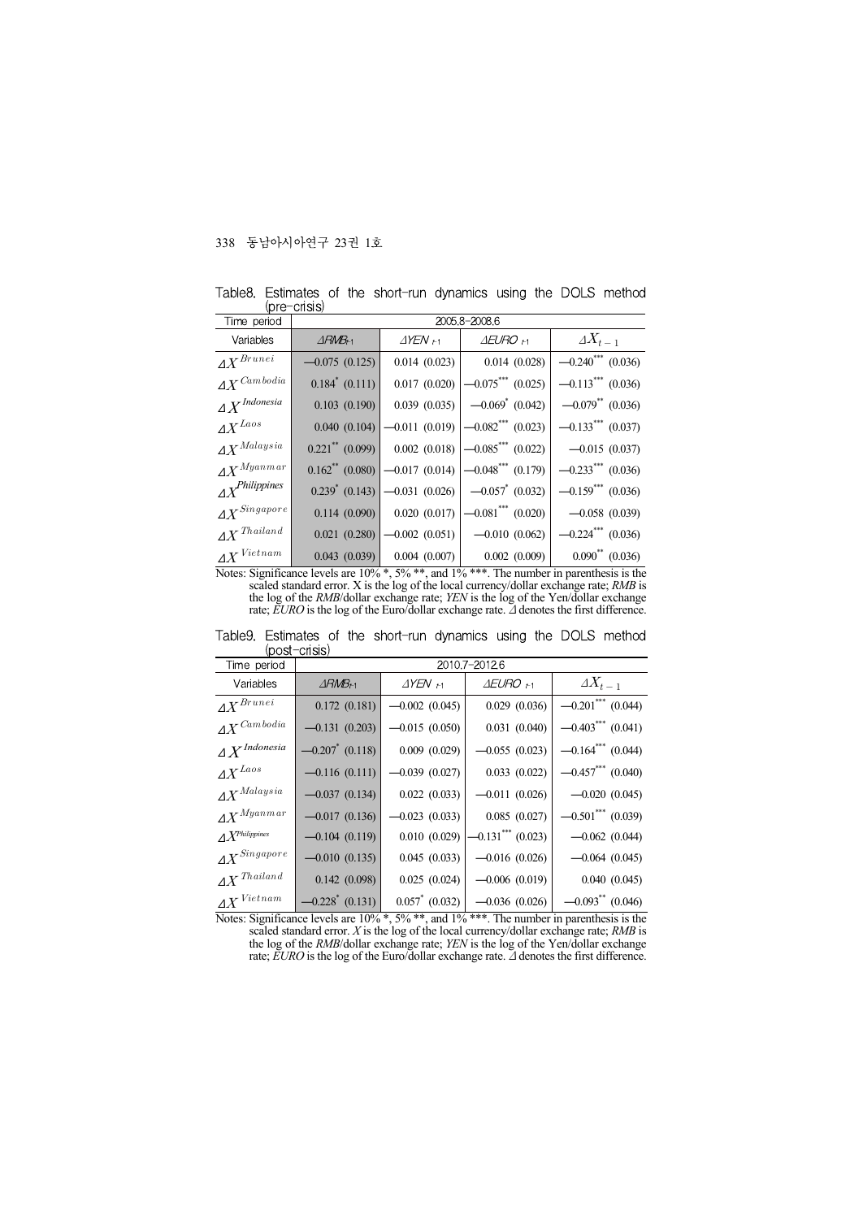Table8. Estimates of the short-run dynamics using the DOLS method (pre-crisis)

| Time period | 2005.8-2008.6 | | | |
|---|---|---|---|---|
| Variables | $\Delta RMB_{t-1}$ | $\Delta YEN_{t-1}$ | $\Delta EURO_{t-1}$ | $\Delta X_{t-1}$ |
| $\Delta X^{Brunei}$ | −0.075 (0.125) | 0.014 (0.023) | 0.014 (0.028) | $-0.240^{***}$ (0.036) |
| $\Delta X^{Cambodia}$ | $0.184^{*}$ (0.111) | 0.017 (0.020) | $-0.075^{***}$ (0.025) | $-0.113^{***}$ (0.036) |
| $\Delta X^{Indonesia}$ | 0.103 (0.190) | 0.039 (0.035) | $-0.069^{*}$ (0.042) | $-0.079^{**}$ (0.036) |
| $\Delta X^{Laos}$ | 0.040 (0.104) | −0.011 (0.019) | $-0.082^{***}$ (0.023) | $-0.133^{***}$ (0.037) |
| $\Delta X^{Malaysia}$ | $0.221^{**}$ (0.099) | 0.002 (0.018) | $-0.085^{***}$ (0.022) | −0.015 (0.037) |
| $\Delta X^{Myanmar}$ | $0.162^{**}$ (0.080) | −0.017 (0.014) | $-0.048^{***}$ (0.179) | $-0.233^{***}$ (0.036) |
| $\Delta X^{Philippines}$ | $0.239^{*}$ (0.143) | −0.031 (0.026) | $-0.057^{*}$ (0.032) | $-0.159^{***}$ (0.036) |
| $\Delta X^{Singapore}$ | 0.114 (0.090) | 0.020 (0.017) | $-0.081^{***}$ (0.020) | −0.058 (0.039) |
| $\Delta X^{Thailand}$ | 0.021 (0.280) | −0.002 (0.051) | −0.010 (0.062) | $-0.224^{***}$ (0.036) |
| $\Delta X^{Vietnam}$ | 0.043 (0.039) | 0.004 (0.007) | 0.002 (0.009) | $0.090^{**}$ (0.036) |

Notes: Significance levels are 10% *, 5% **, and 1% ***. The number in parenthesis is the scaled standard error. X is the log of the local currency/dollar exchange rate; *RMB* is the log of the *RMB*/dollar exchange rate; *YEN* is the log of the Yen/dollar exchange rate; *EURO* is the log of the Euro/dollar exchange rate. $\Delta$ denotes the first difference.

Table9. Estimates of the short-run dynamics using the DOLS method (post-crisis)

| Time period | 2010.7-2012.6 | | | |
|---|---|---|---|---|
| Variables | $\Delta RMB_{t-1}$ | $\Delta YEN_{t-1}$ | $\Delta EURO_{t-1}$ | $\Delta X_{t-1}$ |
| $\Delta X^{Brunei}$ | 0.172 (0.181) | −0.002 (0.045) | 0.029 (0.036) | $-0.201^{***}$ (0.044) |
| $\Delta X^{Cambodia}$ | −0.131 (0.203) | −0.015 (0.050) | 0.031 (0.040) | $-0.403^{***}$ (0.041) |
| $\Delta X^{Indonesia}$ | $-0.207^{*}$ (0.118) | 0.009 (0.029) | −0.055 (0.023) | $-0.164^{***}$ (0.044) |
| $\Delta X^{Laos}$ | −0.116 (0.111) | −0.039 (0.027) | 0.033 (0.022) | $-0.457^{***}$ (0.040) |
| $\Delta X^{Malaysia}$ | −0.037 (0.134) | 0.022 (0.033) | −0.011 (0.026) | −0.020 (0.045) |
| $\Delta X^{Myanmar}$ | −0.017 (0.136) | −0.023 (0.033) | 0.085 (0.027) | $-0.501^{***}$ (0.039) |
| $\Delta X^{Philippines}$ | −0.104 (0.119) | 0.010 (0.029) | $-0.131^{***}$ (0.023) | −0.062 (0.044) |
| $\Delta X^{Singapore}$ | −0.010 (0.135) | 0.045 (0.033) | −0.016 (0.026) | −0.064 (0.045) |
| $\Delta X^{Thailand}$ | 0.142 (0.098) | 0.025 (0.024) | −0.006 (0.019) | 0.040 (0.045) |
| $\Delta X^{Vietnam}$ | $-0.228^{*}$ (0.131) | $0.057^{*}$ (0.032) | −0.036 (0.026) | $-0.093^{**}$ (0.046) |

Notes: Significance levels are 10% *, 5% **, and 1% ***. The number in parenthesis is the scaled standard error. *X* is the log of the local currency/dollar exchange rate; *RMB* is the log of the *RMB*/dollar exchange rate; *YEN* is the log of the Yen/dollar exchange rate; *EURO* is the log of the Euro/dollar exchange rate. $\Delta$ denotes the first difference.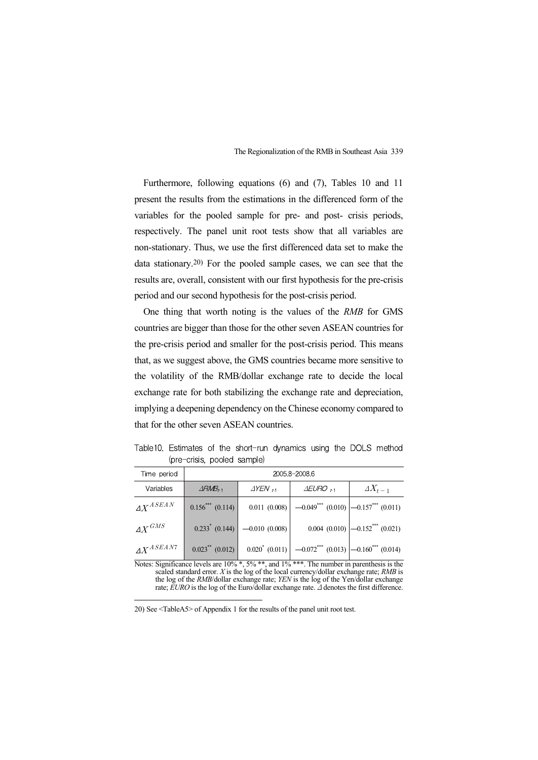Furthermore, following equations (6) and (7), Tables 10 and 11 present the results from the estimations in the differenced form of the variables for the pooled sample for pre- and post- crisis periods, respectively. The panel unit root tests show that all variables are non-stationary. Thus, we use the first differenced data set to make the data stationary.[20] For the pooled sample cases, we can see that the results are, overall, consistent with our first hypothesis for the pre-crisis period and our second hypothesis for the post-crisis period.

One thing that worth noting is the values of the *RMB* for GMS countries are bigger than those for the other seven ASEAN countries for the pre-crisis period and smaller for the post-crisis period. This means that, as we suggest above, the GMS countries became more sensitive to the volatility of the RMB/dollar exchange rate to decide the local exchange rate for both stabilizing the exchange rate and depreciation, implying a deepening dependency on the Chinese economy compared to that for the other seven ASEAN countries.

Table10. Estimates of the short-run dynamics using the DOLS method (pre-crisis, pooled sample)

| Time period | 2005.8-2008.6 | | | |
|---|---|---|---|---|
| Variables | $\Delta RMB_{t-1}$ | $\Delta YEN_{t-1}$ | $\Delta EURO_{t-1}$ | $\Delta X_{t-1}$ |
| $\Delta X^{ASEAN}$ | $0.156^{***}$ (0.114) | 0.011 (0.008) | $-0.049^{***}$ (0.010) | $-0.157^{***}$ (0.011) |
| $\Delta X^{GMS}$ | $0.233^{*}$ (0.144) | $-0.010$ (0.008) | 0.004 (0.010) | $-0.152^{***}$ (0.021) |
| $\Delta X^{ASEAN7}$ | $0.023^{**}$ (0.012) | $0.020^{*}$ (0.011) | $-0.072^{***}$ (0.013) | $-0.160^{***}$ (0.014) |

Notes: Significance levels are 10% *, 5% **, and 1% ***. The number in parenthesis is the scaled standard error. *X* is the log of the local currency/dollar exchange rate; *RMB* is the log of the *RMB*/dollar exchange rate; *YEN* is the log of the Yen/dollar exchange rate; *EURO* is the log of the Euro/dollar exchange rate. $\Delta$ denotes the first difference.

20) See <TableA5> of Appendix 1 for the results of the panel unit root test.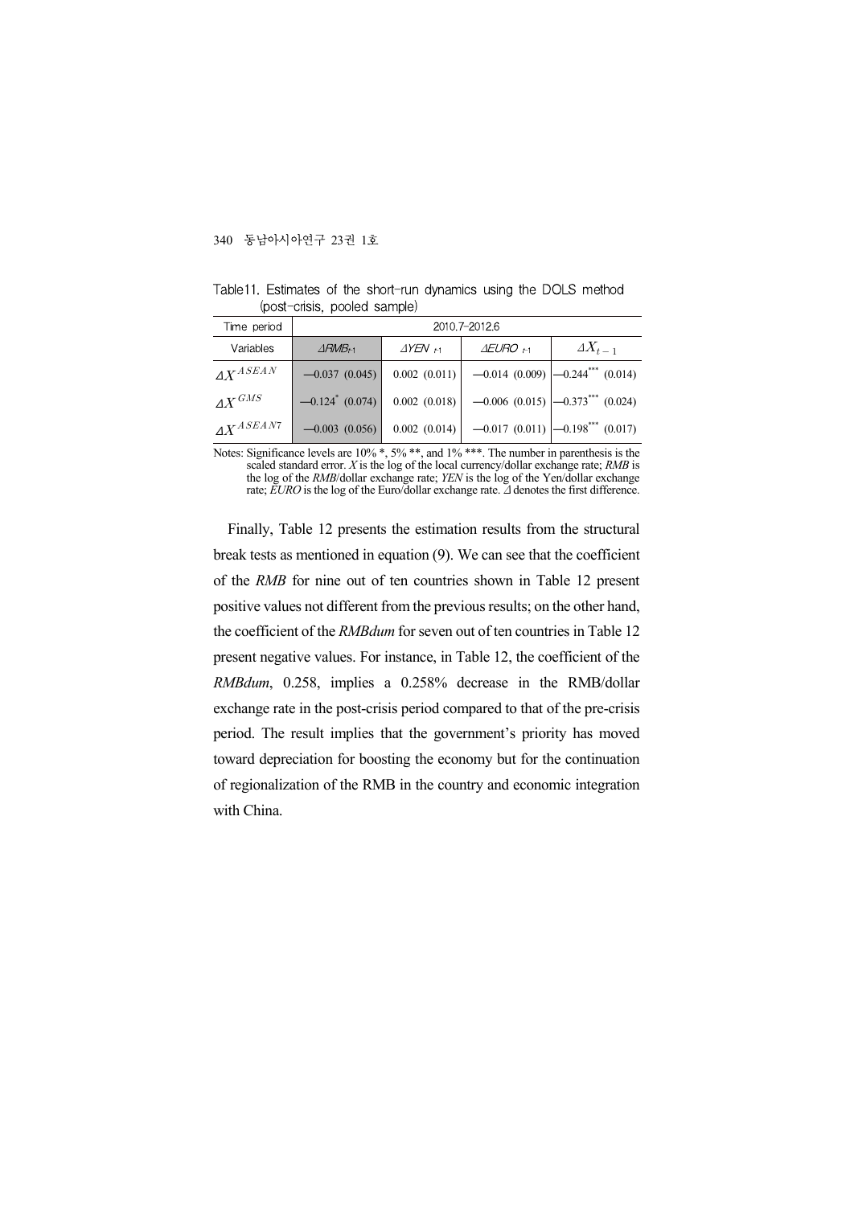Table11. Estimates of the short-run dynamics using the DOLS method (post-crisis, pooled sample)

| Time period | 2010.7-2012.6 | | | |
|---|---|---|---|---|
| Variables | $\Delta RMB_{t-1}$ | $\Delta YEN_{t-1}$ | $\Delta EURO_{t-1}$ | $\Delta X_{t-1}$ |
| $\Delta X^{ASEAN}$ | −0.037 (0.045) | 0.002 (0.011) | −0.014 (0.009) | −0.244*** (0.014) |
| $\Delta X^{GMS}$ | −0.124* (0.074) | 0.002 (0.018) | −0.006 (0.015) | −0.373*** (0.024) |
| $\Delta X^{ASEAN7}$ | −0.003 (0.056) | 0.002 (0.014) | −0.017 (0.011) | −0.198*** (0.017) |

Notes: Significance levels are 10% *, 5% **, and 1% ***. The number in parenthesis is the scaled standard error. *X* is the log of the local currency/dollar exchange rate; *RMB* is the log of the *RMB*/dollar exchange rate; *YEN* is the log of the Yen/dollar exchange rate; *EURO* is the log of the Euro/dollar exchange rate. $\Delta$ denotes the first difference.

Finally, Table 12 presents the estimation results from the structural break tests as mentioned in equation (9). We can see that the coefficient of the *RMB* for nine out of ten countries shown in Table 12 present positive values not different from the previous results; on the other hand, the coefficient of the *RMBdum* for seven out of ten countries in Table 12 present negative values. For instance, in Table 12, the coefficient of the *RMBdum*, 0.258, implies a 0.258% decrease in the RMB/dollar exchange rate in the post-crisis period compared to that of the pre-crisis period. The result implies that the government's priority has moved toward depreciation for boosting the economy but for the continuation of regionalization of the RMB in the country and economic integration with China.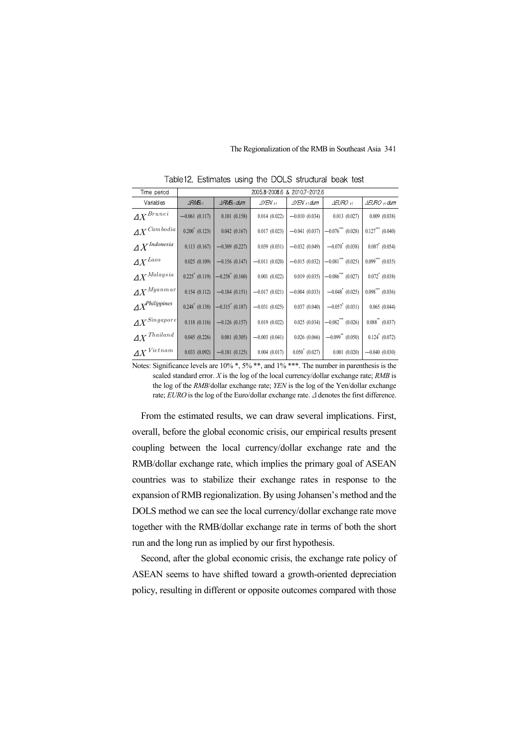Table12. Estimates using the DOLS structural beak test

| Time period | 2005.8-2008.6 & 2010.7-2012.6 | | | | | |
|---|---|---|---|---|---|---|
| Variables | $\Delta RMB_{t-1}$ | $\Delta RMB_{t-1}dum$ | $\Delta YEN_{t-1}$ | $\Delta YEN_{t-1}dum$ | $\Delta EURO_{t-1}$ | $\Delta EURO_{t-1}dum$ |
| $\Delta X^{Brunei}$ | −0.061 (0.117) | 0.101 (0.158) | 0.014 (0.022) | −0.010 (0.034) | 0.013 (0.027) | 0.009 (0.038) |
| $\Delta X^{Cambodia}$ | 0.200* (0.123) | 0.042 (0.167) | 0.017 (0.023) | −0.041 (0.037) | −0.076*** (0.028) | 0.127*** (0.040) |
| $\Delta X^{Indonesia}$ | 0.113 (0.167) | −0.309 (0.227) | 0.039 (0.031) | −0.032 (0.049) | −0.070* (0.038) | 0.087* (0.054) |
| $\Delta X^{Laos}$ | 0.025 (0.109) | −0.156 (0.147) | −0.011 (0.020) | −0.015 (0.032) | −0.081*** (0.025) | 0.099*** (0.035) |
| $\Delta X^{Malaysia}$ | 0.225* (0.119) | −0.258* (0.160) | 0.001 (0.022) | 0.019 (0.035) | −0.086*** (0.027) | 0.072* (0.038) |
| $\Delta X^{Myanmar}$ | 0.154 (0.112) | −0.184 (0.151) | −0.017 (0.021) | −0.004 (0.033) | −0.048* (0.025) | 0.098*** (0.036) |
| $\Delta X^{Philippines}$ | 0.248* (0.138) | −0.315* (0.187) | −0.031 (0.025) | 0.037 (0.040) | −0.057* (0.031) | 0.065 (0.044) |
| $\Delta X^{Singapore}$ | 0.118 (0.116) | −0.126 (0.157) | 0.019 (0.022) | 0.025 (0.034) | −0.082*** (0.026) | 0.088** (0.037) |
| $\Delta X^{Thailand}$ | 0.045 (0.226) | 0.081 (0.305) | −0.003 (0.041) | 0.026 (0.066) | −0.099** (0.050) | 0.124* (0.072) |
| $\Delta X^{Vietnam}$ | 0.033 (0.092) | −0.181 (0.125) | 0.004 (0.017) | 0.050* (0.027) | 0.001 (0.020) | −0.040 (0.030) |

Notes: Significance levels are 10% *, 5% **, and 1% ***. The number in parenthesis is the scaled standard error. *X* is the log of the local currency/dollar exchange rate; *RMB* is the log of the *RMB*/dollar exchange rate; *YEN* is the log of the Yen/dollar exchange rate; *EURO* is the log of the Euro/dollar exchange rate. $\Delta$ denotes the first difference.

From the estimated results, we can draw several implications. First, overall, before the global economic crisis, our empirical results present coupling between the local currency/dollar exchange rate and the RMB/dollar exchange rate, which implies the primary goal of ASEAN countries was to stabilize their exchange rates in response to the expansion of RMB regionalization. By using Johansen's method and the DOLS method we can see the local currency/dollar exchange rate move together with the RMB/dollar exchange rate in terms of both the short run and the long run as implied by our first hypothesis.

Second, after the global economic crisis, the exchange rate policy of ASEAN seems to have shifted toward a growth-oriented depreciation policy, resulting in different or opposite outcomes compared with those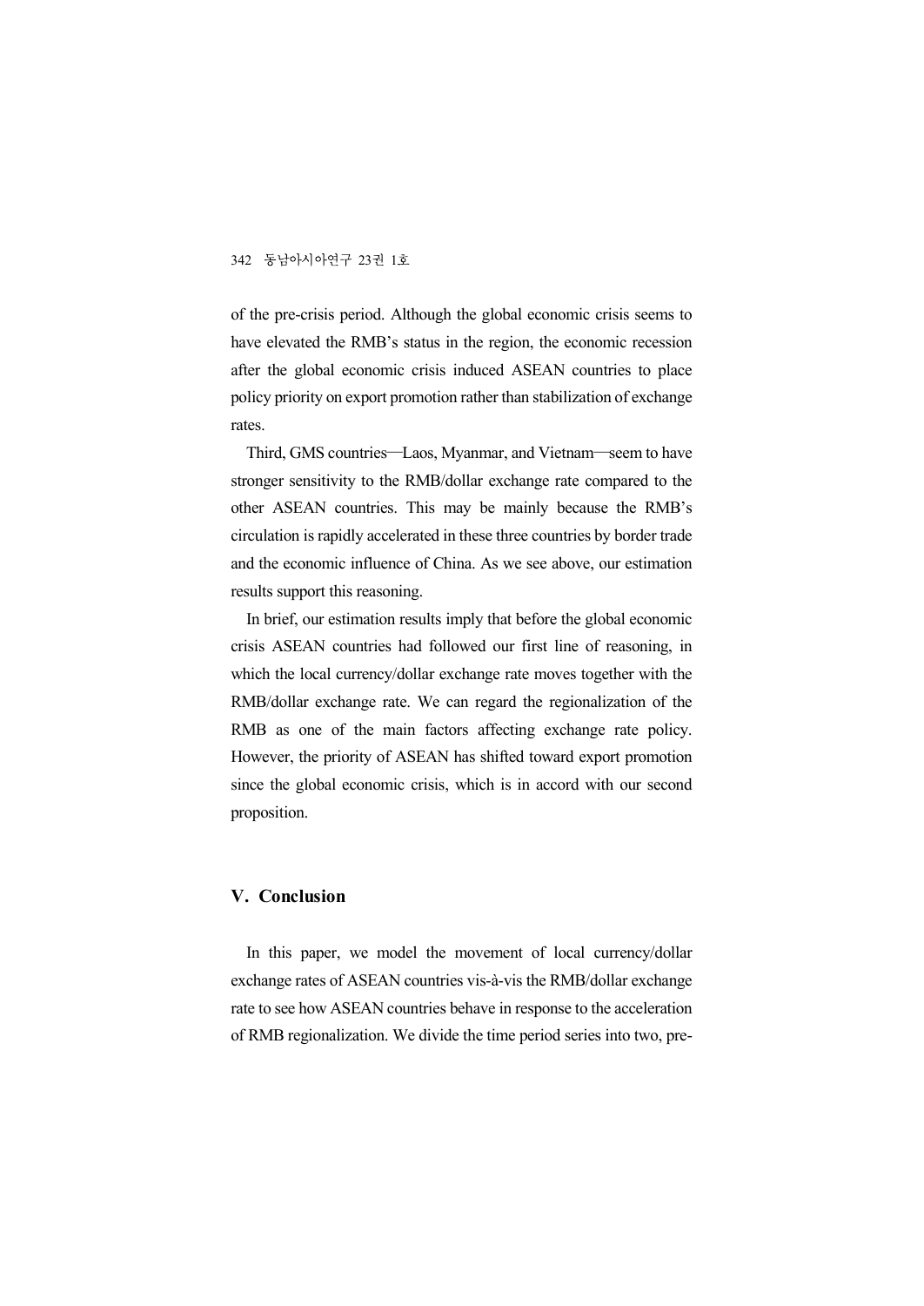of the pre-crisis period. Although the global economic crisis seems to have elevated the RMB's status in the region, the economic recession after the global economic crisis induced ASEAN countries to place policy priority on export promotion rather than stabilization of exchange rates.

Third, GMS countries—Laos, Myanmar, and Vietnam—seem to have stronger sensitivity to the RMB/dollar exchange rate compared to the other ASEAN countries. This may be mainly because the RMB's circulation is rapidly accelerated in these three countries by border trade and the economic influence of China. As we see above, our estimation results support this reasoning.

In brief, our estimation results imply that before the global economic crisis ASEAN countries had followed our first line of reasoning, in which the local currency/dollar exchange rate moves together with the RMB/dollar exchange rate. We can regard the regionalization of the RMB as one of the main factors affecting exchange rate policy. However, the priority of ASEAN has shifted toward export promotion since the global economic crisis, which is in accord with our second proposition.

## V. Conclusion

In this paper, we model the movement of local currency/dollar exchange rates of ASEAN countries vis-à-vis the RMB/dollar exchange rate to see how ASEAN countries behave in response to the acceleration of RMB regionalization. We divide the time period series into two, pre-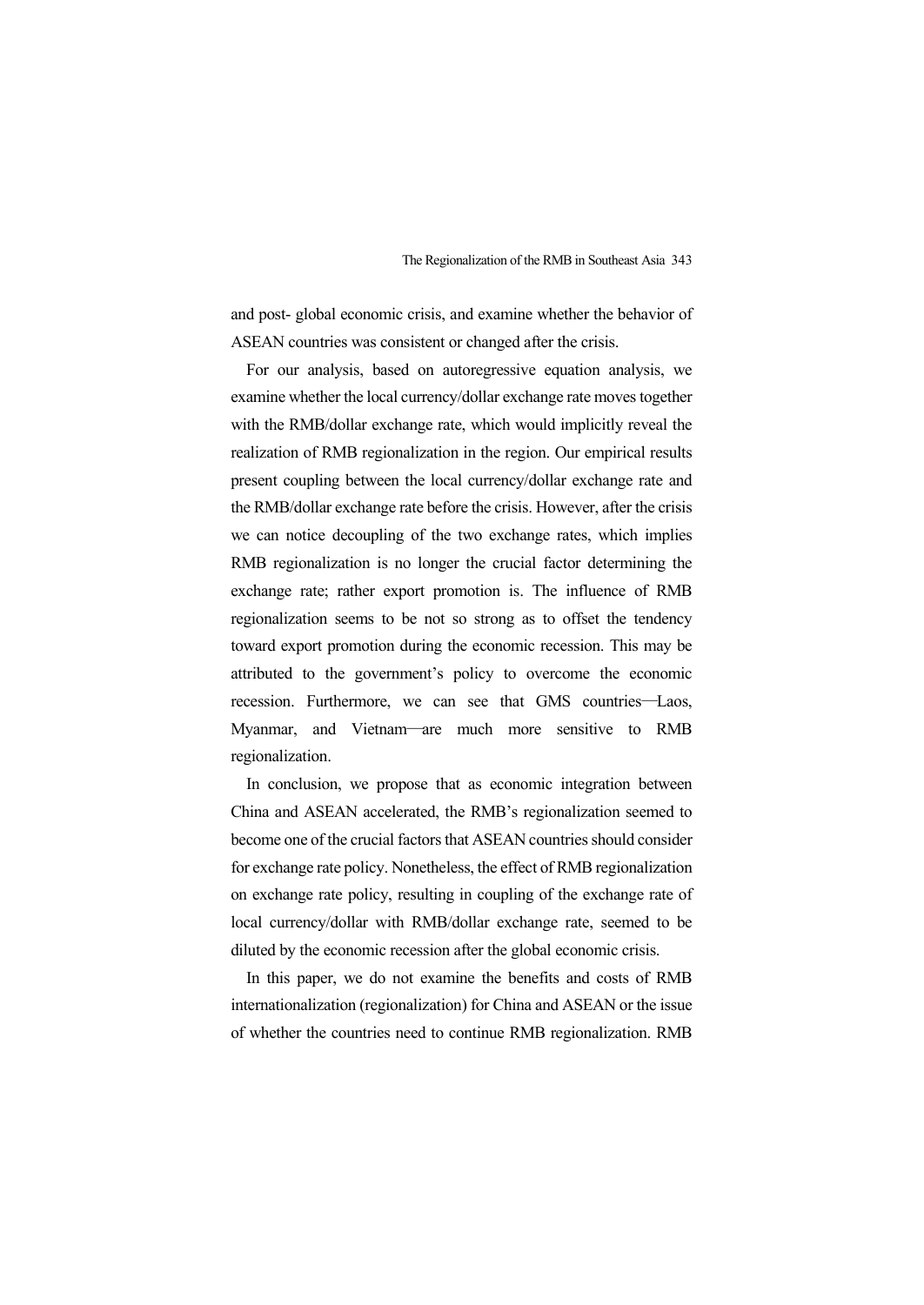and post- global economic crisis, and examine whether the behavior of ASEAN countries was consistent or changed after the crisis.

For our analysis, based on autoregressive equation analysis, we examine whether the local currency/dollar exchange rate moves together with the RMB/dollar exchange rate, which would implicitly reveal the realization of RMB regionalization in the region. Our empirical results present coupling between the local currency/dollar exchange rate and the RMB/dollar exchange rate before the crisis. However, after the crisis we can notice decoupling of the two exchange rates, which implies RMB regionalization is no longer the crucial factor determining the exchange rate; rather export promotion is. The influence of RMB regionalization seems to be not so strong as to offset the tendency toward export promotion during the economic recession. This may be attributed to the government's policy to overcome the economic recession. Furthermore, we can see that GMS countries—Laos, Myanmar, and Vietnam—are much more sensitive to RMB regionalization.

In conclusion, we propose that as economic integration between China and ASEAN accelerated, the RMB's regionalization seemed to become one of the crucial factors that ASEAN countries should consider for exchange rate policy. Nonetheless, the effect of RMB regionalization on exchange rate policy, resulting in coupling of the exchange rate of local currency/dollar with RMB/dollar exchange rate, seemed to be diluted by the economic recession after the global economic crisis.

In this paper, we do not examine the benefits and costs of RMB internationalization (regionalization) for China and ASEAN or the issue of whether the countries need to continue RMB regionalization. RMB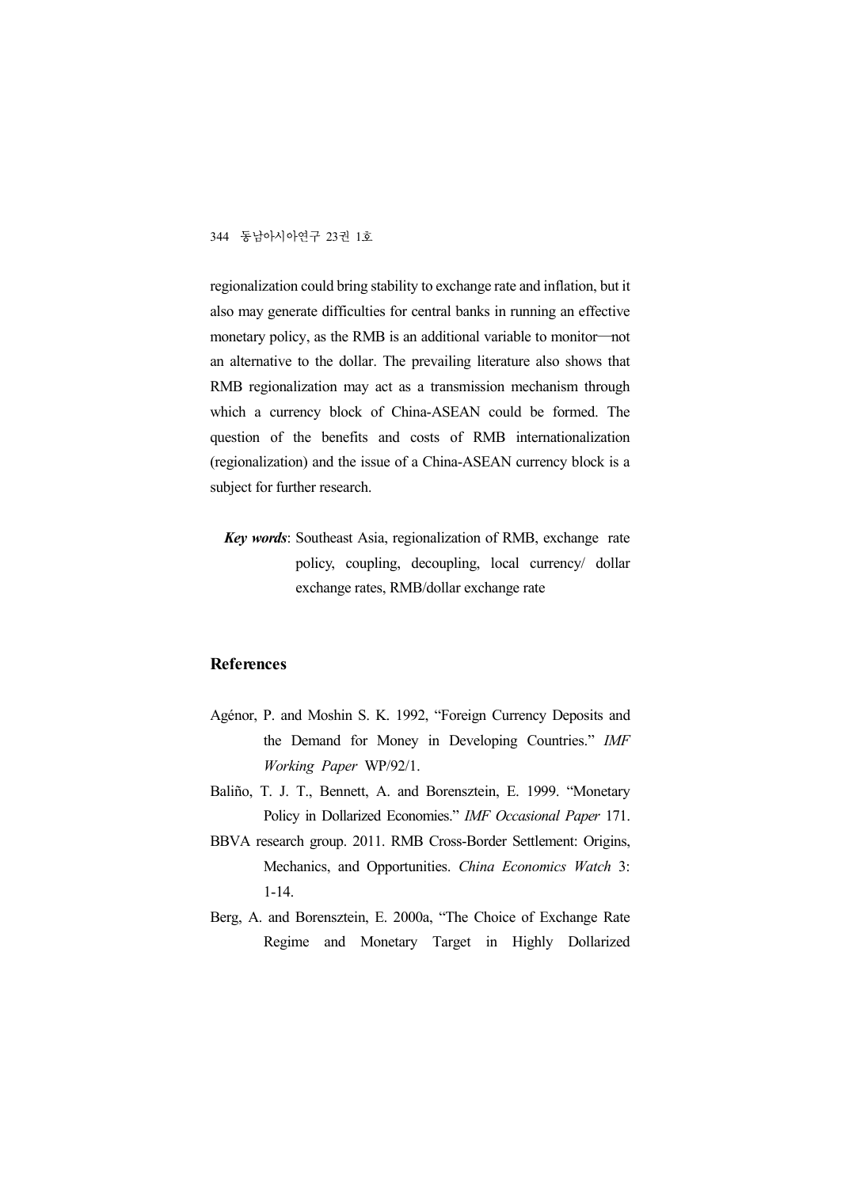regionalization could bring stability to exchange rate and inflation, but it also may generate difficulties for central banks in running an effective monetary policy, as the RMB is an additional variable to monitor—not an alternative to the dollar. The prevailing literature also shows that RMB regionalization may act as a transmission mechanism through which a currency block of China-ASEAN could be formed. The question of the benefits and costs of RMB internationalization (regionalization) and the issue of a China-ASEAN currency block is a subject for further research.

***Key words***: Southeast Asia, regionalization of RMB, exchange rate policy, coupling, decoupling, local currency/ dollar exchange rates, RMB/dollar exchange rate

## References

Agénor, P. and Moshin S. K. 1992, "Foreign Currency Deposits and the Demand for Money in Developing Countries." *IMF Working Paper* WP/92/1.

Baliño, T. J. T., Bennett, A. and Borensztein, E. 1999. "Monetary Policy in Dollarized Economies." *IMF Occasional Paper* 171.

BBVA research group. 2011. RMB Cross-Border Settlement: Origins, Mechanics, and Opportunities. *China Economics Watch* 3: 1-14.

Berg, A. and Borensztein, E. 2000a, "The Choice of Exchange Rate Regime and Monetary Target in Highly Dollarized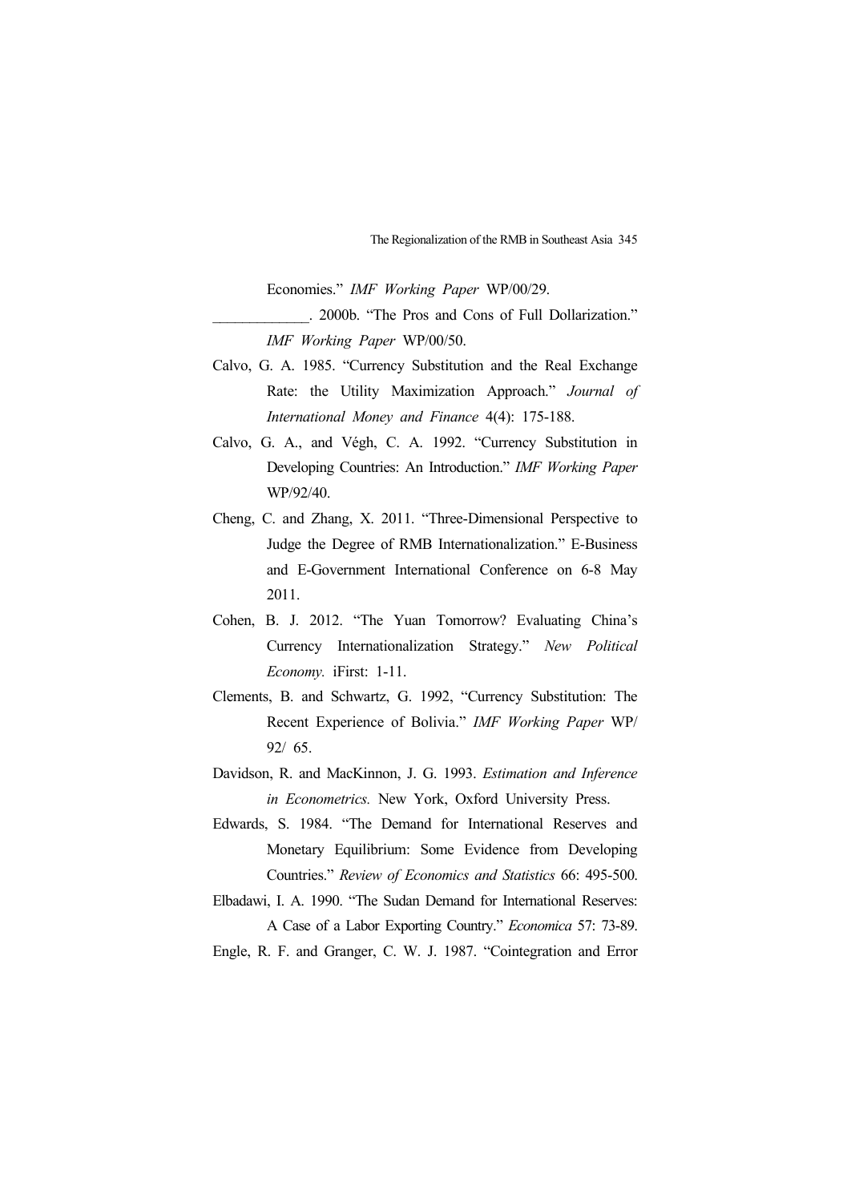Economies." *IMF Working Paper* WP/00/29.

_____________. 2000b. "The Pros and Cons of Full Dollarization." *IMF Working Paper* WP/00/50.

Calvo, G. A. 1985. "Currency Substitution and the Real Exchange Rate: the Utility Maximization Approach." *Journal of International Money and Finance* 4(4): 175-188.

Calvo, G. A., and Végh, C. A. 1992. "Currency Substitution in Developing Countries: An Introduction." *IMF Working Paper* WP/92/40.

Cheng, C. and Zhang, X. 2011. "Three-Dimensional Perspective to Judge the Degree of RMB Internationalization." E-Business and E-Government International Conference on 6-8 May 2011.

Cohen, B. J. 2012. "The Yuan Tomorrow? Evaluating China's Currency Internationalization Strategy." *New Political Economy.* iFirst: 1-11.

Clements, B. and Schwartz, G. 1992, "Currency Substitution: The Recent Experience of Bolivia." *IMF Working Paper* WP/ 92/ 65.

Davidson, R. and MacKinnon, J. G. 1993. *Estimation and Inference in Econometrics.* New York, Oxford University Press.

Edwards, S. 1984. "The Demand for International Reserves and Monetary Equilibrium: Some Evidence from Developing Countries." *Review of Economics and Statistics* 66: 495-500.

Elbadawi, I. A. 1990. "The Sudan Demand for International Reserves: A Case of a Labor Exporting Country." *Economica* 57: 73-89.

Engle, R. F. and Granger, C. W. J. 1987. "Cointegration and Error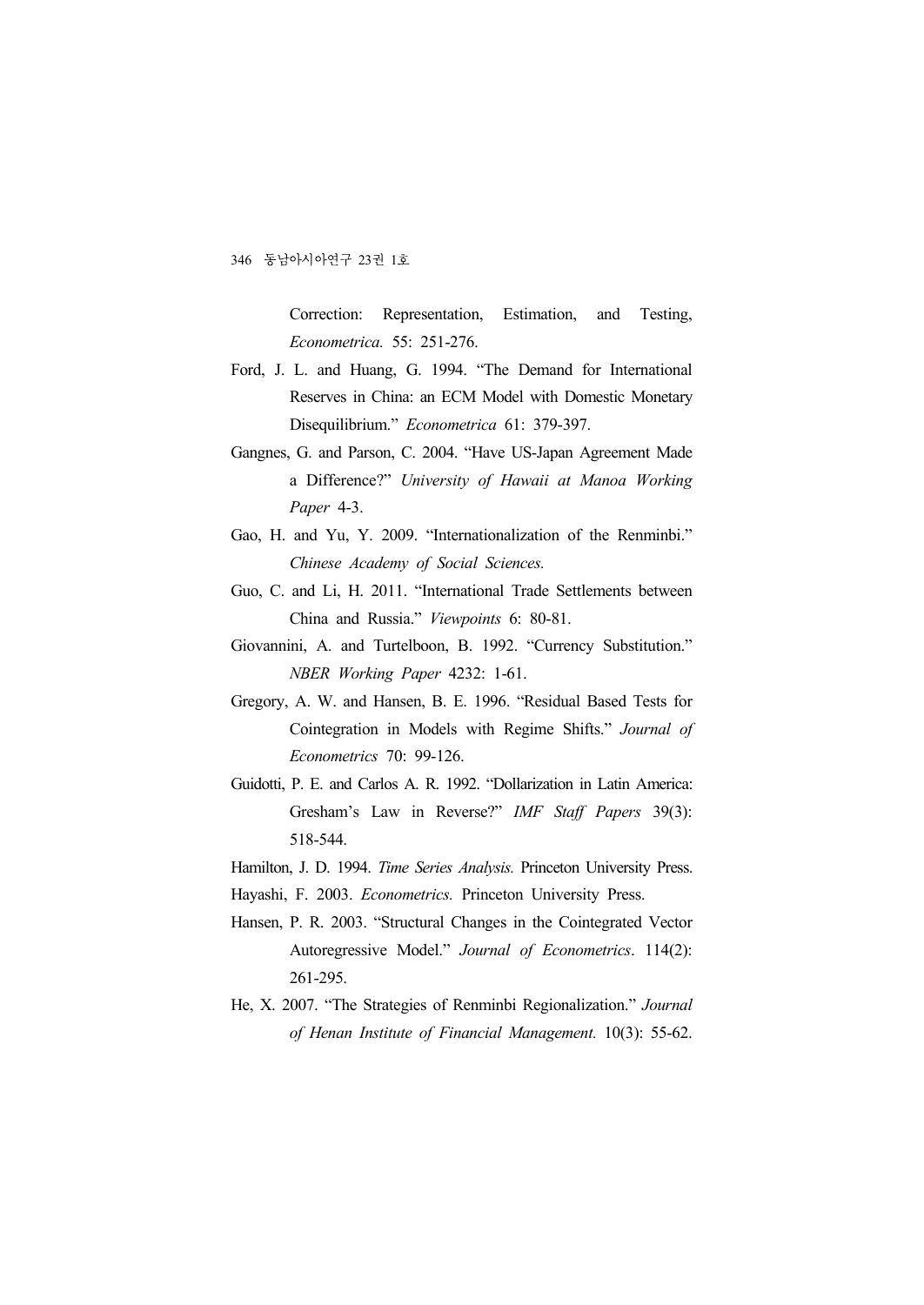Correction: Representation, Estimation, and Testing, *Econometrica.* 55: 251-276.

Ford, J. L. and Huang, G. 1994. "The Demand for International Reserves in China: an ECM Model with Domestic Monetary Disequilibrium." *Econometrica* 61: 379-397.

Gangnes, G. and Parson, C. 2004. "Have US-Japan Agreement Made a Difference?" *University of Hawaii at Manoa Working Paper* 4-3.

Gao, H. and Yu, Y. 2009. "Internationalization of the Renminbi." *Chinese Academy of Social Sciences.*

Guo, C. and Li, H. 2011. "International Trade Settlements between China and Russia." *Viewpoints* 6: 80-81.

Giovannini, A. and Turtelboon, B. 1992. "Currency Substitution." *NBER Working Paper* 4232: 1-61.

Gregory, A. W. and Hansen, B. E. 1996. "Residual Based Tests for Cointegration in Models with Regime Shifts." *Journal of Econometrics* 70: 99-126.

Guidotti, P. E. and Carlos A. R. 1992. "Dollarization in Latin America: Gresham's Law in Reverse?" *IMF Staff Papers* 39(3): 518-544.

Hamilton, J. D. 1994. *Time Series Analysis.* Princeton University Press.

Hayashi, F. 2003. *Econometrics.* Princeton University Press.

Hansen, P. R. 2003. "Structural Changes in the Cointegrated Vector Autoregressive Model." *Journal of Econometrics*. 114(2): 261-295.

He, X. 2007. "The Strategies of Renminbi Regionalization." *Journal of Henan Institute of Financial Management.* 10(3): 55-62.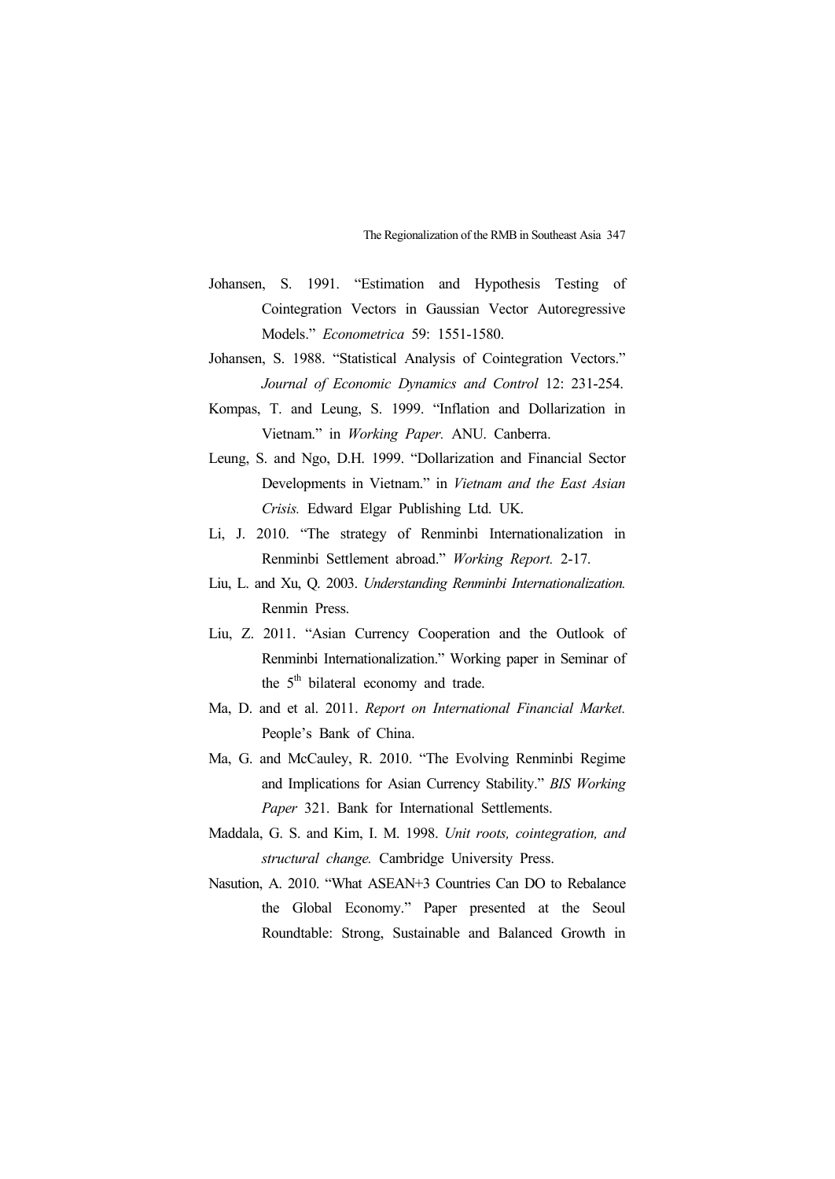Johansen, S. 1991. "Estimation and Hypothesis Testing of Cointegration Vectors in Gaussian Vector Autoregressive Models." *Econometrica* 59: 1551-1580.

Johansen, S. 1988. "Statistical Analysis of Cointegration Vectors." *Journal of Economic Dynamics and Control* 12: 231-254.

Kompas, T. and Leung, S. 1999. "Inflation and Dollarization in Vietnam." in *Working Paper.* ANU. Canberra.

Leung, S. and Ngo, D.H. 1999. "Dollarization and Financial Sector Developments in Vietnam." in *Vietnam and the East Asian Crisis.* Edward Elgar Publishing Ltd. UK.

Li, J. 2010. "The strategy of Renminbi Internationalization in Renminbi Settlement abroad." *Working Report.* 2-17.

Liu, L. and Xu, Q. 2003. *Understanding Renminbi Internationalization.* Renmin Press.

Liu, Z. 2011. "Asian Currency Cooperation and the Outlook of Renminbi Internationalization." Working paper in Seminar of the 5th bilateral economy and trade.

Ma, D. and et al. 2011. *Report on International Financial Market.* People's Bank of China.

Ma, G. and McCauley, R. 2010. "The Evolving Renminbi Regime and Implications for Asian Currency Stability." *BIS Working Paper* 321. Bank for International Settlements.

Maddala, G. S. and Kim, I. M. 1998. *Unit roots, cointegration, and structural change.* Cambridge University Press.

Nasution, A. 2010. "What ASEAN+3 Countries Can DO to Rebalance the Global Economy." Paper presented at the Seoul Roundtable: Strong, Sustainable and Balanced Growth in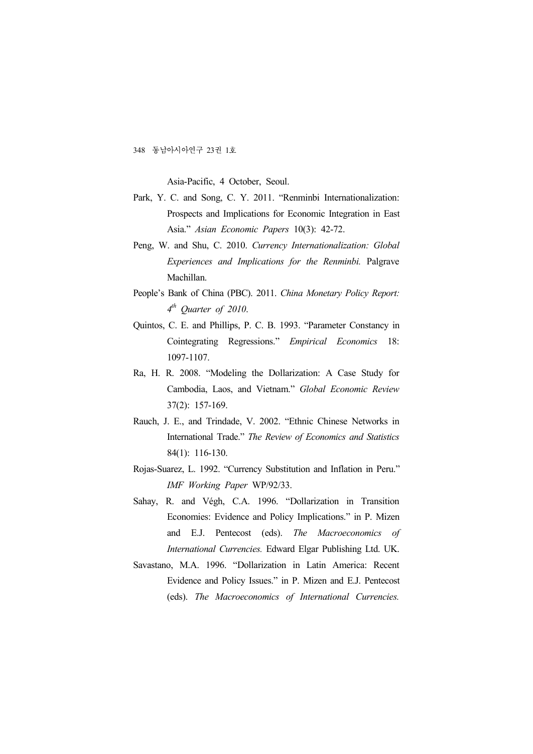Asia-Pacific, 4 October, Seoul.

Park, Y. C. and Song, C. Y. 2011. “Renminbi Internationalization: Prospects and Implications for Economic Integration in East Asia.” *Asian Economic Papers* 10(3): 42-72.

Peng, W. and Shu, C. 2010. *Currency Internationalization: Global Experiences and Implications for the Renminbi.* Palgrave Machillan.

People’s Bank of China (PBC). 2011. *China Monetary Policy Report: 4th Quarter of 2010*.

Quintos, C. E. and Phillips, P. C. B. 1993. “Parameter Constancy in Cointegrating Regressions.” *Empirical Economics* 18: 1097-1107.

Ra, H. R. 2008. “Modeling the Dollarization: A Case Study for Cambodia, Laos, and Vietnam.” *Global Economic Review* 37(2): 157-169.

Rauch, J. E., and Trindade, V. 2002. “Ethnic Chinese Networks in International Trade.” *The Review of Economics and Statistics* 84(1): 116-130.

Rojas-Suarez, L. 1992. “Currency Substitution and Inflation in Peru.” *IMF Working Paper* WP/92/33.

Sahay, R. and Végh, C.A. 1996. “Dollarization in Transition Economies: Evidence and Policy Implications.” in P. Mizen and E.J. Pentecost (eds). *The Macroeconomics of International Currencies.* Edward Elgar Publishing Ltd. UK.

Savastano, M.A. 1996. “Dollarization in Latin America: Recent Evidence and Policy Issues.” in P. Mizen and E.J. Pentecost (eds). *The Macroeconomics of International Currencies.*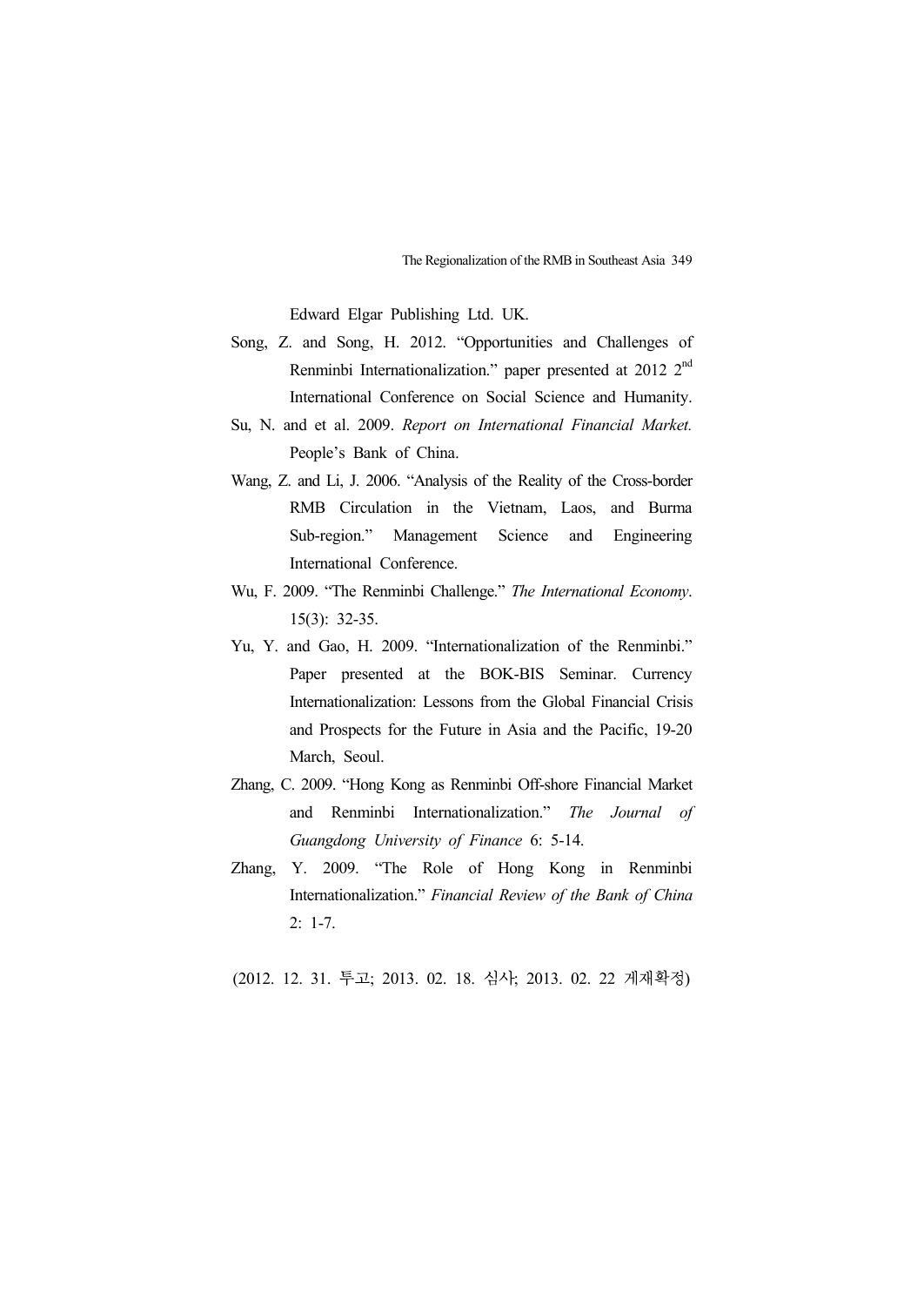Edward Elgar Publishing Ltd. UK.

Song, Z. and Song, H. 2012. "Opportunities and Challenges of Renminbi Internationalization." paper presented at 2012 2nd International Conference on Social Science and Humanity.

Su, N. and et al. 2009. *Report on International Financial Market.* People's Bank of China.

Wang, Z. and Li, J. 2006. "Analysis of the Reality of the Cross-border RMB Circulation in the Vietnam, Laos, and Burma Sub-region." Management Science and Engineering International Conference.

Wu, F. 2009. "The Renminbi Challenge." *The International Economy*. 15(3): 32-35.

Yu, Y. and Gao, H. 2009. "Internationalization of the Renminbi." Paper presented at the BOK-BIS Seminar. Currency Internationalization: Lessons from the Global Financial Crisis and Prospects for the Future in Asia and the Pacific, 19-20 March, Seoul.

Zhang, C. 2009. "Hong Kong as Renminbi Off-shore Financial Market and Renminbi Internationalization." *The Journal of Guangdong University of Finance* 6: 5-14.

Zhang, Y. 2009. "The Role of Hong Kong in Renminbi Internationalization." *Financial Review of the Bank of China* 2: 1-7.

(2012. 12. 31. 투고; 2013. 02. 18. 심사; 2013. 02. 22 게재확정)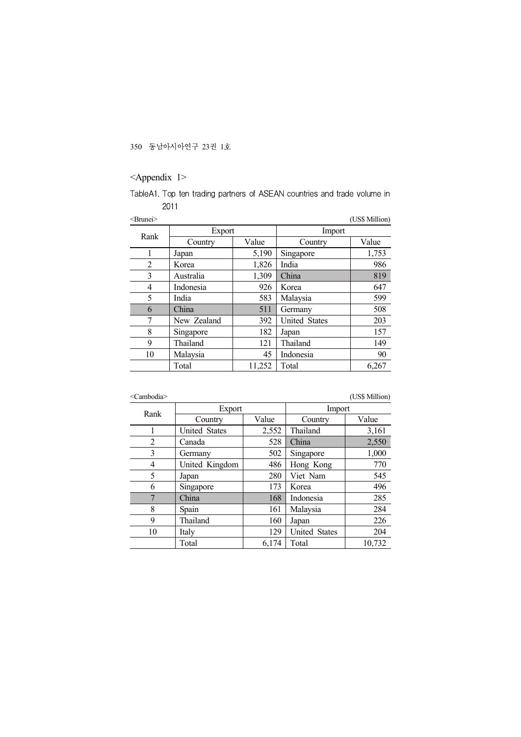<Appendix 1>

TableA1. Top ten trading partners of ASEAN countries and trade volume in 2011

<Brunei> (US$ Million)

| Rank | Export | | Import | |
|---|---|---|---|---|
| | Country | Value | Country | Value |
| 1 | Japan | 5,190 | Singapore | 1,753 |
| 2 | Korea | 1,826 | India | 986 |
| 3 | Australia | 1,309 | China | 819 |
| 4 | Indonesia | 926 | Korea | 647 |
| 5 | India | 583 | Malaysia | 599 |
| 6 | China | 511 | Germany | 508 |
| 7 | New Zealand | 392 | United States | 203 |
| 8 | Singapore | 182 | Japan | 157 |
| 9 | Thailand | 121 | Thailand | 149 |
| 10 | Malaysia | 45 | Indonesia | 90 |
| | Total | 11,252 | Total | 6,267 |

<Cambodia> (US$ Million)

| Rank | Export | | Import | |
|---|---|---|---|---|
| | Country | Value | Country | Value |
| 1 | United States | 2,552 | Thailand | 3,161 |
| 2 | Canada | 528 | China | 2,550 |
| 3 | Germany | 502 | Singapore | 1,000 |
| 4 | United Kingdom | 486 | Hong Kong | 770 |
| 5 | Japan | 280 | Viet Nam | 545 |
| 6 | Singapore | 173 | Korea | 496 |
| 7 | China | 168 | Indonesia | 285 |
| 8 | Spain | 161 | Malaysia | 284 |
| 9 | Thailand | 160 | Japan | 226 |
| 10 | Italy | 129 | United States | 204 |
| | Total | 6,174 | Total | 10,732 |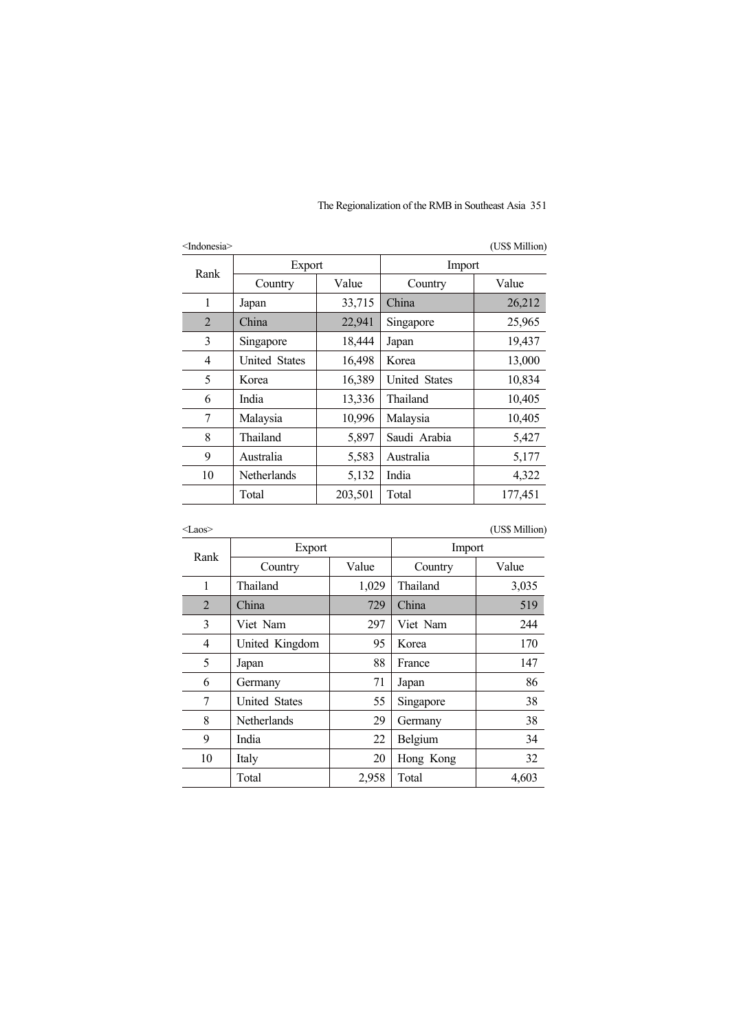<Indonesia> (US$ Million)

| Rank | Export | | Import | |
|---|---|---|---|---|
| | Country | Value | Country | Value |
| 1 | Japan | 33,715 | China | 26,212 |
| 2 | China | 22,941 | Singapore | 25,965 |
| 3 | Singapore | 18,444 | Japan | 19,437 |
| 4 | United States | 16,498 | Korea | 13,000 |
| 5 | Korea | 16,389 | United States | 10,834 |
| 6 | India | 13,336 | Thailand | 10,405 |
| 7 | Malaysia | 10,996 | Malaysia | 10,405 |
| 8 | Thailand | 5,897 | Saudi Arabia | 5,427 |
| 9 | Australia | 5,583 | Australia | 5,177 |
| 10 | Netherlands | 5,132 | India | 4,322 |
| | Total | 203,501 | Total | 177,451 |

<Laos> (US$ Million)

| Rank | Export | | Import | |
|---|---|---|---|---|
| | Country | Value | Country | Value |
| 1 | Thailand | 1,029 | Thailand | 3,035 |
| 2 | China | 729 | China | 519 |
| 3 | Viet Nam | 297 | Viet Nam | 244 |
| 4 | United Kingdom | 95 | Korea | 170 |
| 5 | Japan | 88 | France | 147 |
| 6 | Germany | 71 | Japan | 86 |
| 7 | United States | 55 | Singapore | 38 |
| 8 | Netherlands | 29 | Germany | 38 |
| 9 | India | 22 | Belgium | 34 |
| 10 | Italy | 20 | Hong Kong | 32 |
| | Total | 2,958 | Total | 4,603 |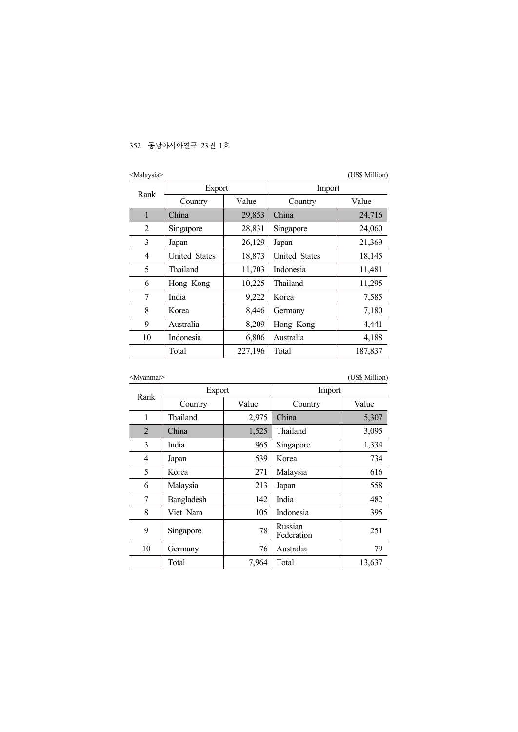<Malaysia>

(US$ Million)

| Rank | Export | | Import | |
|---|---|---|---|---|
| | Country | Value | Country | Value |
| 1 | China | 29,853 | China | 24,716 |
| 2 | Singapore | 28,831 | Singapore | 24,060 |
| 3 | Japan | 26,129 | Japan | 21,369 |
| 4 | United States | 18,873 | United States | 18,145 |
| 5 | Thailand | 11,703 | Indonesia | 11,481 |
| 6 | Hong Kong | 10,225 | Thailand | 11,295 |
| 7 | India | 9,222 | Korea | 7,585 |
| 8 | Korea | 8,446 | Germany | 7,180 |
| 9 | Australia | 8,209 | Hong Kong | 4,441 |
| 10 | Indonesia | 6,806 | Australia | 4,188 |
| | Total | 227,196 | Total | 187,837 |

<Myanmar>

(US$ Million)

| Rank | Export | | Import | |
|---|---|---|---|---|
| | Country | Value | Country | Value |
| 1 | Thailand | 2,975 | China | 5,307 |
| 2 | China | 1,525 | Thailand | 3,095 |
| 3 | India | 965 | Singapore | 1,334 |
| 4 | Japan | 539 | Korea | 734 |
| 5 | Korea | 271 | Malaysia | 616 |
| 6 | Malaysia | 213 | Japan | 558 |
| 7 | Bangladesh | 142 | India | 482 |
| 8 | Viet Nam | 105 | Indonesia | 395 |
| 9 | Singapore | 78 | Russian Federation | 251 |
| 10 | Germany | 76 | Australia | 79 |
| | Total | 7,964 | Total | 13,637 |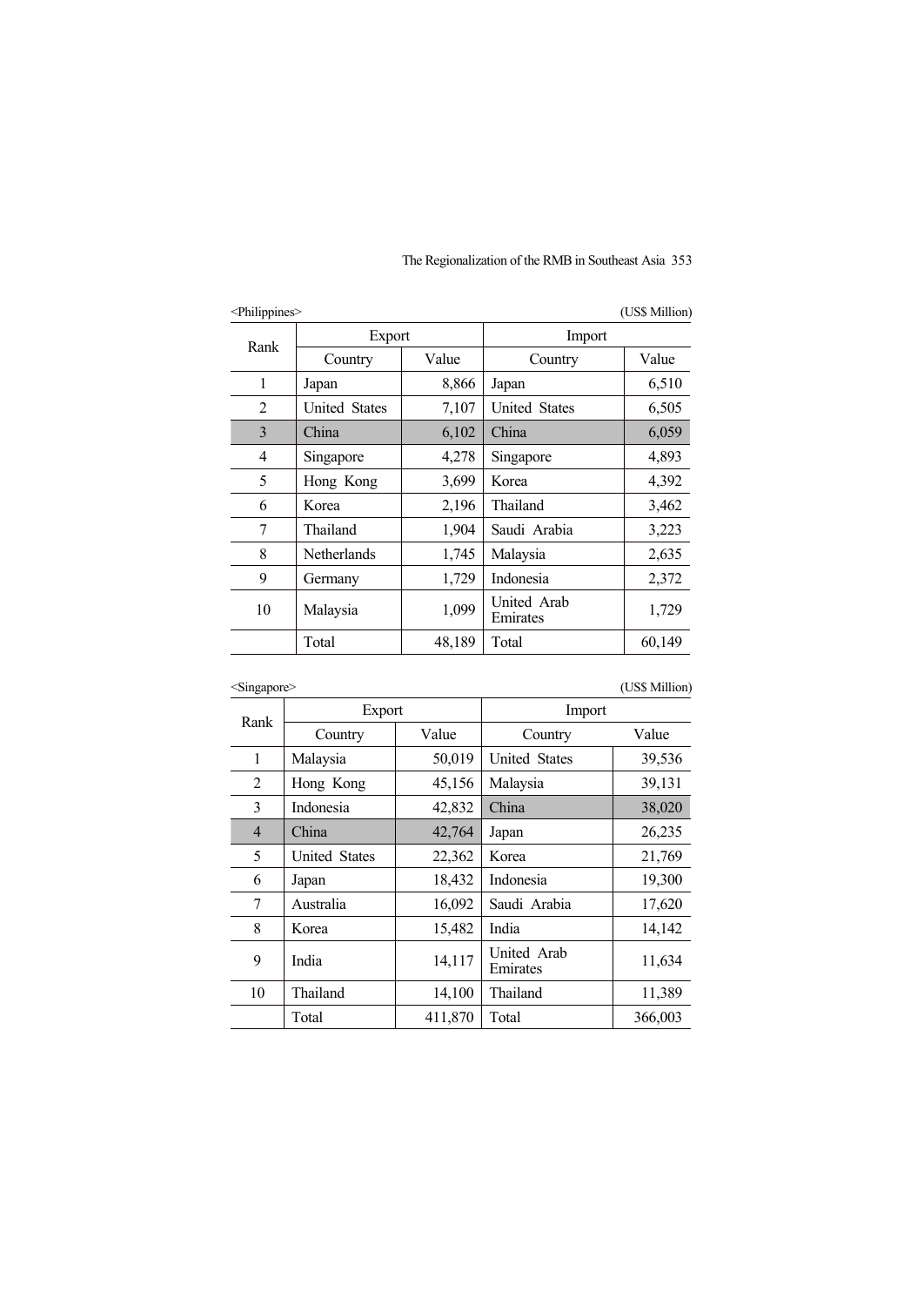<Philippines>

(US$ Million)

| Rank | Export | | Import | |
|---|---|---|---|---|
| | Country | Value | Country | Value |
| 1 | Japan | 8,866 | Japan | 6,510 |
| 2 | United States | 7,107 | United States | 6,505 |
| 3 | China | 6,102 | China | 6,059 |
| 4 | Singapore | 4,278 | Singapore | 4,893 |
| 5 | Hong Kong | 3,699 | Korea | 4,392 |
| 6 | Korea | 2,196 | Thailand | 3,462 |
| 7 | Thailand | 1,904 | Saudi Arabia | 3,223 |
| 8 | Netherlands | 1,745 | Malaysia | 2,635 |
| 9 | Germany | 1,729 | Indonesia | 2,372 |
| 10 | Malaysia | 1,099 | United Arab Emirates | 1,729 |
| | Total | 48,189 | Total | 60,149 |

<Singapore>

(US$ Million)

| Rank | Export | | Import | |
|---|---|---|---|---|
| | Country | Value | Country | Value |
| 1 | Malaysia | 50,019 | United States | 39,536 |
| 2 | Hong Kong | 45,156 | Malaysia | 39,131 |
| 3 | Indonesia | 42,832 | China | 38,020 |
| 4 | China | 42,764 | Japan | 26,235 |
| 5 | United States | 22,362 | Korea | 21,769 |
| 6 | Japan | 18,432 | Indonesia | 19,300 |
| 7 | Australia | 16,092 | Saudi Arabia | 17,620 |
| 8 | Korea | 15,482 | India | 14,142 |
| 9 | India | 14,117 | United Arab Emirates | 11,634 |
| 10 | Thailand | 14,100 | Thailand | 11,389 |
| | Total | 411,870 | Total | 366,003 |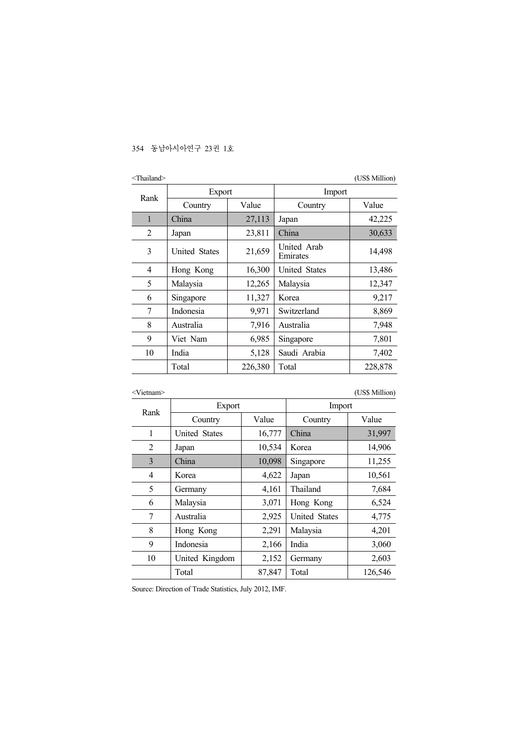<Thailand>

(US$ Million)

| Rank | Export | | Import | |
|---|---|---|---|---|
| | Country | Value | Country | Value |
| 1 | China | 27,113 | Japan | 42,225 |
| 2 | Japan | 23,811 | China | 30,633 |
| 3 | United States | 21,659 | United Arab Emirates | 14,498 |
| 4 | Hong Kong | 16,300 | United States | 13,486 |
| 5 | Malaysia | 12,265 | Malaysia | 12,347 |
| 6 | Singapore | 11,327 | Korea | 9,217 |
| 7 | Indonesia | 9,971 | Switzerland | 8,869 |
| 8 | Australia | 7,916 | Australia | 7,948 |
| 9 | Viet Nam | 6,985 | Singapore | 7,801 |
| 10 | India | 5,128 | Saudi Arabia | 7,402 |
| | Total | 226,380 | Total | 228,878 |

<Vietnam>

(US$ Million)

| Rank | Export | | Import | |
|---|---|---|---|---|
| | Country | Value | Country | Value |
| 1 | United States | 16,777 | China | 31,997 |
| 2 | Japan | 10,534 | Korea | 14,906 |
| 3 | China | 10,098 | Singapore | 11,255 |
| 4 | Korea | 4,622 | Japan | 10,561 |
| 5 | Germany | 4,161 | Thailand | 7,684 |
| 6 | Malaysia | 3,071 | Hong Kong | 6,524 |
| 7 | Australia | 2,925 | United States | 4,775 |
| 8 | Hong Kong | 2,291 | Malaysia | 4,201 |
| 9 | Indonesia | 2,166 | India | 3,060 |
| 10 | United Kingdom | 2,152 | Germany | 2,603 |
| | Total | 87,847 | Total | 126,546 |

Source: Direction of Trade Statistics, July 2012, IMF.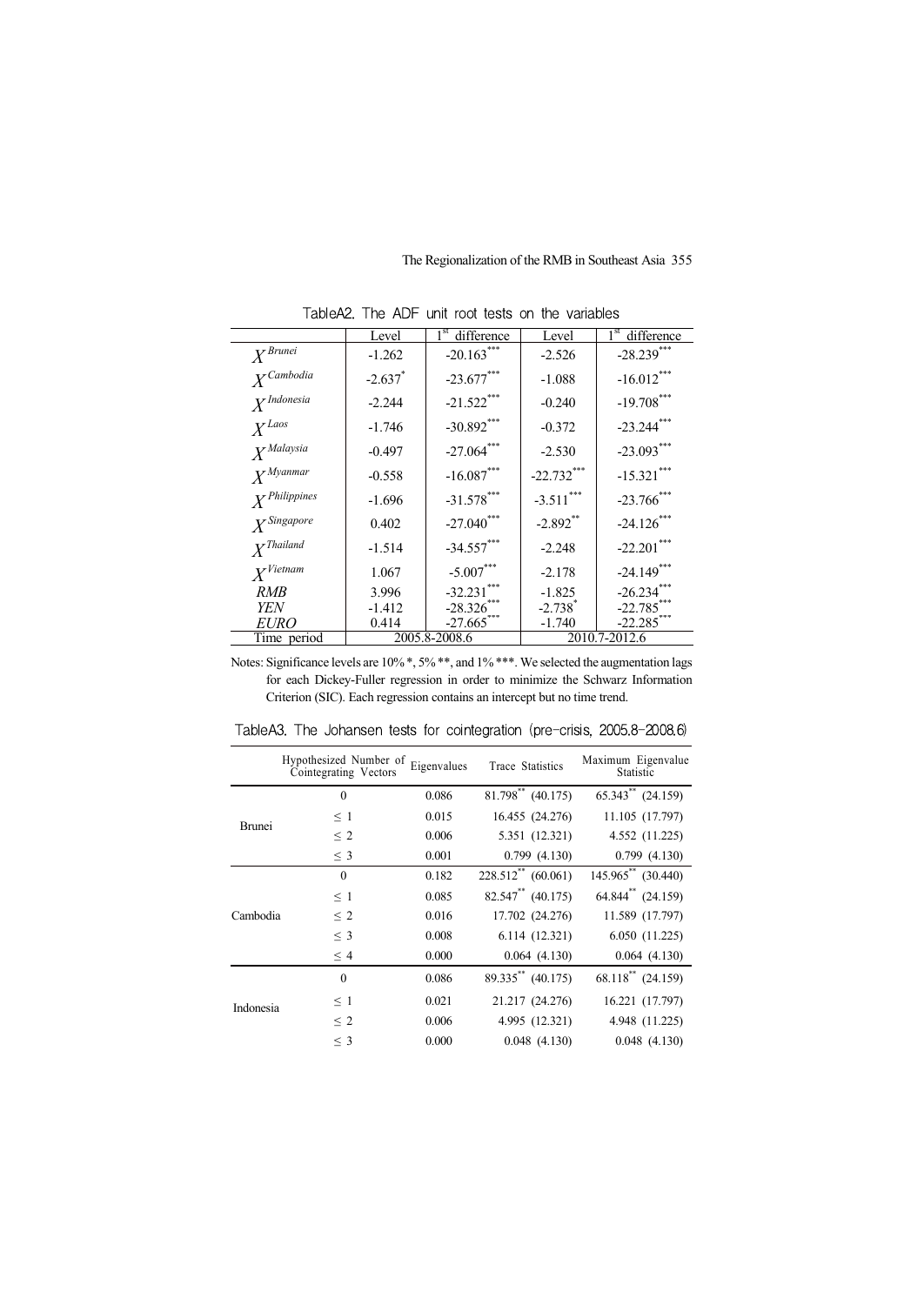TableA2. The ADF unit root tests on the variables

| | Level | $1^{st}$ difference | Level | $1^{st}$ difference |
|---|---|---|---|---|
| $X^{Brunei}$ | -1.262 | $-20.163^{***}$ | -2.526 | $-28.239^{***}$ |
| $X^{Cambodia}$ | $-2.637^{*}$ | $-23.677^{***}$ | -1.088 | $-16.012^{***}$ |
| $X^{Indonesia}$ | -2.244 | $-21.522^{***}$ | -0.240 | $-19.708^{***}$ |
| $X^{Laos}$ | -1.746 | $-30.892^{***}$ | -0.372 | $-23.244^{***}$ |
| $X^{Malaysia}$ | -0.497 | $-27.064^{***}$ | -2.530 | $-23.093^{***}$ |
| $X^{Myanmar}$ | -0.558 | $-16.087^{***}$ | $-22.732^{***}$ | $-15.321^{***}$ |
| $X^{Philippines}$ | -1.696 | $-31.578^{***}$ | $-3.511^{***}$ | $-23.766^{***}$ |
| $X^{Singapore}$ | 0.402 | $-27.040^{***}$ | $-2.892^{**}$ | $-24.126^{***}$ |
| $X^{Thailand}$ | -1.514 | $-34.557^{***}$ | -2.248 | $-22.201^{***}$ |
| $X^{Vietnam}$ | 1.067 | $-5.007^{***}$ | -2.178 | $-24.149^{***}$ |
| *RMB* | 3.996 | $-32.231^{***}$ | -1.825 | $-26.234^{***}$ |
| *YEN* | -1.412 | $-28.326^{***}$ | $-2.738^{*}$ | $-22.785^{***}$ |
| *EURO* | 0.414 | $-27.665^{***}$ | -1.740 | $-22.285^{***}$ |
| Time period | 2005.8-2008.6 | | 2010.7-2012.6 | |

Notes: Significance levels are 10% *, 5% **, and 1% ***. We selected the augmentation lags for each Dickey-Fuller regression in order to minimize the Schwarz Information Criterion (SIC). Each regression contains an intercept but no time trend.

TableA3. The Johansen tests for cointegration (pre-crisis, 2005.8-2008.6)

| | Hypothesized Number of Cointegrating Vectors | Eigenvalues | Trace Statistics | Maximum Eigenvalue Statistic |
|---|---|---|---|---|
| Brunei | 0 | 0.086 | $81.798^{**}$ (40.175) | $65.343^{**}$ (24.159) |
| | ≤ 1 | 0.015 | 16.455 (24.276) | 11.105 (17.797) |
| | ≤ 2 | 0.006 | 5.351 (12.321) | 4.552 (11.225) |
| | ≤ 3 | 0.001 | 0.799 (4.130) | 0.799 (4.130) |
| Cambodia | 0 | 0.182 | $228.512^{**}$ (60.061) | $145.965^{**}$ (30.440) |
| | ≤ 1 | 0.085 | $82.547^{**}$ (40.175) | $64.844^{**}$ (24.159) |
| | ≤ 2 | 0.016 | 17.702 (24.276) | 11.589 (17.797) |
| | ≤ 3 | 0.008 | 6.114 (12.321) | 6.050 (11.225) |
| | ≤ 4 | 0.000 | 0.064 (4.130) | 0.064 (4.130) |
| Indonesia | 0 | 0.086 | $89.335^{**}$ (40.175) | $68.118^{**}$ (24.159) |
| | ≤ 1 | 0.021 | 21.217 (24.276) | 16.221 (17.797) |
| | ≤ 2 | 0.006 | 4.995 (12.321) | 4.948 (11.225) |
| | ≤ 3 | 0.000 | 0.048 (4.130) | 0.048 (4.130) |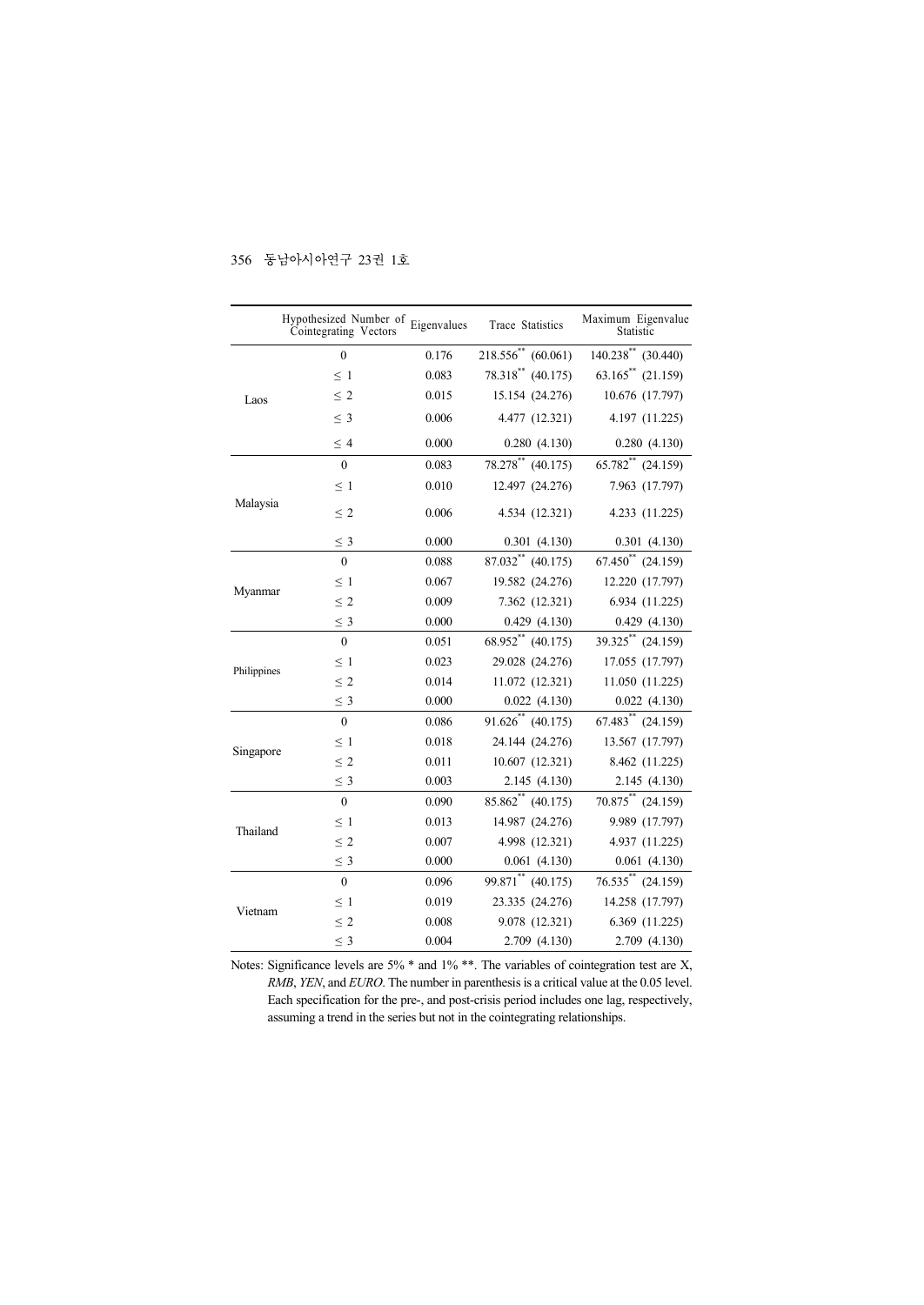| | Hypothesized Number of Cointegrating Vectors | Eigenvalues | Trace Statistics | Maximum Eigenvalue Statistic |
|---|---|---|---|---|
| Laos | 0 | 0.176 | 218.556** (60.061) | 140.238** (30.440) |
| | ≤ 1 | 0.083 | 78.318** (40.175) | 63.165** (21.159) |
| | ≤ 2 | 0.015 | 15.154 (24.276) | 10.676 (17.797) |
| | ≤ 3 | 0.006 | 4.477 (12.321) | 4.197 (11.225) |
| | ≤ 4 | 0.000 | 0.280 (4.130) | 0.280 (4.130) |
| Malaysia | 0 | 0.083 | 78.278** (40.175) | 65.782** (24.159) |
| | ≤ 1 | 0.010 | 12.497 (24.276) | 7.963 (17.797) |
| | ≤ 2 | 0.006 | 4.534 (12.321) | 4.233 (11.225) |
| | ≤ 3 | 0.000 | 0.301 (4.130) | 0.301 (4.130) |
| Myanmar | 0 | 0.088 | 87.032** (40.175) | 67.450** (24.159) |
| | ≤ 1 | 0.067 | 19.582 (24.276) | 12.220 (17.797) |
| | ≤ 2 | 0.009 | 7.362 (12.321) | 6.934 (11.225) |
| | ≤ 3 | 0.000 | 0.429 (4.130) | 0.429 (4.130) |
| Philippines | 0 | 0.051 | 68.952** (40.175) | 39.325** (24.159) |
| | ≤ 1 | 0.023 | 29.028 (24.276) | 17.055 (17.797) |
| | ≤ 2 | 0.014 | 11.072 (12.321) | 11.050 (11.225) |
| | ≤ 3 | 0.000 | 0.022 (4.130) | 0.022 (4.130) |
| Singapore | 0 | 0.086 | 91.626** (40.175) | 67.483** (24.159) |
| | ≤ 1 | 0.018 | 24.144 (24.276) | 13.567 (17.797) |
| | ≤ 2 | 0.011 | 10.607 (12.321) | 8.462 (11.225) |
| | ≤ 3 | 0.003 | 2.145 (4.130) | 2.145 (4.130) |
| Thailand | 0 | 0.090 | 85.862** (40.175) | 70.875** (24.159) |
| | ≤ 1 | 0.013 | 14.987 (24.276) | 9.989 (17.797) |
| | ≤ 2 | 0.007 | 4.998 (12.321) | 4.937 (11.225) |
| | ≤ 3 | 0.000 | 0.061 (4.130) | 0.061 (4.130) |
| Vietnam | 0 | 0.096 | 99.871** (40.175) | 76.535** (24.159) |
| | ≤ 1 | 0.019 | 23.335 (24.276) | 14.258 (17.797) |
| | ≤ 2 | 0.008 | 9.078 (12.321) | 6.369 (11.225) |
| | ≤ 3 | 0.004 | 2.709 (4.130) | 2.709 (4.130) |

Notes: Significance levels are 5% * and 1% **. The variables of cointegration test are X, *RMB*, *YEN*, and *EURO*. The number in parenthesis is a critical value at the 0.05 level. Each specification for the pre-, and post-crisis period includes one lag, respectively, assuming a trend in the series but not in the cointegrating relationships.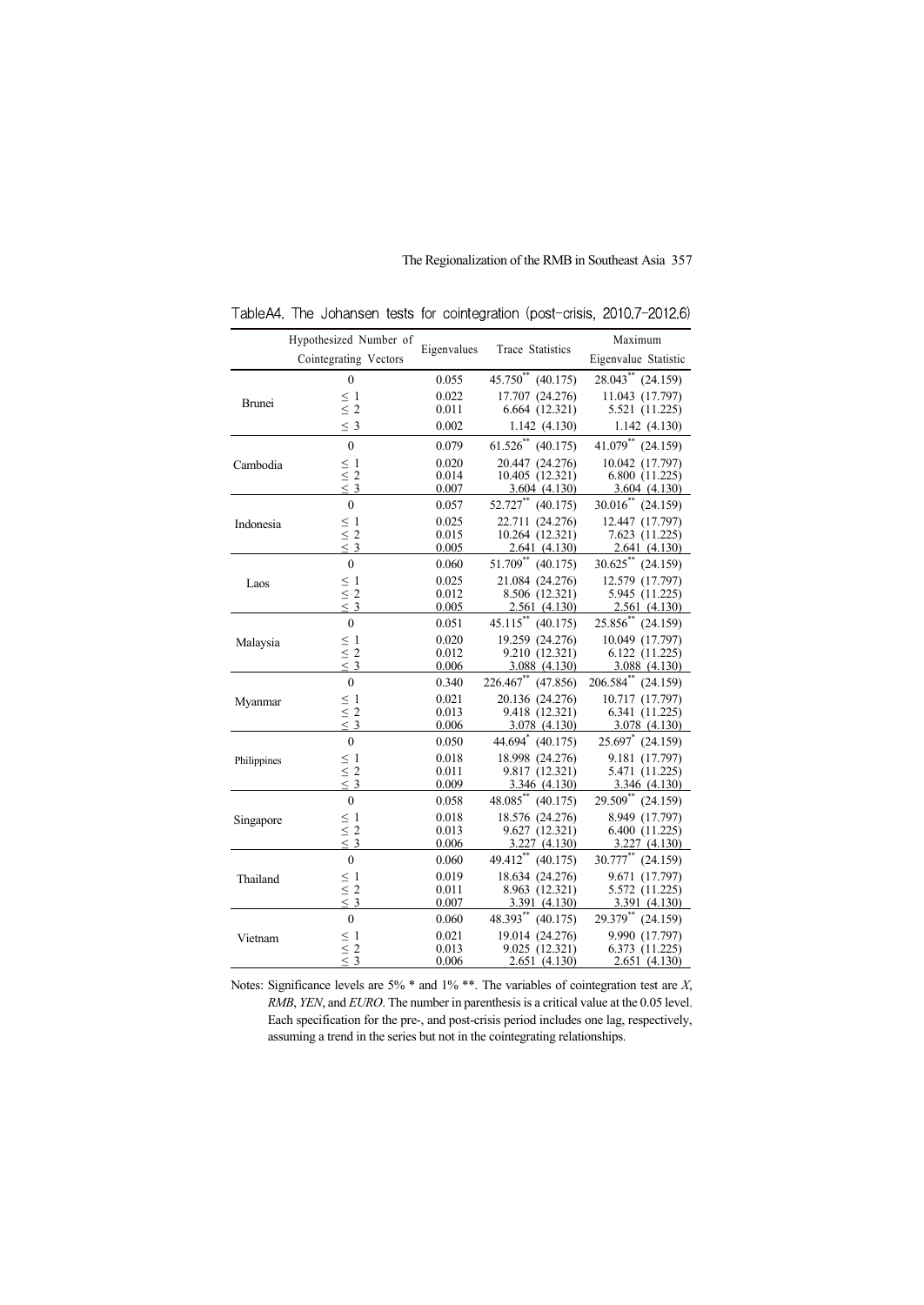TableA4. The Johansen tests for cointegration (post-crisis, 2010.7–2012.6)

| | Hypothesized Number of Cointegrating Vectors | Eigenvalues | Trace Statistics | Maximum Eigenvalue Statistic |
|---|---|---|---|---|
| Brunei | 0 | 0.055 | 45.750** (40.175) | 28.043** (24.159) |
| | ≤ 1 | 0.022 | 17.707 (24.276) | 11.043 (17.797) |
| | ≤ 2 | 0.011 | 6.664 (12.321) | 5.521 (11.225) |
| | ≤ 3 | 0.002 | 1.142 (4.130) | 1.142 (4.130) |
| Cambodia | 0 | 0.079 | 61.526** (40.175) | 41.079** (24.159) |
| | ≤ 1 | 0.020 | 20.447 (24.276) | 10.042 (17.797) |
| | ≤ 2 | 0.014 | 10.405 (12.321) | 6.800 (11.225) |
| | ≤ 3 | 0.007 | 3.604 (4.130) | 3.604 (4.130) |
| Indonesia | 0 | 0.057 | 52.727** (40.175) | 30.016** (24.159) |
| | ≤ 1 | 0.025 | 22.711 (24.276) | 12.447 (17.797) |
| | ≤ 2 | 0.015 | 10.264 (12.321) | 7.623 (11.225) |
| | ≤ 3 | 0.005 | 2.641 (4.130) | 2.641 (4.130) |
| Laos | 0 | 0.060 | 51.709** (40.175) | 30.625** (24.159) |
| | ≤ 1 | 0.025 | 21.084 (24.276) | 12.579 (17.797) |
| | ≤ 2 | 0.012 | 8.506 (12.321) | 5.945 (11.225) |
| | ≤ 3 | 0.005 | 2.561 (4.130) | 2.561 (4.130) |
| Malaysia | 0 | 0.051 | 45.115** (40.175) | 25.856** (24.159) |
| | ≤ 1 | 0.020 | 19.259 (24.276) | 10.049 (17.797) |
| | ≤ 2 | 0.012 | 9.210 (12.321) | 6.122 (11.225) |
| | ≤ 3 | 0.006 | 3.088 (4.130) | 3.088 (4.130) |
| Myanmar | 0 | 0.340 | 226.467** (47.856) | 206.584** (24.159) |
| | ≤ 1 | 0.021 | 20.136 (24.276) | 10.717 (17.797) |
| | ≤ 2 | 0.013 | 9.418 (12.321) | 6.341 (11.225) |
| | ≤ 3 | 0.006 | 3.078 (4.130) | 3.078 (4.130) |
| Philippines | 0 | 0.050 | 44.694* (40.175) | 25.697* (24.159) |
| | ≤ 1 | 0.018 | 18.998 (24.276) | 9.181 (17.797) |
| | ≤ 2 | 0.011 | 9.817 (12.321) | 5.471 (11.225) |
| | ≤ 3 | 0.009 | 3.346 (4.130) | 3.346 (4.130) |
| Singapore | 0 | 0.058 | 48.085** (40.175) | 29.509** (24.159) |
| | ≤ 1 | 0.018 | 18.576 (24.276) | 8.949 (17.797) |
| | ≤ 2 | 0.013 | 9.627 (12.321) | 6.400 (11.225) |
| | ≤ 3 | 0.006 | 3.227 (4.130) | 3.227 (4.130) |
| Thailand | 0 | 0.060 | 49.412** (40.175) | 30.777** (24.159) |
| | ≤ 1 | 0.019 | 18.634 (24.276) | 9.671 (17.797) |
| | ≤ 2 | 0.011 | 8.963 (12.321) | 5.572 (11.225) |
| | ≤ 3 | 0.007 | 3.391 (4.130) | 3.391 (4.130) |
| Vietnam | 0 | 0.060 | 48.393** (40.175) | 29.379** (24.159) |
| | ≤ 1 | 0.021 | 19.014 (24.276) | 9.990 (17.797) |
| | ≤ 2 | 0.013 | 9.025 (12.321) | 6.373 (11.225) |
| | ≤ 3 | 0.006 | 2.651 (4.130) | 2.651 (4.130) |

Notes: Significance levels are 5% * and 1% **. The variables of cointegration test are *X*, *RMB*, *YEN*, and *EURO*. The number in parenthesis is a critical value at the 0.05 level. Each specification for the pre-, and post-crisis period includes one lag, respectively, assuming a trend in the series but not in the cointegrating relationships.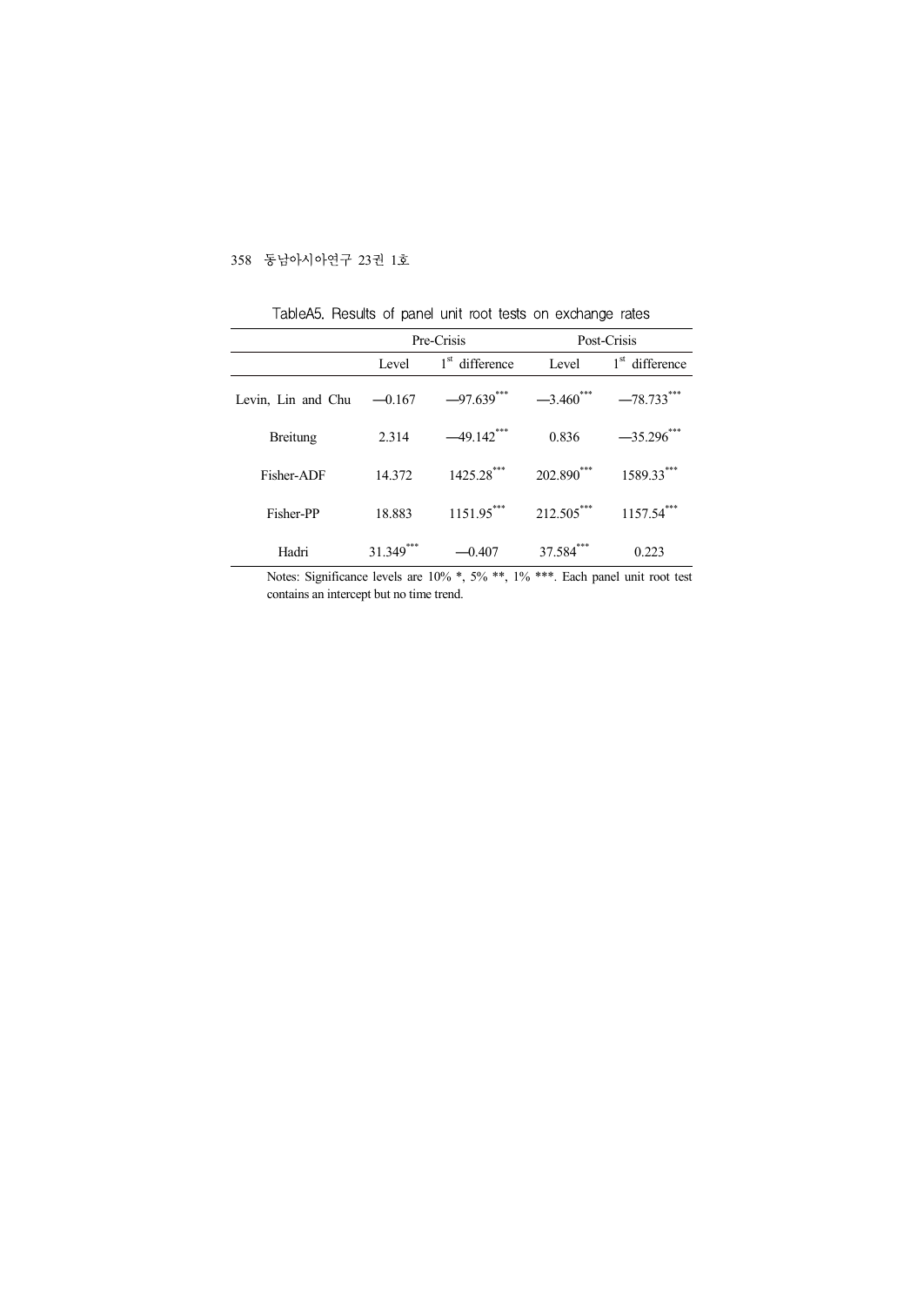TableA5. Results of panel unit root tests on exchange rates

| | Pre-Crisis | | Post-Crisis | |
|---|---|---|---|---|
| | Level | 1st difference | Level | 1st difference |
| Levin, Lin and Chu | —0.167 | —97.639*** | —3.460*** | —78.733*** |
| Breitung | 2.314 | —49.142*** | 0.836 | —35.296*** |
| Fisher-ADF | 14.372 | 1425.28*** | 202.890*** | 1589.33*** |
| Fisher-PP | 18.883 | 1151.95*** | 212.505*** | 1157.54*** |
| Hadri | 31.349*** | —0.407 | 37.584*** | 0.223 |

Notes: Significance levels are 10% *, 5% **, 1% ***. Each panel unit root test contains an intercept but no time trend.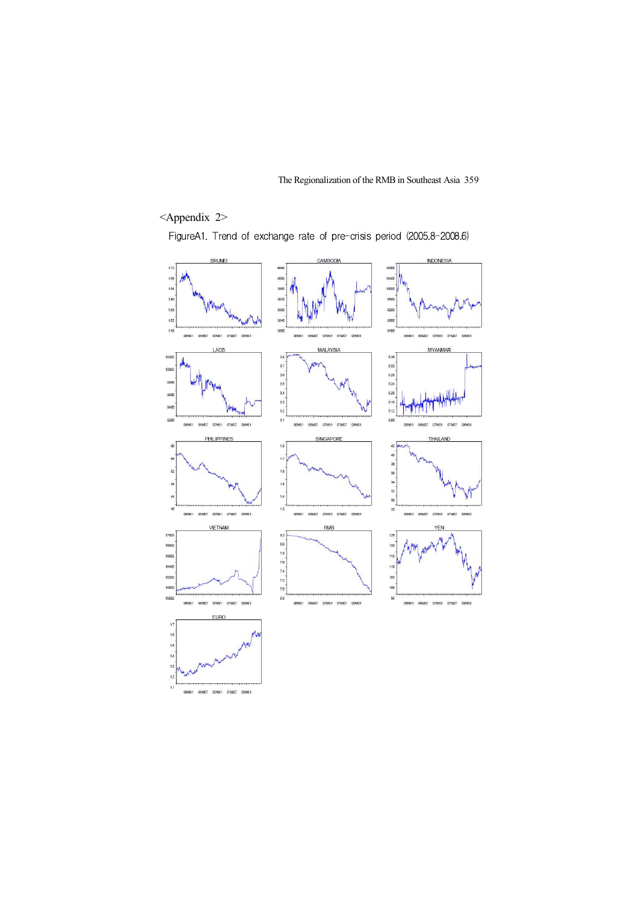<Appendix 2>

FigureA1. Trend of exchange rate of pre-crisis period (2005.8-2008.6)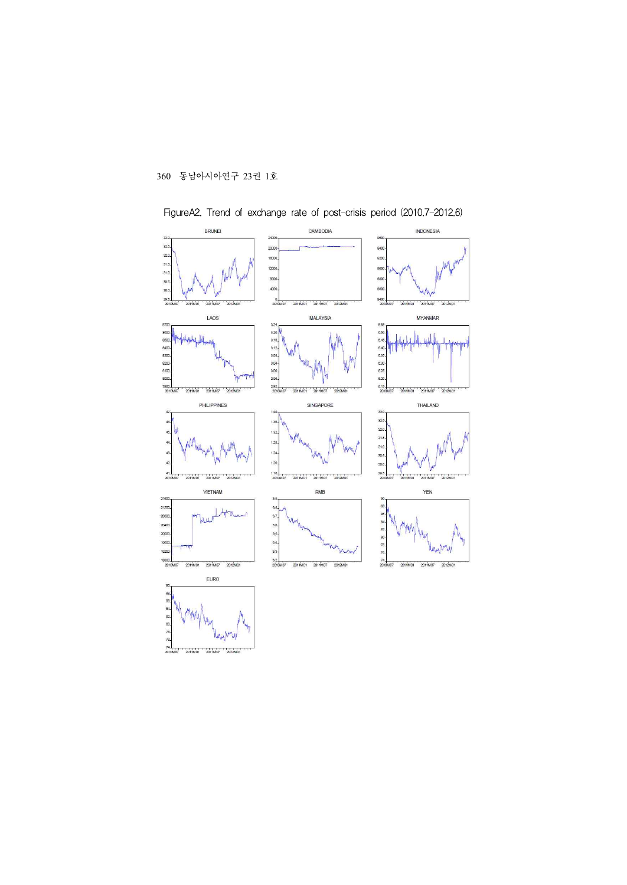FigureA2. Trend of exchange rate of post-crisis period (2010.7-2012.6)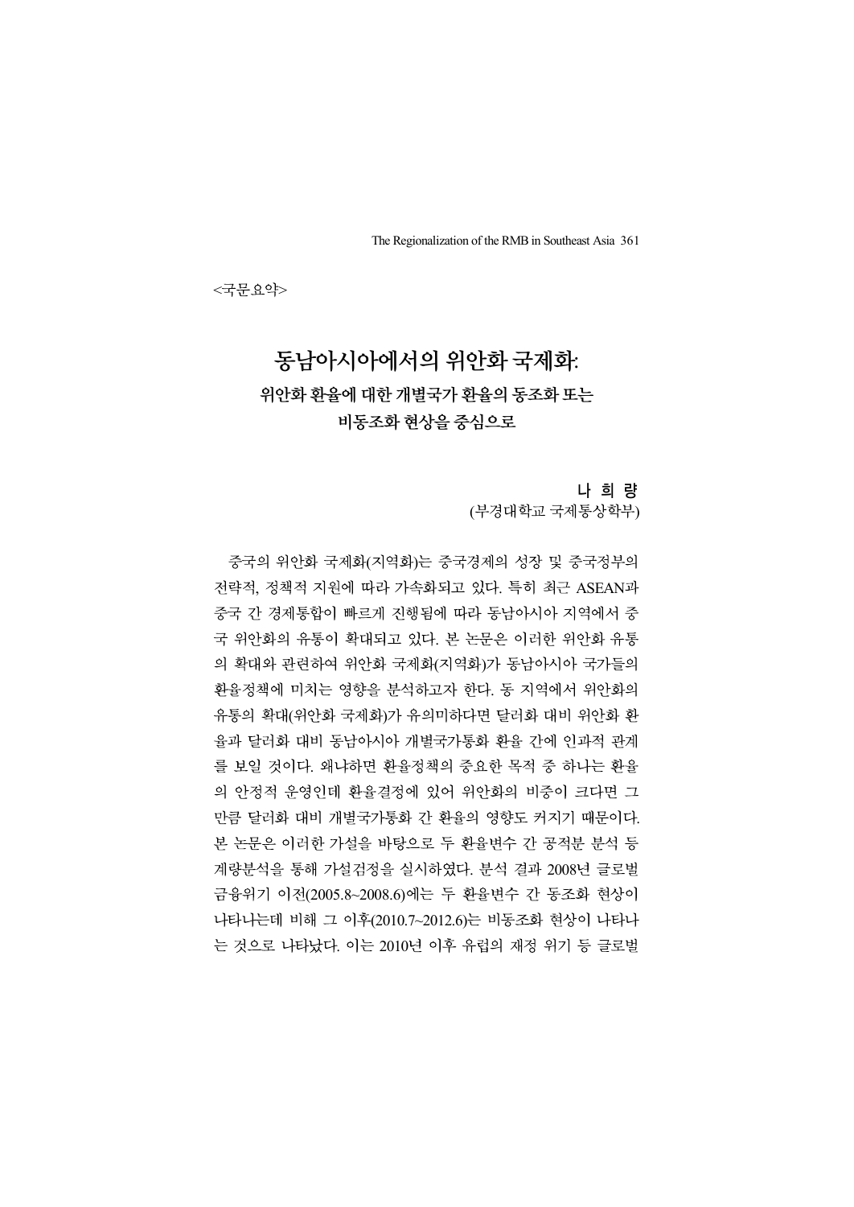<국문요약>

# 동남아시아에서의 위안화 국제화:

## 위안화 환율에 대한 개별국가 환율의 동조화 또는 비동조화 현상을 중심으로

**나 희 량**
(부경대학교 국제통상학부)

중국의 위안화 국제화(지역화)는 중국경제의 성장 및 중국정부의 전략적, 정책적 지원에 따라 가속화되고 있다. 특히 최근 ASEAN과 중국 간 경제통합이 빠르게 진행됨에 따라 동남아시아 지역에서 중국 위안화의 유통이 확대되고 있다. 본 논문은 이러한 위안화 유통의 확대와 관련하여 위안화 국제화(지역화)가 동남아시아 국가들의 환율정책에 미치는 영향을 분석하고자 한다. 동 지역에서 위안화의 유통의 확대(위안화 국제화)가 유의미하다면 달러화 대비 위안화 환율과 달러화 대비 동남아시아 개별국가통화 환율 간에 인과적 관계를 보일 것이다. 왜냐하면 환율정책의 중요한 목적 중 하나는 환율의 안정적 운영인데 환율결정에 있어 위안화의 비중이 크다면 그만큼 달러화 대비 개별국가통화 간 환율의 영향도 커지기 때문이다. 본 논문은 이러한 가설을 바탕으로 두 환율변수 간 공적분 분석 등 계량분석을 통해 가설검정을 실시하였다. 분석 결과 2008년 글로벌 금융위기 이전(2005.8~2008.6)에는 두 환율변수 간 동조화 현상이 나타나는데 비해 그 이후(2010.7~2012.6)는 비동조화 현상이 나타나는 것으로 나타났다. 이는 2010년 이후 유럽의 재정 위기 등 글로벌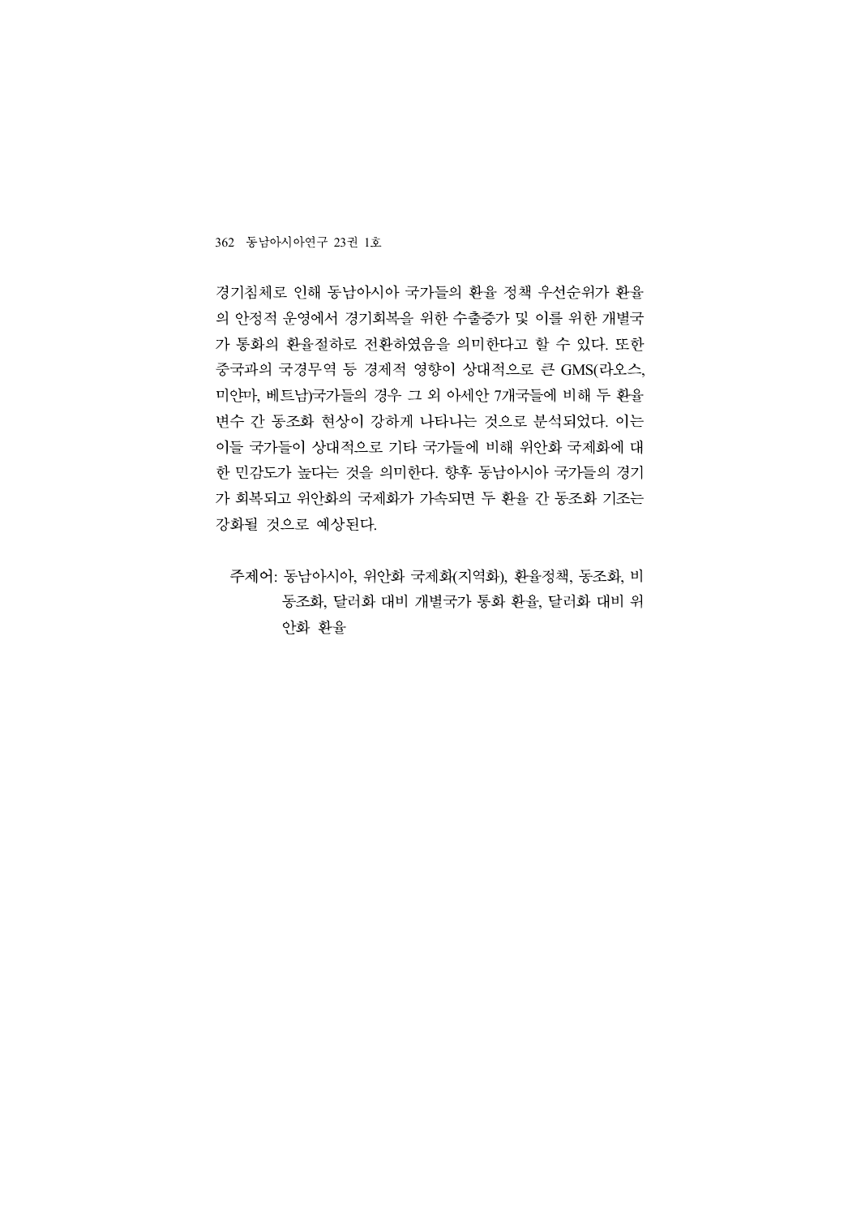경기침체로 인해 동남아시아 국가들의 환율 정책 우선순위가 환율의 안정적 운영에서 경기회복을 위한 수출증가 및 이를 위한 개별국가 통화의 환율절하로 전환하였음을 의미한다고 할 수 있다. 또한 중국과의 국경무역 등 경제적 영향이 상대적으로 큰 GMS(라오스, 미얀마, 베트남)국가들의 경우 그 외 아세안 7개국들에 비해 두 환율 변수 간 동조화 현상이 강하게 나타나는 것으로 분석되었다. 이는 이들 국가들이 상대적으로 기타 국가들에 비해 위안화 국제화에 대한 민감도가 높다는 것을 의미한다. 향후 동남아시아 국가들의 경기가 회복되고 위안화의 국제화가 가속되면 두 환율 간 동조화 기조는 강화될 것으로 예상된다.

주제어: 동남아시아, 위안화 국제화(지역화), 환율정책, 동조화, 비동조화, 달러화 대비 개별국가 통화 환율, 달러화 대비 위안화 환율